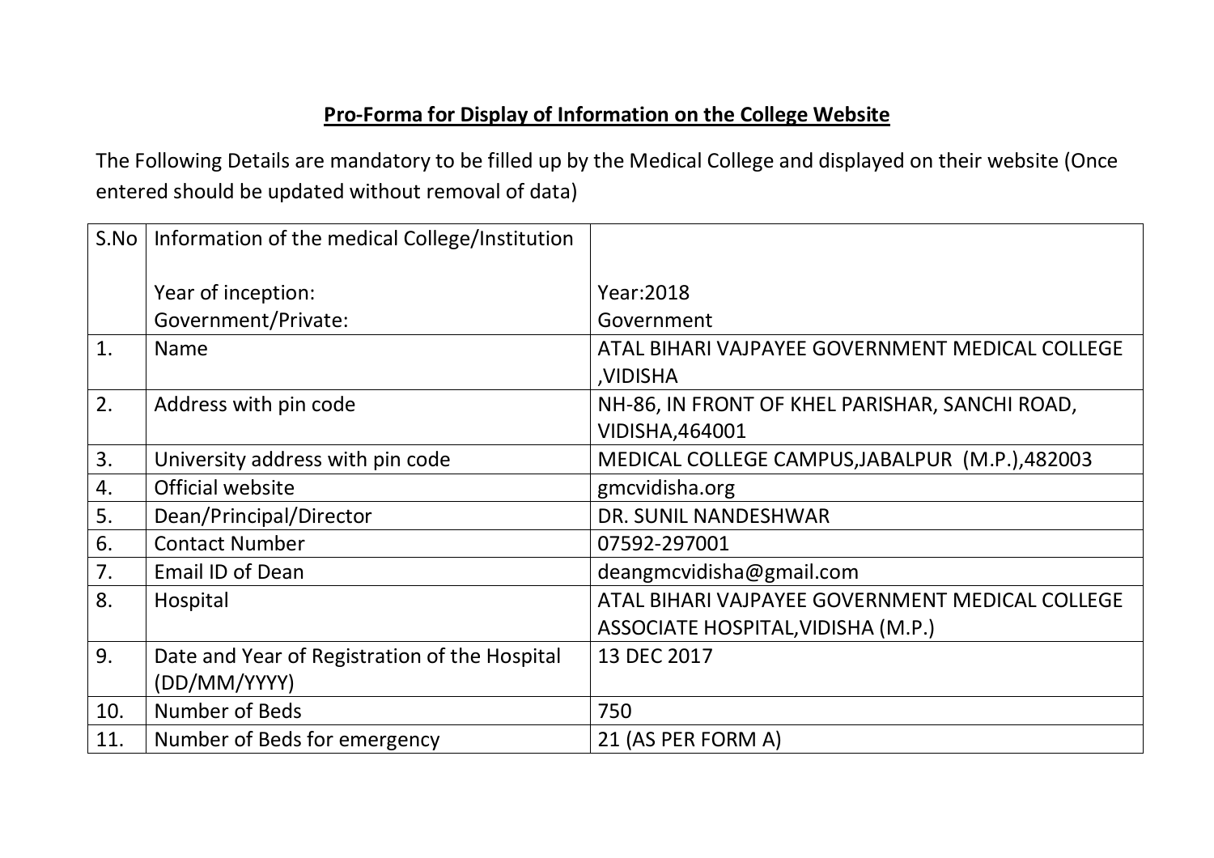**Pro-Forma for Display of Information on the College Website**

The Following Details are mandatory to be filled up by the Medical College and displayed on their website (Once entered should be updated without removal of data)

| S.No | Information of the medical College/Institution<br><br>Year of inception:<br>Government/Private: | <br><br>Year:2018<br>Government |
|---|---|---|
| 1. | Name | ATAL BIHARI VAJPAYEE GOVERNMENT MEDICAL COLLEGE ,VIDISHA |
| 2. | Address with pin code | NH-86, IN FRONT OF KHEL PARISHAR, SANCHI ROAD, VIDISHA,464001 |
| 3. | University address with pin code | MEDICAL COLLEGE CAMPUS,JABALPUR (M.P.),482003 |
| 4. | Official website | gmcvidisha.org |
| 5. | Dean/Principal/Director | DR. SUNIL NANDESHWAR |
| 6. | Contact Number | 07592-297001 |
| 7. | Email ID of Dean | deangmcvidisha@gmail.com |
| 8. | Hospital | ATAL BIHARI VAJPAYEE GOVERNMENT MEDICAL COLLEGE ASSOCIATE HOSPITAL,VIDISHA (M.P.) |
| 9. | Date and Year of Registration of the Hospital (DD/MM/YYYY) | 13 DEC 2017 |
| 10. | Number of Beds | 750 |
| 11. | Number of Beds for emergency | 21 (AS PER FORM A) |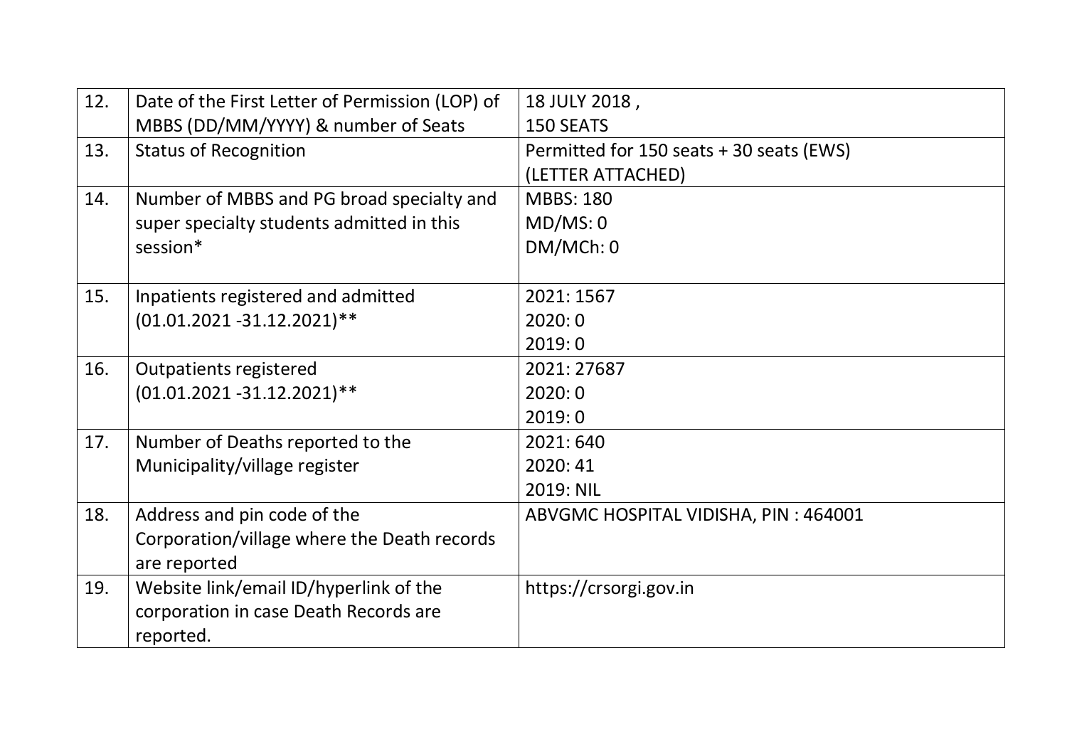| 12. | Date of the First Letter of Permission (LOP) of MBBS (DD/MM/YYYY) & number of Seats | 18 JULY 2018 ,<br>150 SEATS |
|---|---|---|
| 13. | Status of Recognition | Permitted for 150 seats + 30 seats (EWS)<br>(LETTER ATTACHED) |
| 14. | Number of MBBS and PG broad specialty and super specialty students admitted in this session* | MBBS: 180<br>MD/MS: 0<br>DM/MCh: 0 |
| 15. | Inpatients registered and admitted (01.01.2021 -31.12.2021)** | 2021: 1567<br>2020: 0<br>2019: 0 |
| 16. | Outpatients registered (01.01.2021 -31.12.2021)** | 2021: 27687<br>2020: 0<br>2019: 0 |
| 17. | Number of Deaths reported to the Municipality/village register | 2021: 640<br>2020: 41<br>2019: NIL |
| 18. | Address and pin code of the Corporation/village where the Death records are reported | ABVGMC HOSPITAL VIDISHA, PIN : 464001 |
| 19. | Website link/email ID/hyperlink of the corporation in case Death Records are reported. | https://crsorgi.gov.in |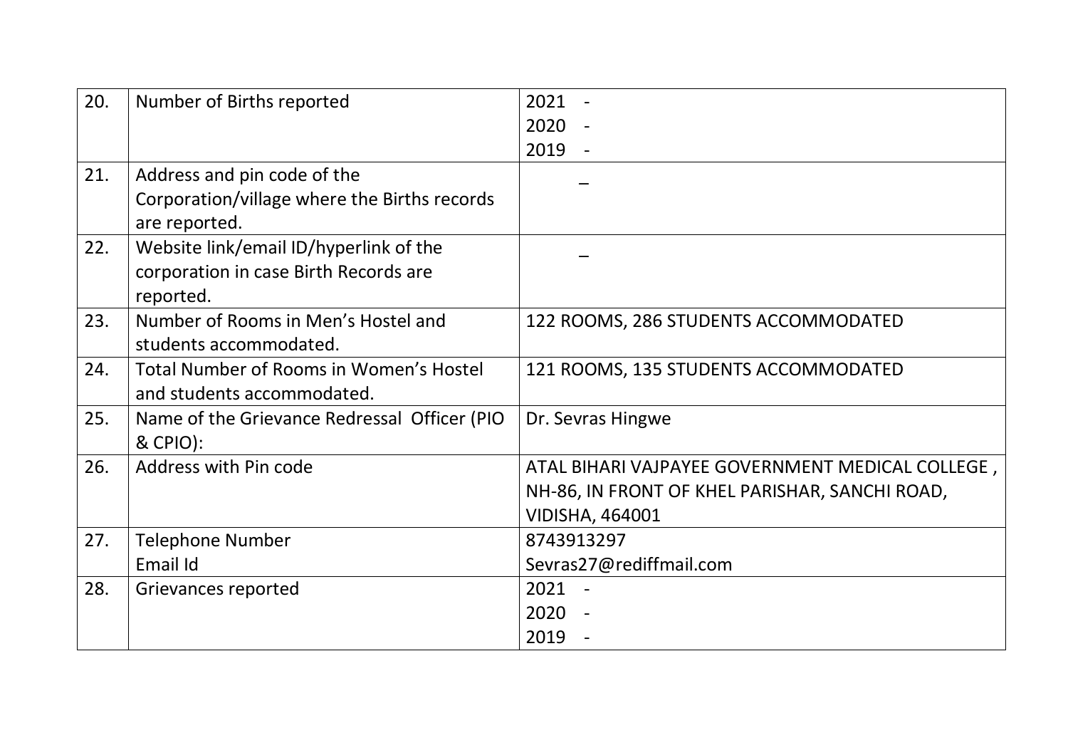| 20. | Number of Births reported | 2021 -<br>2020 -<br>2019 - |
|---|---|---|
| 21. | Address and pin code of the Corporation/village where the Births records are reported. | _ |
| 22. | Website link/email ID/hyperlink of the corporation in case Birth Records are reported. | _ |
| 23. | Number of Rooms in Men's Hostel and students accommodated. | 122 ROOMS, 286 STUDENTS ACCOMMODATED |
| 24. | Total Number of Rooms in Women's Hostel and students accommodated. | 121 ROOMS, 135 STUDENTS ACCOMMODATED |
| 25. | Name of the Grievance Redressal Officer (PIO & CPIO): | Dr. Sevras Hingwe |
| 26. | Address with Pin code | ATAL BIHARI VAJPAYEE GOVERNMENT MEDICAL COLLEGE , NH-86, IN FRONT OF KHEL PARISHAR, SANCHI ROAD, VIDISHA, 464001 |
| 27. | Telephone Number<br>Email Id | 8743913297<br>Sevras27@rediffmail.com |
| 28. | Grievances reported | 2021 -<br>2020 -<br>2019 - |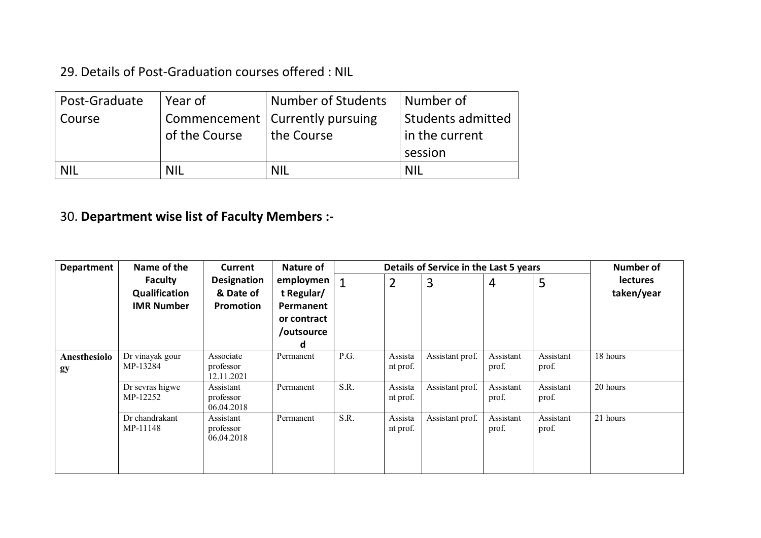29. Details of Post-Graduation courses offered : NIL

| Post-Graduate Course | Year of Commencement of the Course | Number of Students Currently pursuing the Course | Number of Students admitted in the current session |
|---|---|---|---|
| NIL | NIL | NIL | NIL |

30. **Department wise list of Faculty Members :-**

| Department | Name of the Faculty Qualification IMR Number | Current Designation & Date of Promotion | Nature of employment Regular/ Permanent or contract /outsourced | Details of Service in the Last 5 years | | | | | Number of lectures taken/year |
|---|---|---|---|---|---|---|---|---|---|
| | | | | 1 | 2 | 3 | 4 | 5 | |
| **Anesthesiology** | Dr vinayak gour MP-13284 | Associate professor 12.11.2021 | Permanent | P.G. | Assistant prof. | Assistant prof. | Assistant prof. | Assistant prof. | 18 hours |
| | Dr sevras higwe MP-12252 | Assistant professor 06.04.2018 | Permanent | S.R. | Assistant prof. | Assistant prof. | Assistant prof. | Assistant prof. | 20 hours |
| | Dr chandrakant MP-11148 | Assistant professor 06.04.2018 | Permanent | S.R. | Assistant prof. | Assistant prof. | Assistant prof. | Assistant prof. | 21 hours |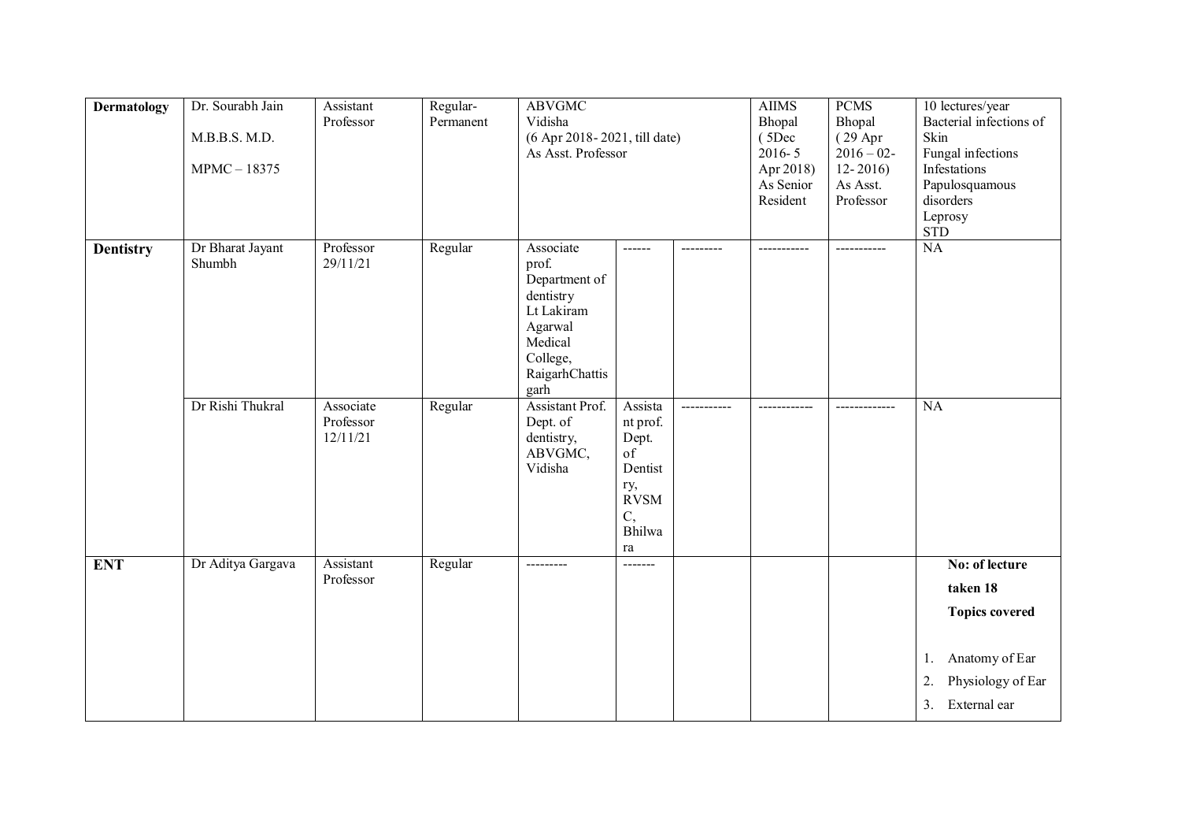| Dermatology | Dr. Sourabh Jain<br>M.B.B.S. M.D.<br>MPMC – 18375 | Assistant Professor | Regular-Permanent | ABVGMC Vidisha (6 Apr 2018- 2021, till date) As Asst. Professor | | | AIIMS Bhopal ( 5Dec 2016- 5 Apr 2018) As Senior Resident | PCMS Bhopal ( 29 Apr 2016 – 02-12- 2016) As Asst. Professor | 10 lectures/year Bacterial infections of Skin Fungal infections Infestations Papulosquamous disorders Leprosy STD |
|---|---|---|---|---|---|---|---|---|---|
| **Dentistry** | Dr Bharat Jayant Shumbh | Professor 29/11/21 | Regular | Associate prof. Department of dentistry Lt Lakiram Agarwal Medical College, RaigarhChattisgarh | ------ | --------- | ----------- | ----------- | NA |
| | Dr Rishi Thukral | Associate Professor 12/11/21 | Regular | Assistant Prof. Dept. of dentistry, ABVGMC, Vidisha | Assistant prof. Dept. of Dentistry, RVSMC, Bhilwara | ----------- | ------------ | ------------- | NA |
| **ENT** | Dr Aditya Gargava | Assistant Professor | Regular | --------- | ------- | | | | **No: of lecture taken 18**<br>**Topics covered**<br>1. Anatomy of Ear<br>2. Physiology of Ear<br>3. External ear |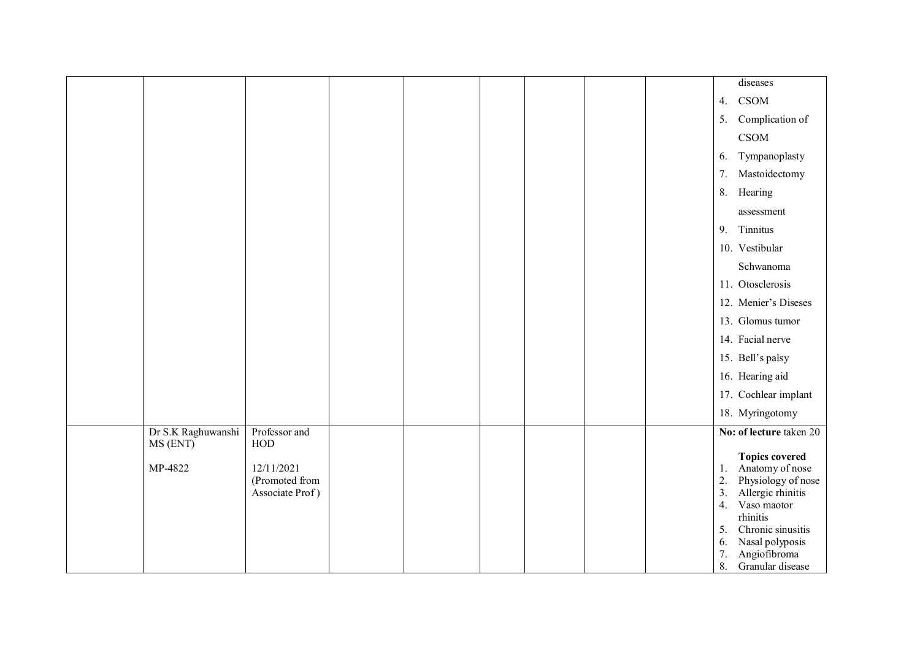| | | | | | | | | | |
|---|---|---|---|---|---|---|---|---|---|
| | | | | | | | | | diseases<br>4. CSOM<br>5. Complication of CSOM<br>6. Tympanoplasty<br>7. Mastoidectomy<br>8. Hearing assessment<br>9. Tinnitus<br>10. Vestibular Schwanoma<br>11. Otosclerosis<br>12. Menier's Diseses<br>13. Glomus tumor<br>14. Facial nerve<br>15. Bell's palsy<br>16. Hearing aid<br>17. Cochlear implant<br>18. Myringotomy |
| | Dr S.K Raghuwanshi MS (ENT)<br><br>MP-4822 | Professor and HOD<br><br>12/11/2021 (Promoted from Associate Prof ) | | | | | | | **No: of lecture** taken 20<br><br>**Topics covered**<br>1. Anatomy of nose<br>2. Physiology of nose<br>3. Allergic rhinitis<br>4. Vaso maotor rhinitis<br>5. Chronic sinusitis<br>6. Nasal polyposis<br>7. Angiofibroma<br>8. Granular disease |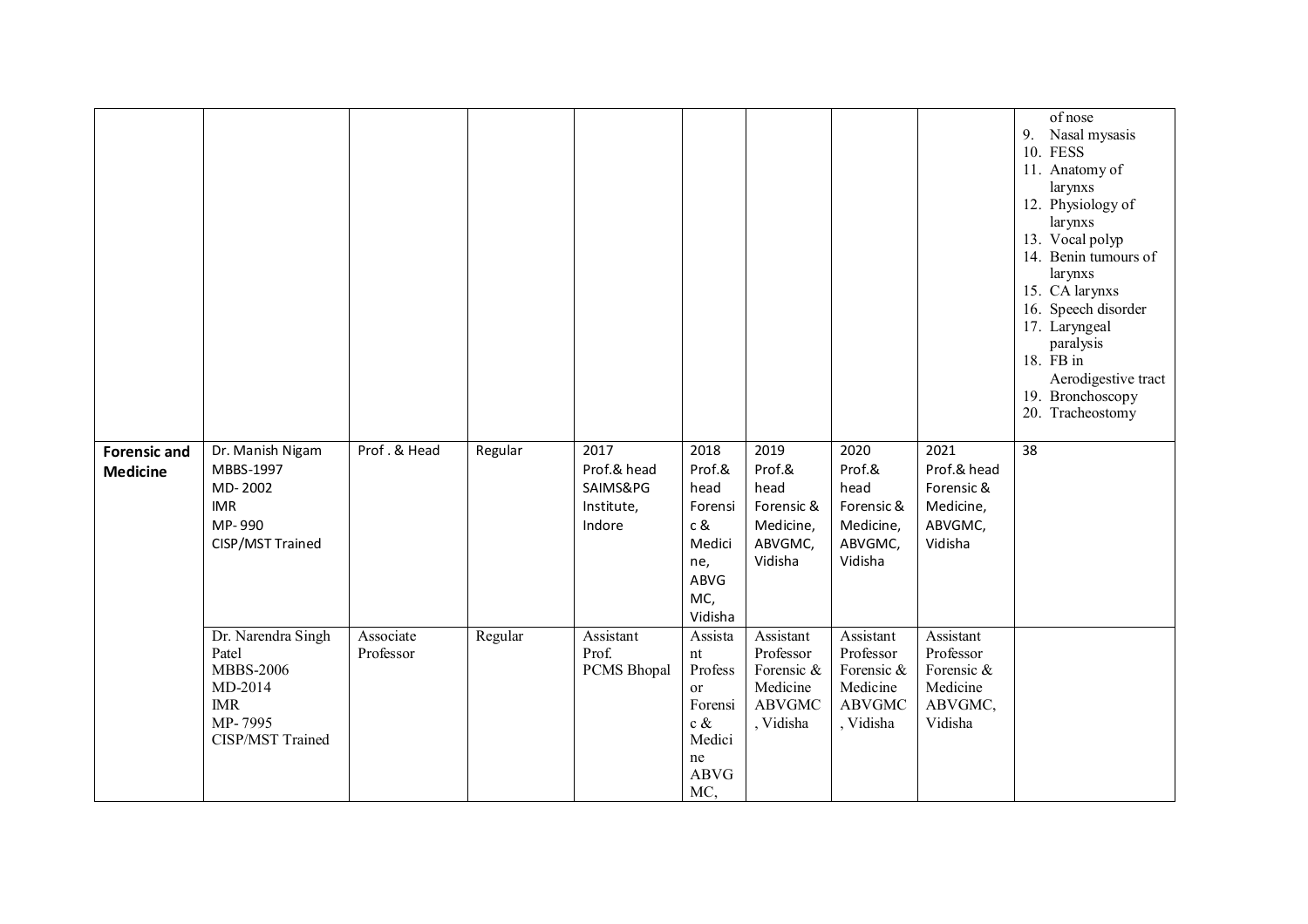| | | | | | | | | | |
|---|---|---|---|---|---|---|---|---|---|
| | | | | | | | | | of nose<br>9. Nasal mysasis<br>10. FESS<br>11. Anatomy of larynxs<br>12. Physiology of larynxs<br>13. Vocal polyp<br>14. Benin tumours of larynxs<br>15. CA larynxs<br>16. Speech disorder<br>17. Laryngeal paralysis<br>18. FB in Aerodigestive tract<br>19. Bronchoscopy<br>20. Tracheostomy |
| **Forensic and Medicine** | Dr. Manish Nigam<br>MBBS-1997<br>MD- 2002<br>IMR<br>MP- 990<br>CISP/MST Trained | Prof . & Head | Regular | 2017<br>Prof.& head<br>SAIMS&PG Institute, Indore | 2018<br>Prof.& head<br>Forensic & Medicine, ABVGMC, Vidisha | 2019<br>Prof.& head<br>Forensic & Medicine, ABVGMC, Vidisha | 2020<br>Prof.& head<br>Forensic & Medicine, ABVGMC, Vidisha | 2021<br>Prof.& head<br>Forensic & Medicine, ABVGMC, Vidisha | 38 |
| | Dr. Narendra Singh Patel<br>MBBS-2006<br>MD-2014<br>IMR<br>MP- 7995<br>CISP/MST Trained | Associate Professor | Regular | Assistant Prof.<br>PCMS Bhopal | Assistant Professor Forensic & Medicine ABVGMC, | Assistant Professor Forensic & Medicine ABVGMC, Vidisha | Assistant Professor Forensic & Medicine ABVGMC, Vidisha | Assistant Professor Forensic & Medicine ABVGMC, Vidisha | |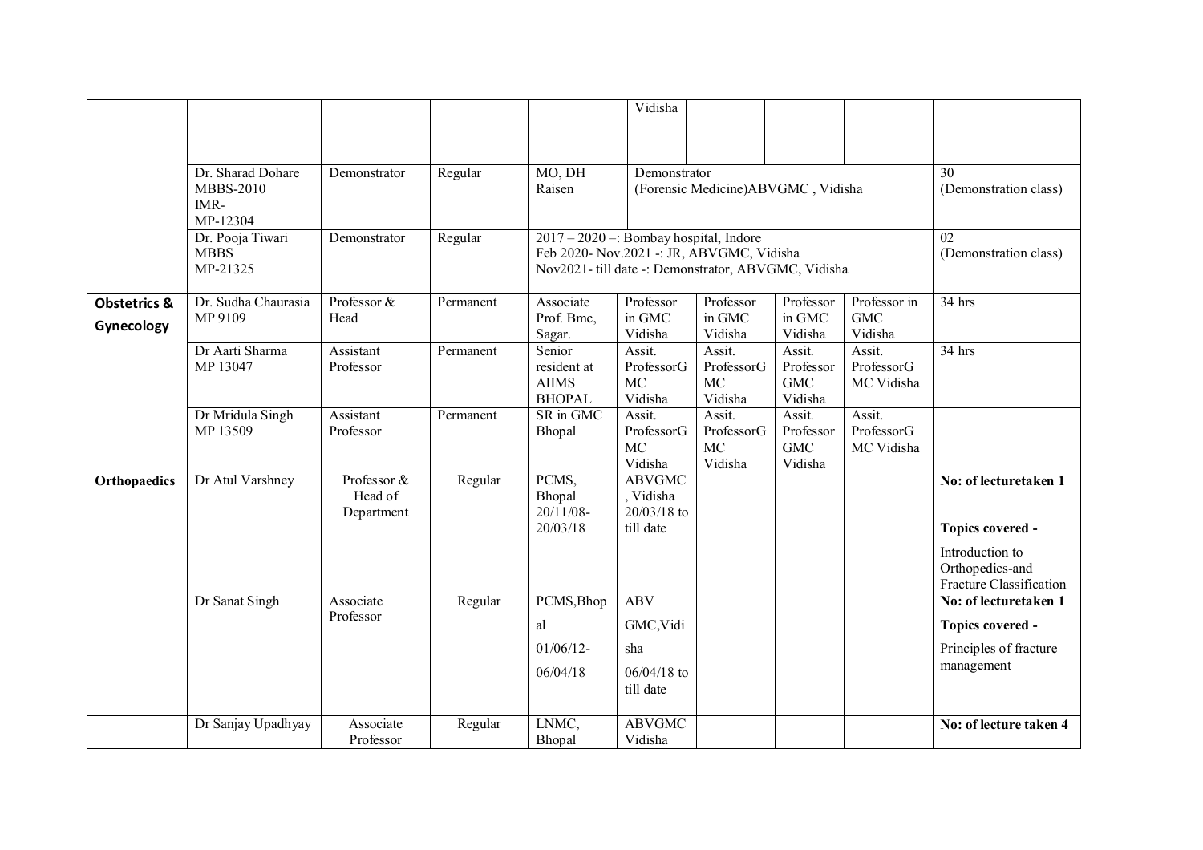| | | | | | | | | | |
|---|---|---|---|---|---|---|---|---|---|
| | | | | | Vidisha | | | | |
| | Dr. Sharad Dohare MBBS-2010 IMR- MP-12304 | Demonstrator | Regular | MO, DH Raisen | Demonstrator (Forensic Medicine)ABVGMC , Vidisha | | | | 30 (Demonstration class) |
| | Dr. Pooja Tiwari MBBS MP-21325 | Demonstrator | Regular | 2017 – 2020 –: Bombay hospital, Indore Feb 2020- Nov.2021 -: JR, ABVGMC, Vidisha Nov2021- till date -: Demonstrator, ABVGMC, Vidisha | | | | | 02 (Demonstration class) |
| **Obstetrics & Gynecology** | Dr. Sudha Chaurasia MP 9109 | Professor & Head | Permanent | Associate Prof. Bmc, Sagar. | Professor in GMC Vidisha | Professor in GMC Vidisha | Professor in GMC Vidisha | Professor in GMC Vidisha | 34 hrs |
| | Dr Aarti Sharma MP 13047 | Assistant Professor | Permanent | Senior resident at AIIMS BHOPAL | Assit. ProfessorG MC Vidisha | Assit. ProfessorG MC Vidisha | Assit. Professor GMC Vidisha | Assit. ProfessorG MC Vidisha | 34 hrs |
| | Dr Mridula Singh MP 13509 | Assistant Professor | Permanent | SR in GMC Bhopal | Assit. ProfessorG MC Vidisha | Assit. ProfessorG MC Vidisha | Assit. Professor GMC Vidisha | Assit. ProfessorG MC Vidisha | |
| **Orthopaedics** | Dr Atul Varshney | Professor & Head of Department | Regular | PCMS, Bhopal 20/11/08-20/03/18 | ABVGMC , Vidisha 20/03/18 to till date | | | | **No: of lecturetaken 1** **Topics covered -** Introduction to Orthopedics-and Fracture Classification |
| | Dr Sanat Singh | Associate Professor | Regular | PCMS,Bhopal 01/06/12-06/04/18 | ABV GMC,Vidisha 06/04/18 to till date | | | | **No: of lecturetaken 1** **Topics covered -** Principles of fracture management |
| | Dr Sanjay Upadhyay | Associate Professor | Regular | LNMC, Bhopal | ABVGMC Vidisha | | | | **No: of lecture taken 4** |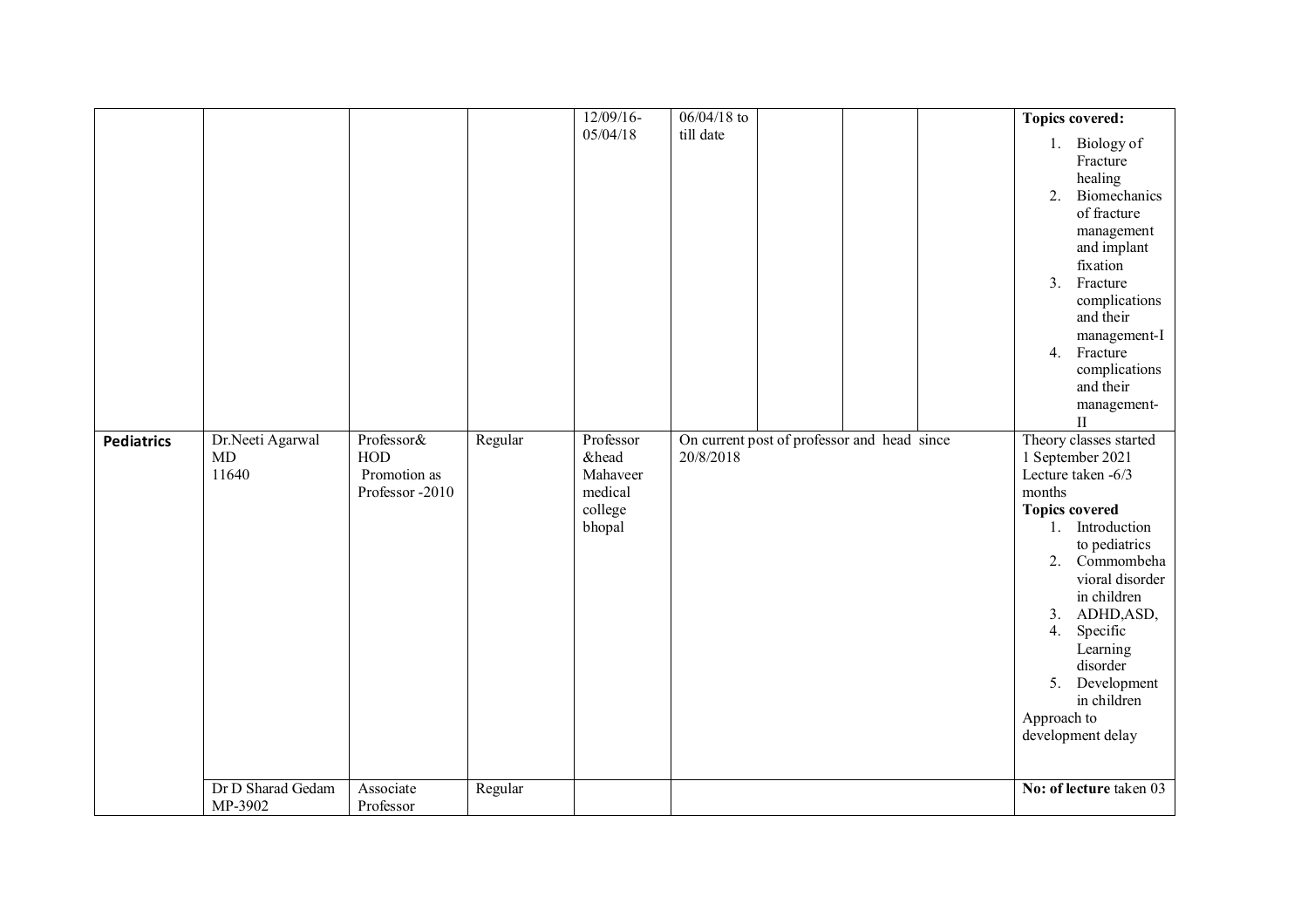| | | | | 12/09/16-05/04/18 | 06/04/18 to till date | | | | **Topics covered:**<br>1. Biology of Fracture healing<br>2. Biomechanics of fracture management and implant fixation<br>3. Fracture complications and their management-I<br>4. Fracture complications and their management-II |
|---|---|---|---|---|---|---|---|---|---|
| **Pediatrics** | Dr.Neeti Agarwal<br>MD<br>11640 | Professor&<br>HOD<br>Promotion as Professor -2010 | Regular | Professor &head Mahaveer medical college bhopal | On current post of professor and head since 20/8/2018 | | | | Theory classes started 1 September 2021<br>Lecture taken -6/3 months<br>**Topics covered**<br>1. Introduction to pediatrics<br>2. Commombehavioral disorder in children<br>3. ADHD,ASD,<br>4. Specific Learning disorder<br>5. Development in children<br>Approach to development delay |
| | Dr D Sharad Gedam<br>MP-3902 | Associate Professor | Regular | | | | | | **No: of lecture** taken 03 |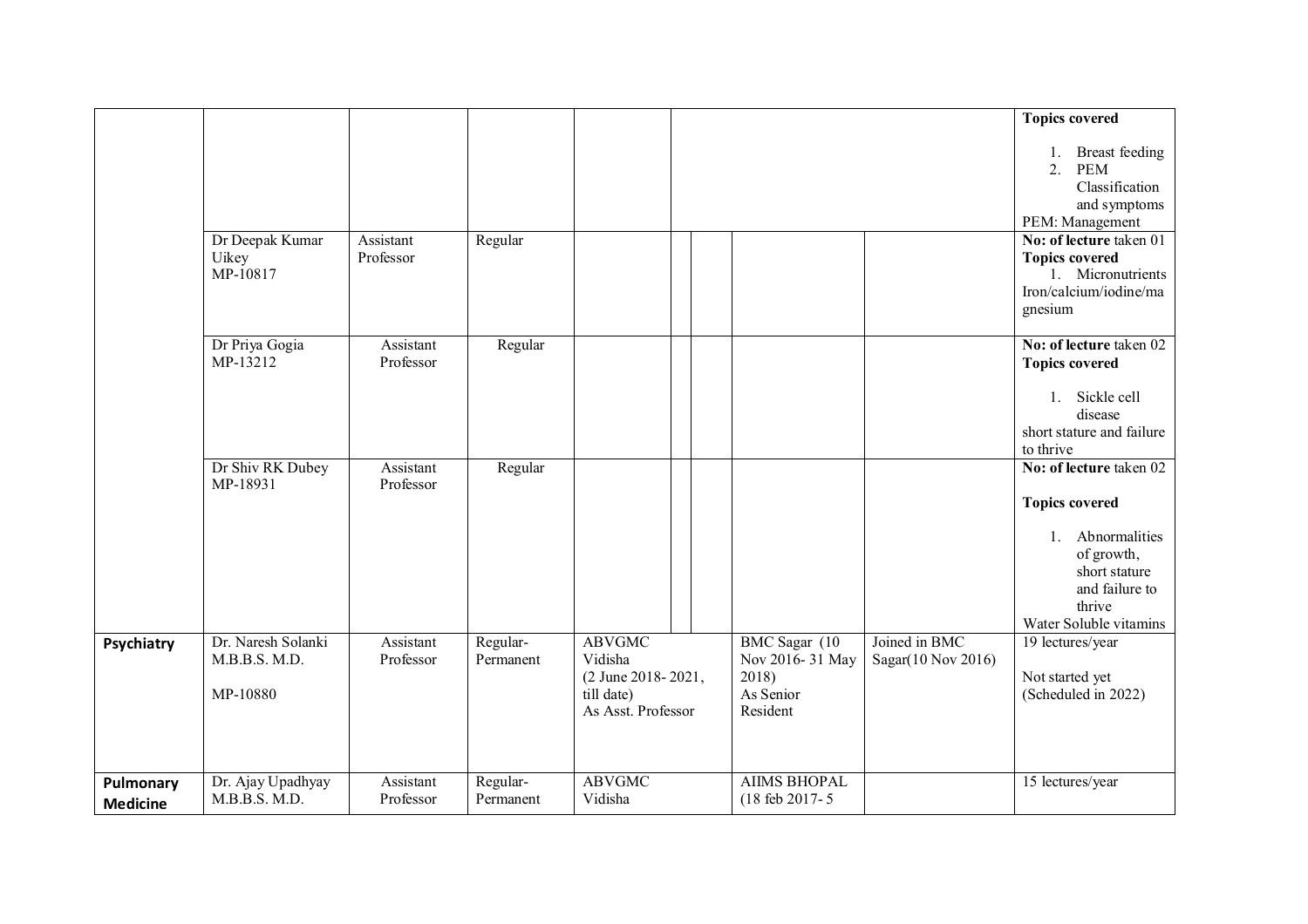| | | | | | | | | | |
|---|---|---|---|---|---|---|---|---|---|
| | | | | | | | | | **Topics covered**<br><br>1. Breast feeding<br>2. PEM Classification and symptoms<br>PEM: Management |
| | Dr Deepak Kumar Uikey<br>MP-10817 | Assistant Professor | Regular | | | | | | **No: of lecture** taken 01<br>**Topics covered**<br>1. Micronutrients Iron/calcium/iodine/magnesium |
| | Dr Priya Gogia<br>MP-13212 | Assistant Professor | Regular | | | | | | **No: of lecture** taken 02<br>**Topics covered**<br><br>1. Sickle cell disease<br>short stature and failure to thrive |
| | Dr Shiv RK Dubey<br>MP-18931 | Assistant Professor | Regular | | | | | | **No: of lecture** taken 02<br><br>**Topics covered**<br><br>1. Abnormalities of growth, short stature and failure to thrive<br>Water Soluble vitamins |
| **Psychiatry** | Dr. Naresh Solanki<br>M.B.B.S. M.D.<br><br>MP-10880 | Assistant Professor | Regular-Permanent | ABVGMC Vidisha<br>(2 June 2018- 2021, till date)<br>As Asst. Professor | | | BMC Sagar (10 Nov 2016- 31 May 2018)<br>As Senior Resident | Joined in BMC Sagar(10 Nov 2016) | 19 lectures/year<br><br>Not started yet<br>(Scheduled in 2022) |
| **Pulmonary Medicine** | Dr. Ajay Upadhyay<br>M.B.B.S. M.D. | Assistant Professor | Regular-Permanent | ABVGMC Vidisha | | | AIIMS BHOPAL<br>(18 feb 2017- 5 | | 15 lectures/year |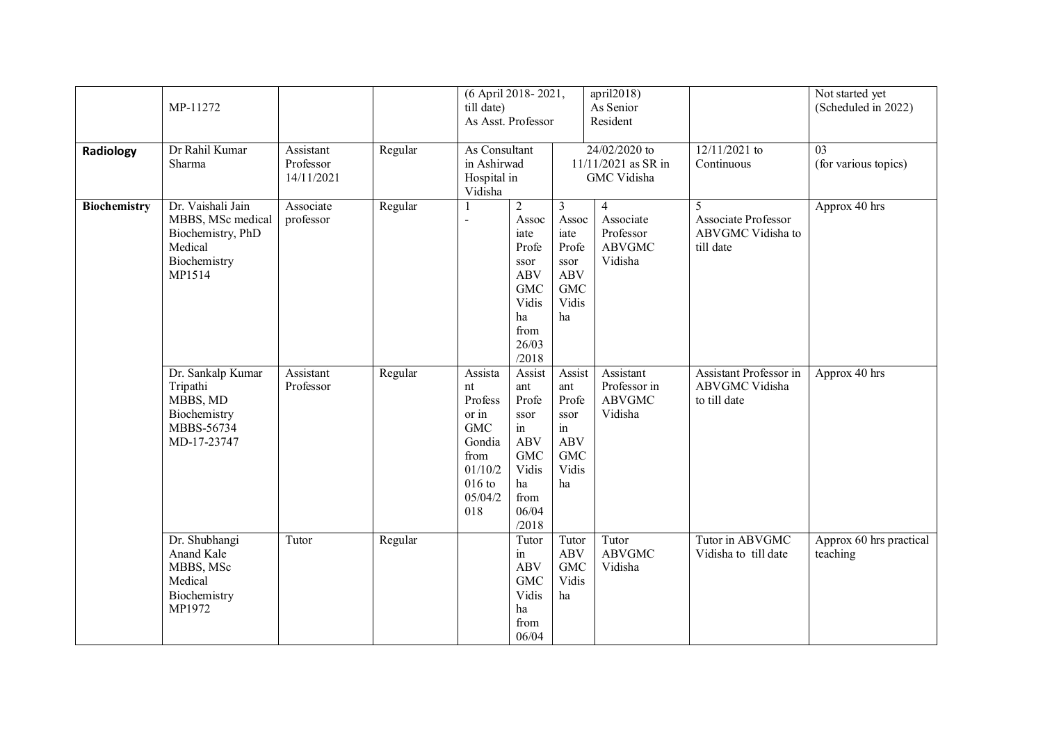| | | | | | | | | | |
|---|---|---|---|---|---|---|---|---|---|
| | MP-11272 | | | (6 April 2018- 2021, till date) As Asst. Professor | | april2018) As Senior Resident | | | Not started yet (Scheduled in 2022) |
| **Radiology** | Dr Rahil Kumar Sharma | Assistant Professor 14/11/2021 | Regular | As Consultant in Ashirwad Hospital in Vidisha | | 24/02/2020 to 11/11/2021 as SR in GMC Vidisha | | 12/11/2021 to Continuous | 03 (for various topics) |
| **Biochemistry** | Dr. Vaishali Jain MBBS, MSc medical Biochemistry, PhD Medical Biochemistry MP1514 | Associate professor | Regular | 1 - | 2 Associate Professor ABVGMC Vidisha from 26/03/2018 | 3 Associate Professor ABVGMC Vidisha | 4 Associate Professor ABVGMC Vidisha | 5 Associate Professor ABVGMC Vidisha to till date | Approx 40 hrs |
| | Dr. Sankalp Kumar Tripathi MBBS, MD Biochemistry MBBS-56734 MD-17-23747 | Assistant Professor | Regular | Assistant Professor in GMC Gondia from 01/10/2016 to 05/04/2018 | Assistant Professor in ABVGMC Vidisha from 06/04/2018 | Assistant Professor in ABVGMC Vidisha | Assistant Professor in ABVGMC Vidisha | Assistant Professor in ABVGMC Vidisha to till date | Approx 40 hrs |
| | Dr. Shubhangi Anand Kale MBBS, MSc Medical Biochemistry MP1972 | Tutor | Regular | | Tutor in ABVGMC Vidisha from 06/04 | Tutor ABVGMC Vidisha | Tutor ABVGMC Vidisha | Tutor in ABVGMC Vidisha to till date | Approx 60 hrs practical teaching |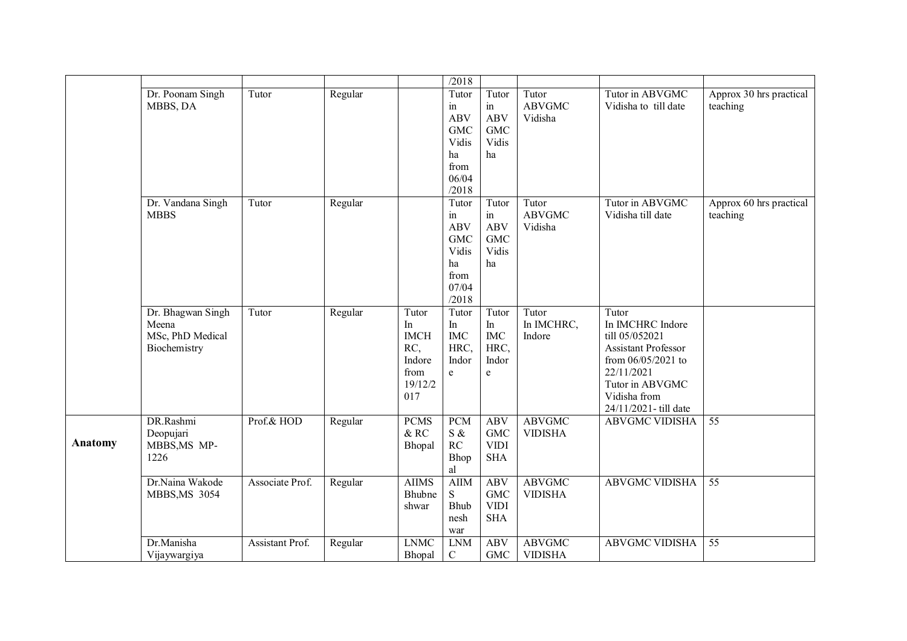| | | | | | | | | | |
|---|---|---|---|---|---|---|---|---|---|
| | | | | | /2018 | | | | |
| | Dr. Poonam Singh MBBS, DA | Tutor | Regular | | Tutor in ABV GMC Vidisha from 06/04 /2018 | Tutor in ABV GMC Vidisha | Tutor ABVGMC Vidisha | Tutor in ABVGMC Vidisha to till date | Approx 30 hrs practical teaching |
| | Dr. Vandana Singh MBBS | Tutor | Regular | | Tutor in ABV GMC Vidisha from 07/04 /2018 | Tutor in ABV GMC Vidisha | Tutor ABVGMC Vidisha | Tutor in ABVGMC Vidisha till date | Approx 60 hrs practical teaching |
| | Dr. Bhagwan Singh Meena MSc, PhD Medical Biochemistry | Tutor | Regular | Tutor In IMCHRC, Indore from 19/12/2017 | Tutor In IMCHRC, Indore | Tutor In IMCHRC, Indore | Tutor In IMCHRC, Indore | Tutor In IMCHRC Indore till 05/052021 Assistant Professor from 06/05/2021 to 22/11/2021 Tutor in ABVGMC Vidisha from 24/11/2021- till date | |
| **Anatomy** | DR.Rashmi Deopujari MBBS,MS MP-1226 | Prof.& HOD | Regular | PCMS & RC Bhopal | PCMS & RC Bhopal | ABVGMC VIDISHA | ABVGMC VIDISHA | ABVGMC VIDISHA | 55 |
| | Dr.Naina Wakode MBBS,MS 3054 | Associate Prof. | Regular | AIIMS Bhubneshwar | AIIMS Bhubneshwar | ABVGMC VIDISHA | ABVGMC VIDISHA | ABVGMC VIDISHA | 55 |
| | Dr.Manisha Vijaywargiya | Assistant Prof. | Regular | LNMC Bhopal | LNMC | ABVGMC | ABVGMC VIDISHA | ABVGMC VIDISHA | 55 |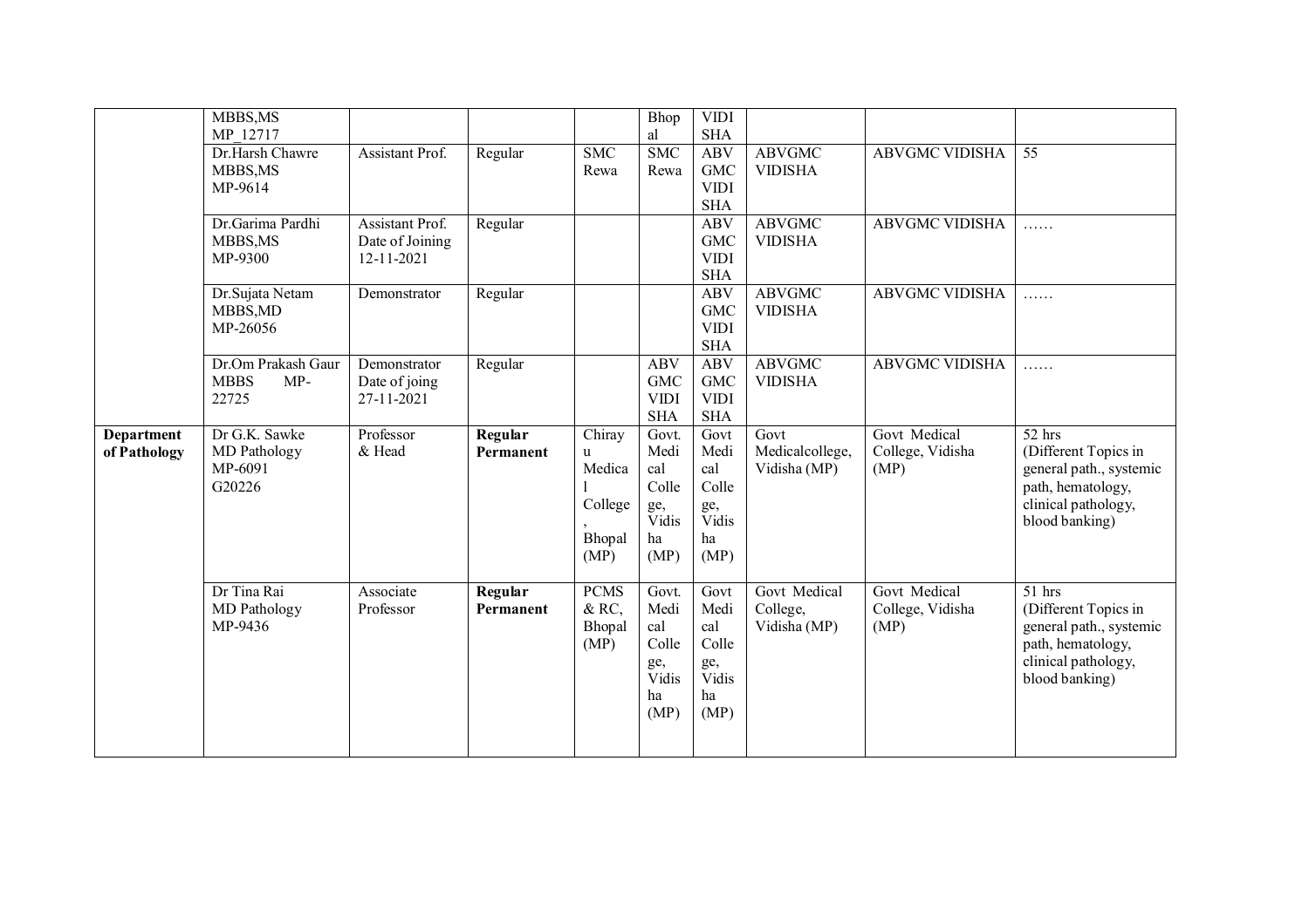| | | | | | | | | | |
|---|---|---|---|---|---|---|---|---|---|
| | MBBS,MS MP_12717 | | | | Bhopal | VIDISHA | | | |
| | Dr.Harsh Chawre MBBS,MS MP-9614 | Assistant Prof. | Regular | SMC Rewa | SMC Rewa | ABV GMC VIDISHA | ABVGMC VIDISHA | ABVGMC VIDISHA | 55 |
| | Dr.Garima Pardhi MBBS,MS MP-9300 | Assistant Prof. Date of Joining 12-11-2021 | Regular | | | ABV GMC VIDISHA | ABVGMC VIDISHA | ABVGMC VIDISHA | …… |
| | Dr.Sujata Netam MBBS,MD MP-26056 | Demonstrator | Regular | | | ABV GMC VIDISHA | ABVGMC VIDISHA | ABVGMC VIDISHA | …… |
| | Dr.Om Prakash Gaur MBBS MP-22725 | Demonstrator Date of joing 27-11-2021 | Regular | | ABV GMC VIDISHA | ABV GMC VIDISHA | ABVGMC VIDISHA | ABVGMC VIDISHA | …… |
| **Department of Pathology** | Dr G.K. Sawke MD Pathology MP-6091 G20226 | Professor & Head | **Regular Permanent** | Chirayu Medical College, Bhopal (MP) | Govt. Medical College, Vidisha (MP) | Govt Medical College, Vidisha (MP) | Govt Medicalcollege, Vidisha (MP) | Govt Medical College, Vidisha (MP) | 52 hrs (Different Topics in general path., systemic path, hematology, clinical pathology, blood banking) |
| | Dr Tina Rai MD Pathology MP-9436 | Associate Professor | **Regular Permanent** | PCMS & RC, Bhopal (MP) | Govt. Medical College, Vidisha (MP) | Govt Medical College, Vidisha (MP) | Govt Medical College, Vidisha (MP) | Govt Medical College, Vidisha (MP) | 51 hrs (Different Topics in general path., systemic path, hematology, clinical pathology, blood banking) |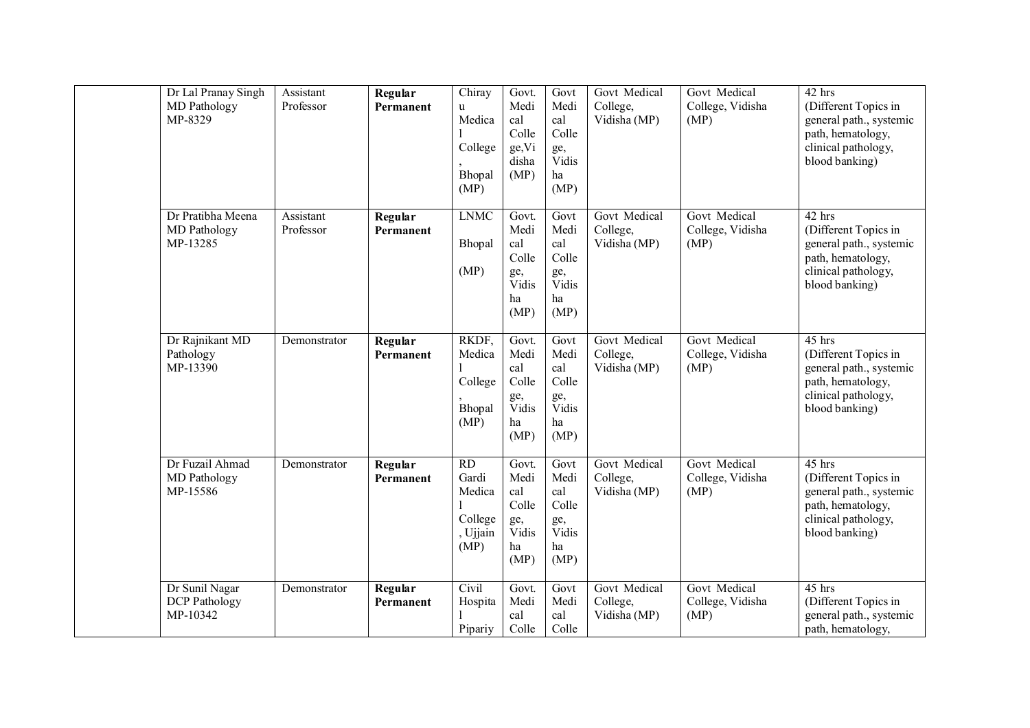| | | | | | | | | | |
|---|---|---|---|---|---|---|---|---|---|
| | Dr Lal Pranay Singh MD Pathology MP-8329 | Assistant Professor | **Regular Permanent** | Chirayu Medical College, Bhopal (MP) | Govt. Medical College,Vidisha (MP) | Govt Medical College, Vidisha (MP) | Govt Medical College, Vidisha (MP) | Govt Medical College, Vidisha (MP) | 42 hrs (Different Topics in general path., systemic path, hematology, clinical pathology, blood banking) |
| | Dr Pratibha Meena MD Pathology MP-13285 | Assistant Professor | **Regular Permanent** | LNMC Bhopal (MP) | Govt. Medical College, Vidisha (MP) | Govt Medical College, Vidisha (MP) | Govt Medical College, Vidisha (MP) | Govt Medical College, Vidisha (MP) | 42 hrs (Different Topics in general path., systemic path, hematology, clinical pathology, blood banking) |
| | Dr Rajnikant MD Pathology MP-13390 | Demonstrator | **Regular Permanent** | RKDF, Medical College, Bhopal (MP) | Govt. Medical College, Vidisha (MP) | Govt Medical College, Vidisha (MP) | Govt Medical College, Vidisha (MP) | Govt Medical College, Vidisha (MP) | 45 hrs (Different Topics in general path., systemic path, hematology, clinical pathology, blood banking) |
| | Dr Fuzail Ahmad MD Pathology MP-15586 | Demonstrator | **Regular Permanent** | RD Gardi Medical College, Ujjain (MP) | Govt. Medical College, Vidisha (MP) | Govt Medical College, Vidisha (MP) | Govt Medical College, Vidisha (MP) | Govt Medical College, Vidisha (MP) | 45 hrs (Different Topics in general path., systemic path, hematology, clinical pathology, blood banking) |
| | Dr Sunil Nagar DCP Pathology MP-10342 | Demonstrator | **Regular Permanent** | Civil Hospital Pipariy | Govt. Medical Colle | Govt Medical Colle | Govt Medical College, Vidisha (MP) | Govt Medical College, Vidisha (MP) | 45 hrs (Different Topics in general path., systemic path, hematology, |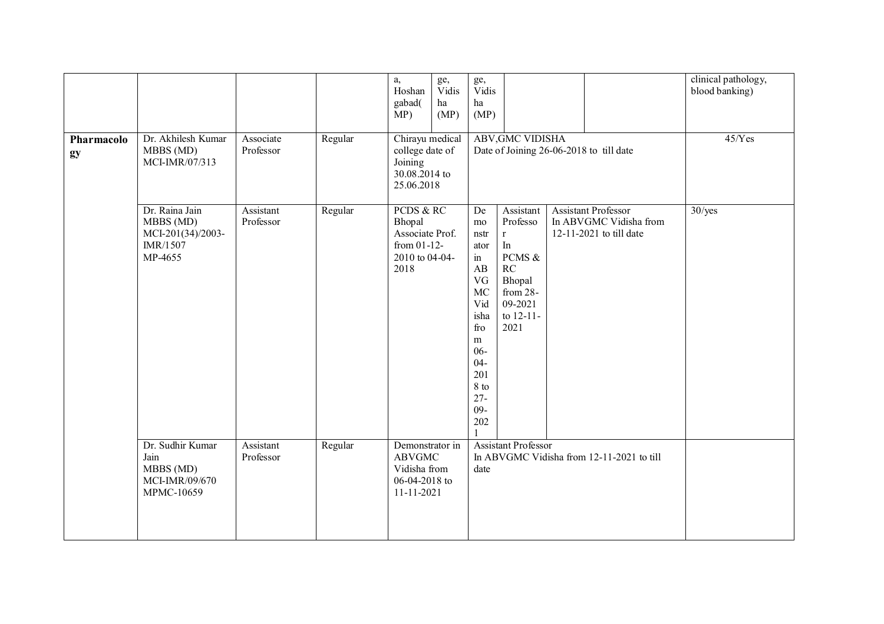| | | | | | | | | | | |
|---|---|---|---|---|---|---|---|---|---|---|
| | | | | a, Hoshangabad(MP) | ge, Vidisha (MP) | ge, Vidisha (MP) | | | | clinical pathology, blood banking) |
| **Pharmacology** | Dr. Akhilesh Kumar MBBS (MD) MCI-IMR/07/313 | Associate Professor | Regular | Chirayu medical college date of Joining 30.08.2014 to 25.06.2018 | | ABV,GMC VIDISHA Date of Joining 26-06-2018 to till date | | | | 45/Yes |
| | Dr. Raina Jain MBBS (MD) MCI-201(34)/2003-IMR/1507 MP-4655 | Assistant Professor | Regular | PCDS & RC Bhopal Associate Prof. from 01-12-2010 to 04-04-2018 | | Demonstrator in ABVGMC Vidisha from 06-04-2018 to 27-09-2021 | Assistant Professor In PCMS & RC Bhopal from 28-09-2021 to 12-11-2021 | Assistant Professor In ABVGMC Vidisha from 12-11-2021 to till date | | 30/yes |
| | Dr. Sudhir Kumar Jain MBBS (MD) MCI-IMR/09/670 MPMC-10659 | Assistant Professor | Regular | Demonstrator in ABVGMC Vidisha from 06-04-2018 to 11-11-2021 | | Assistant Professor In ABVGMC Vidisha from 12-11-2021 to till date | | | | |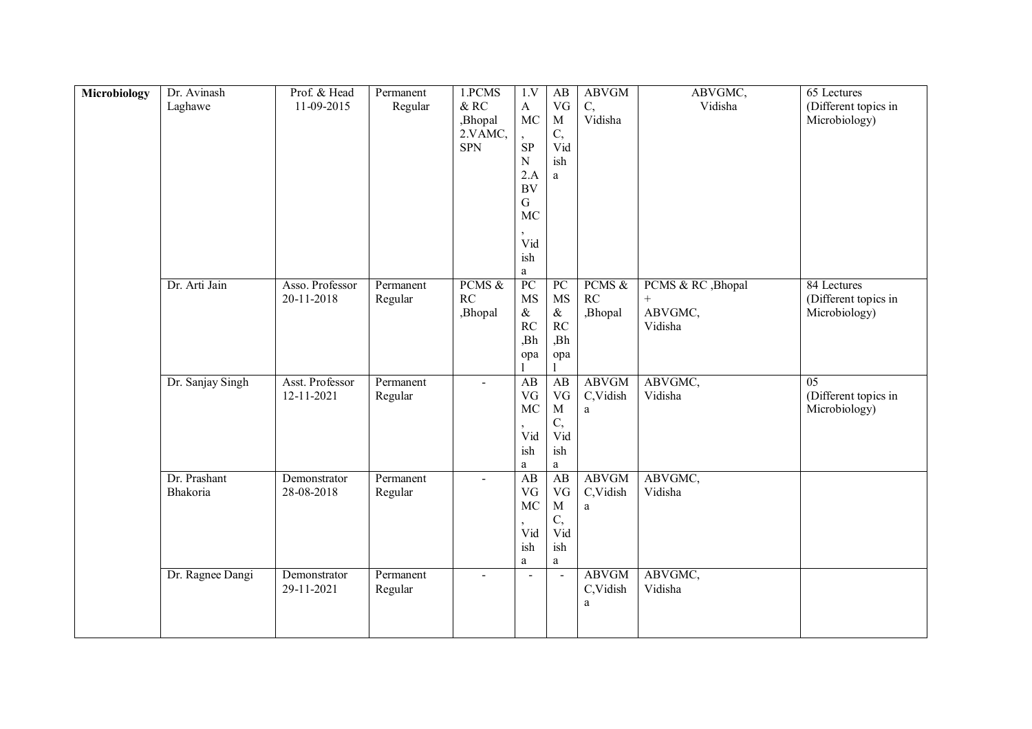| Microbiology | Dr. Avinash Laghawe | Prof. & Head 11-09-2015 | Permanent Regular | 1.PCMS & RC ,Bhopal 2.VAMC, SPN | 1.VAMC, SPN 2.ABVGMC, Vidisha | ABVGMC, Vidisha | ABVGMC, Vidisha | ABVGMC, Vidisha | 65 Lectures (Different topics in Microbiology) |
|---|---|---|---|---|---|---|---|---|---|
| | Dr. Arti Jain | Asso. Professor 20-11-2018 | Permanent Regular | PCMS & RC ,Bhopal | PCMS & RC ,Bhopal | PCMS & RC ,Bhopal | PCMS & RC ,Bhopal | PCMS & RC ,Bhopal + ABVGMC, Vidisha | 84 Lectures (Different topics in Microbiology) |
| | Dr. Sanjay Singh | Asst. Professor 12-11-2021 | Permanent Regular | - | ABVGMC, Vidisha | ABVGMC, Vidisha | ABVGMC,Vidisha | ABVGMC, Vidisha | 05 (Different topics in Microbiology) |
| | Dr. Prashant Bhakoria | Demonstrator 28-08-2018 | Permanent Regular | - | ABVGMC, Vidisha | ABVGMC, Vidisha | ABVGMC,Vidisha | ABVGMC, Vidisha | |
| | Dr. Ragnee Dangi | Demonstrator 29-11-2021 | Permanent Regular | - | - | - | ABVGMC,Vidisha | ABVGMC, Vidisha | |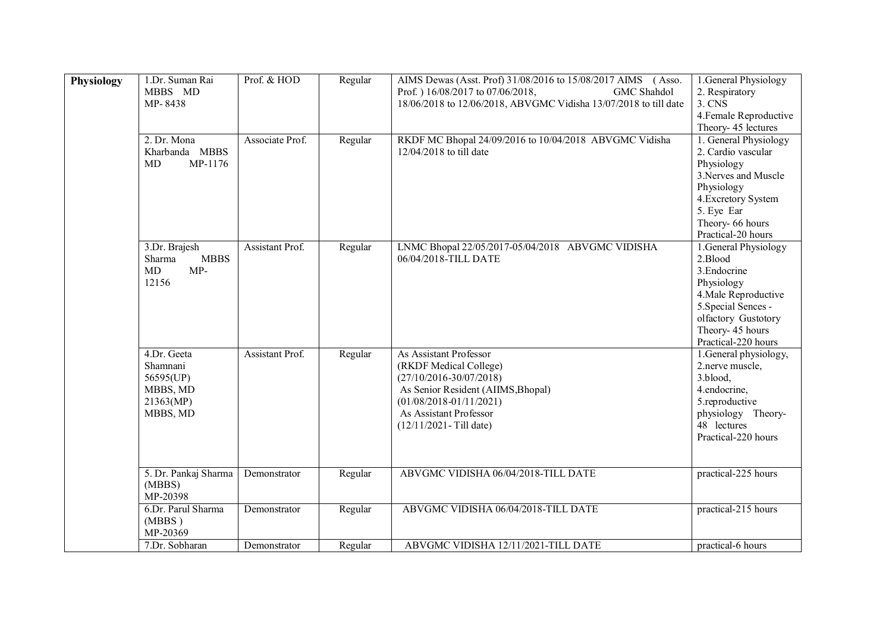| Physiology | 1.Dr. Suman Rai MBBS MD MP- 8438 | Prof. & HOD | Regular | AIMS Dewas (Asst. Prof) 31/08/2016 to 15/08/2017 AIMS (Asso. Prof. ) 16/08/2017 to 07/06/2018, GMC Shahdol 18/06/2018 to 12/06/2018, ABVGMC Vidisha 13/07/2018 to till date | 1.General Physiology 2. Respiratory 3. CNS 4.Female Reproductive Theory- 45 lectures |
|---|---|---|---|---|---|
| | 2. Dr. Mona Kharbanda MBBS MD MP-1176 | Associate Prof. | Regular | RKDF MC Bhopal 24/09/2016 to 10/04/2018 ABVGMC Vidisha 12/04/2018 to till date | 1. General Physiology 2. Cardio vascular Physiology 3.Nerves and Muscle Physiology 4.Excretory System 5. Eye Ear Theory- 66 hours Practical-20 hours |
| | 3.Dr. Brajesh Sharma MBBS MD MP-12156 | Assistant Prof. | Regular | LNMC Bhopal 22/05/2017-05/04/2018 ABVGMC VIDISHA 06/04/2018-TILL DATE | 1.General Physiology 2.Blood 3.Endocrine Physiology 4.Male Reproductive 5.Special Sences - olfactory Gustotory Theory- 45 hours Practical-220 hours |
| | 4.Dr. Geeta Shamnani 56595(UP) MBBS, MD 21363(MP) MBBS, MD | Assistant Prof. | Regular | As Assistant Professor (RKDF Medical College) (27/10/2016-30/07/2018) As Senior Resident (AIIMS,Bhopal) (01/08/2018-01/11/2021) As Assistant Professor (12/11/2021- Till date) | 1.General physiology, 2.nerve muscle, 3.blood, 4.endocrine, 5.reproductive physiology Theory- 48 lectures Practical-220 hours |
| | 5. Dr. Pankaj Sharma (MBBS) MP-20398 | Demonstrator | Regular | ABVGMC VIDISHA 06/04/2018-TILL DATE | practical-225 hours |
| | 6.Dr. Parul Sharma (MBBS ) MP-20369 | Demonstrator | Regular | ABVGMC VIDISHA 06/04/2018-TILL DATE | practical-215 hours |
| | 7.Dr. Sobharan | Demonstrator | Regular | ABVGMC VIDISHA 12/11/2021-TILL DATE | practical-6 hours |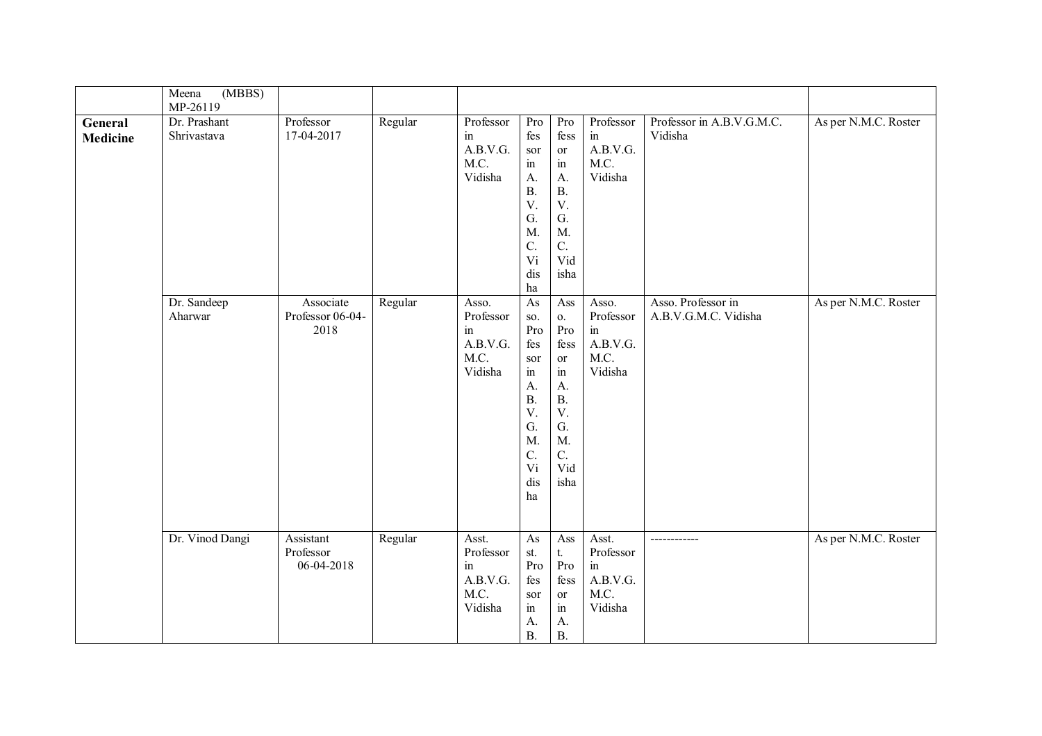| | | | | | | | | | |
|---|---|---|---|---|---|---|---|---|---|
| | Meena (MBBS) MP-26119 | | | | | | | | |
| **General Medicine** | Dr. Prashant Shrivastava | Professor 17-04-2017 | Regular | Professor in A.B.V.G. M.C. Vidisha | Professor in A.B.V.G.M.C. Vidisha | Professor in A.B.V.G.M.C. Vidisha | Professor in A.B.V.G. M.C. Vidisha | Professor in A.B.V.G.M.C. Vidisha | As per N.M.C. Roster |
| | Dr. Sandeep Aharwar | Associate Professor 06-04-2018 | Regular | Asso. Professor in A.B.V.G. M.C. Vidisha | Asso. Professor in A.B.V.G.M.C. Vidisha | Asso. Professor in A.B.V.G.M.C. Vidisha | Asso. Professor in A.B.V.G. M.C. Vidisha | Asso. Professor in A.B.V.G.M.C. Vidisha | As per N.M.C. Roster |
| | Dr. Vinod Dangi | Assistant Professor 06-04-2018 | Regular | Asst. Professor in A.B.V.G. M.C. Vidisha | Asst. Professor in A.B. | Asst. Professor in A.B. | Asst. Professor in A.B.V.G. M.C. Vidisha | ------------ | As per N.M.C. Roster |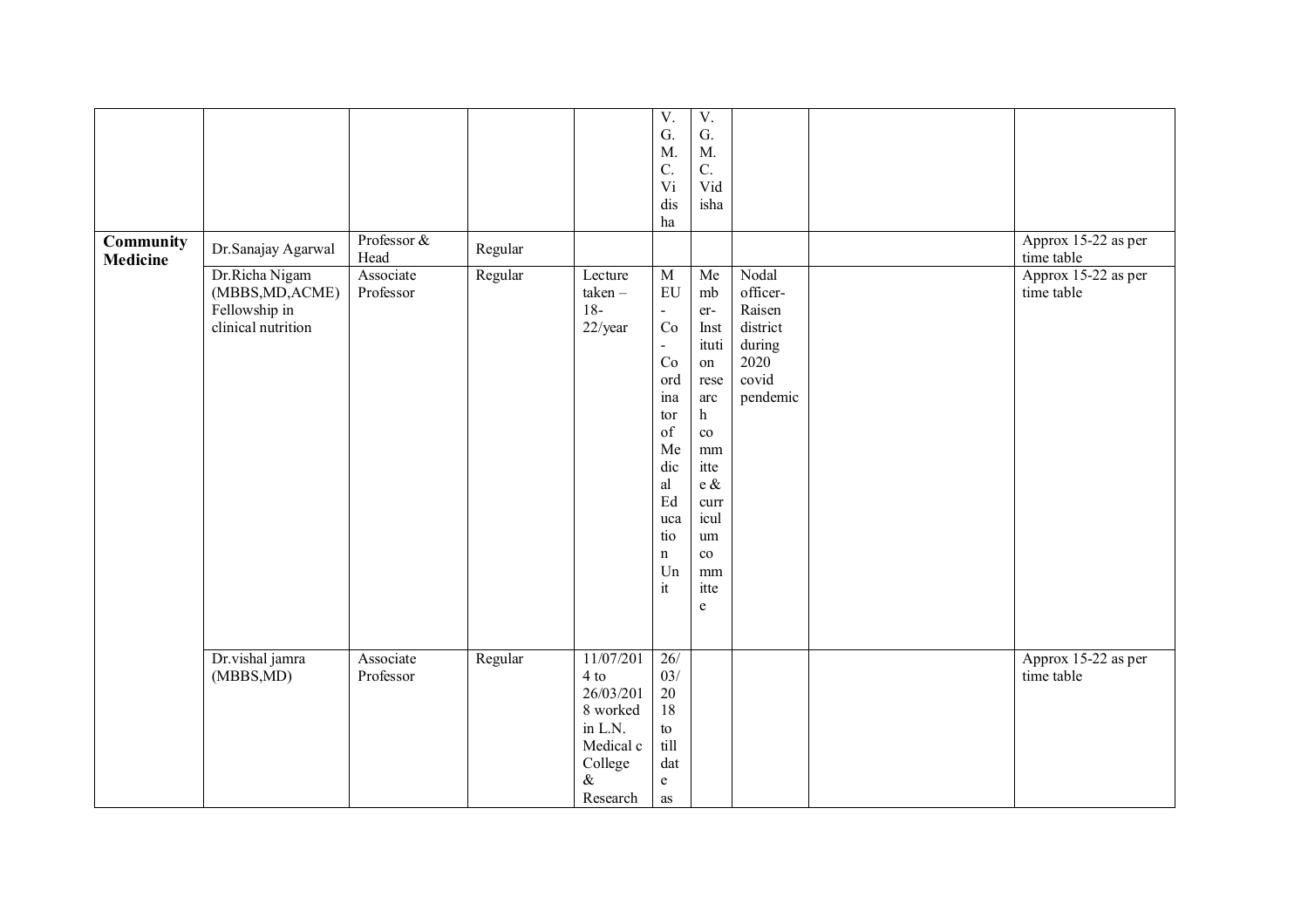|  |  |  |  |  | V.G.M.C. Vidisha | V.G.M.C. Vidisha |  |  |  |
|---|---|---|---|---|---|---|---|---|---|
| **Community Medicine** | Dr.Sanajay Agarwal | Professor & Head | Regular |  |  |  |  |  | Approx 15-22 as per time table |
|  | Dr.Richa Nigam (MBBS,MD,ACME) Fellowship in clinical nutrition | Associate Professor | Regular | Lecture taken – 18-22/year | MEU - Co - Coordinator of Medical Education Unit | Member- Institution research committee & curriculum committee | Nodal officer- Raisen district during 2020 covid pendemic |  | Approx 15-22 as per time table |
|  | Dr.vishal jamra (MBBS,MD) | Associate Professor | Regular | 11/07/2014 to 26/03/2018 worked in L.N. Medical c College & Research | 26/03/2018 to till date as |  |  |  | Approx 15-22 as per time table |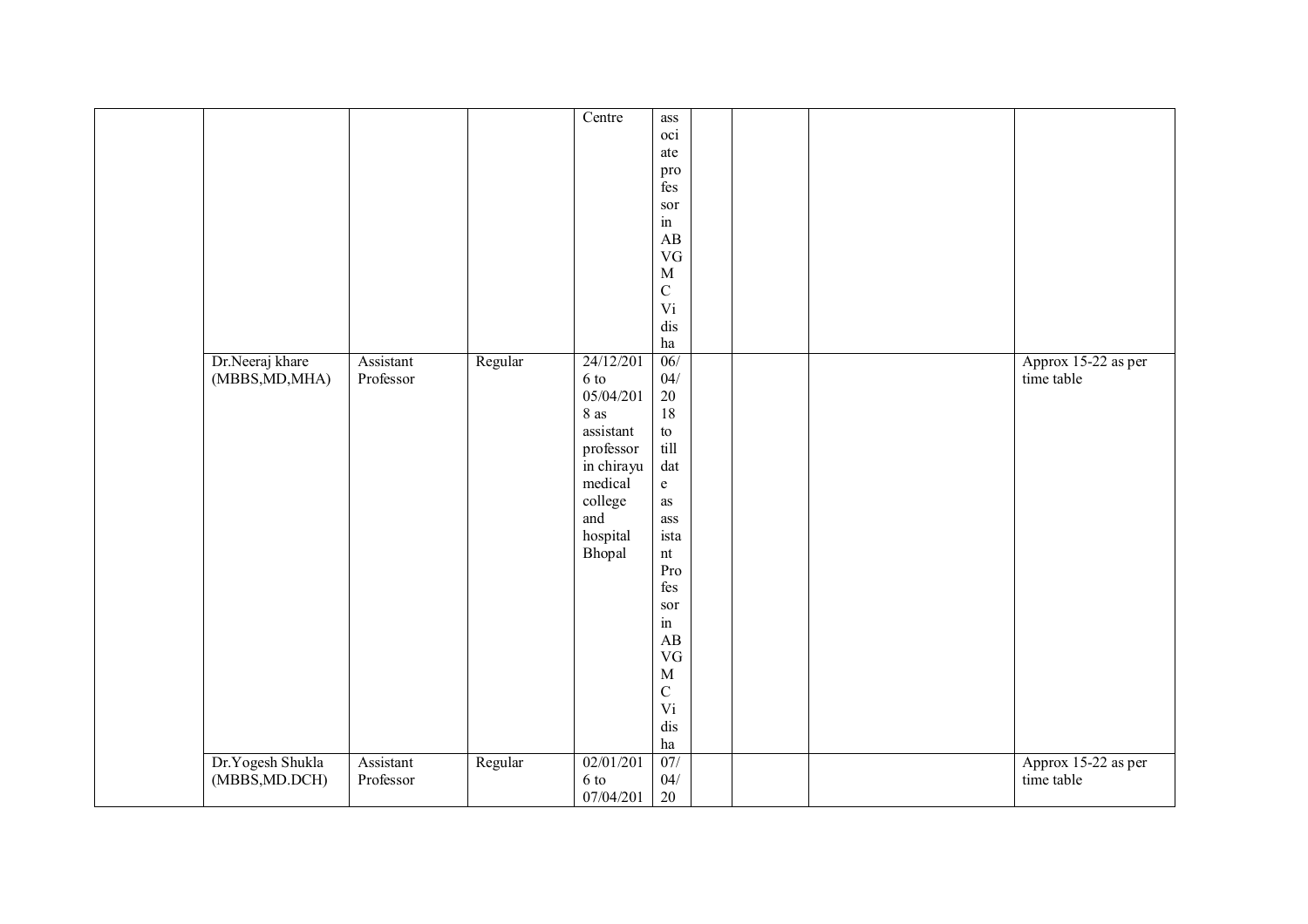| | | | | | | | | | |
|---|---|---|---|---|---|---|---|---|---|
| | | | | Centre | associate professor in ABVGMC Vidisha | | | | |
| | Dr.Neeraj khare (MBBS,MD,MHA) | Assistant Professor | Regular | 24/12/2016 to 05/04/2018 as assistant professor in chirayu medical college and hospital Bhopal | 06/04/2018 to till date as assistant Professor in ABVGMC Vidisha | | | | Approx 15-22 as per time table |
| | Dr.Yogesh Shukla (MBBS,MD.DCH) | Assistant Professor | Regular | 02/01/2016 to 07/04/201 | 07/04/20 | | | | Approx 15-22 as per time table |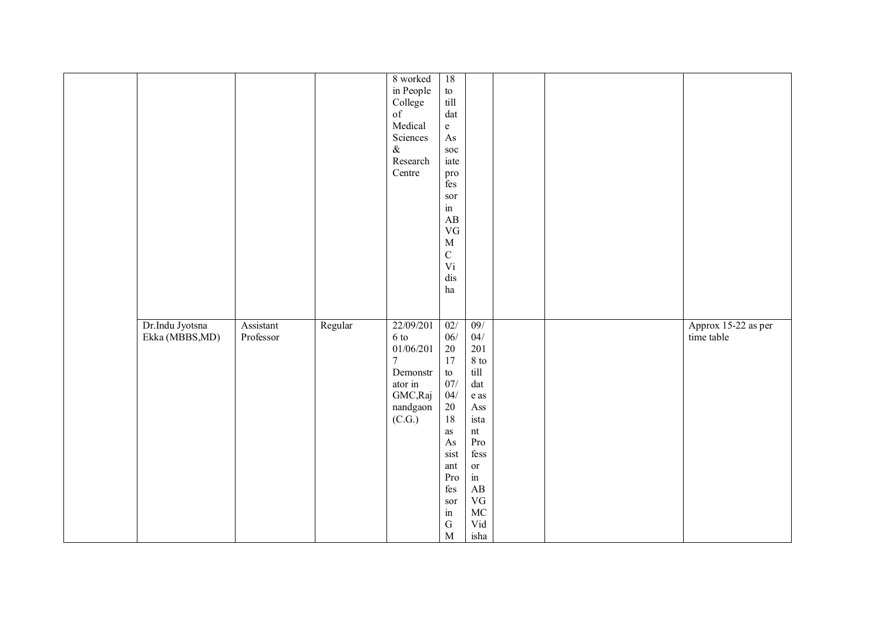|  |  |  |  |  |  |  |  |  |  |
|---|---|---|---|---|---|---|---|---|---|
|  |  |  |  | 8 worked in People College of Medical Sciences & Research Centre | 18 to till date Associate professor in ABVGMC Vidisha |  |  |  |  |
|  | Dr.Indu Jyotsna Ekka (MBBS,MD) | Assistant Professor | Regular | 22/09/2016 to 01/06/2017 Demonstrator in GMC,Rajnandgaon (C.G.) | 02/06/2017 to 07/04/2018 as Assistant Professor in GM | 09/04/2018 to till date as Assistant Professor in ABVGMC Vidisha |  |  | Approx 15-22 as per time table |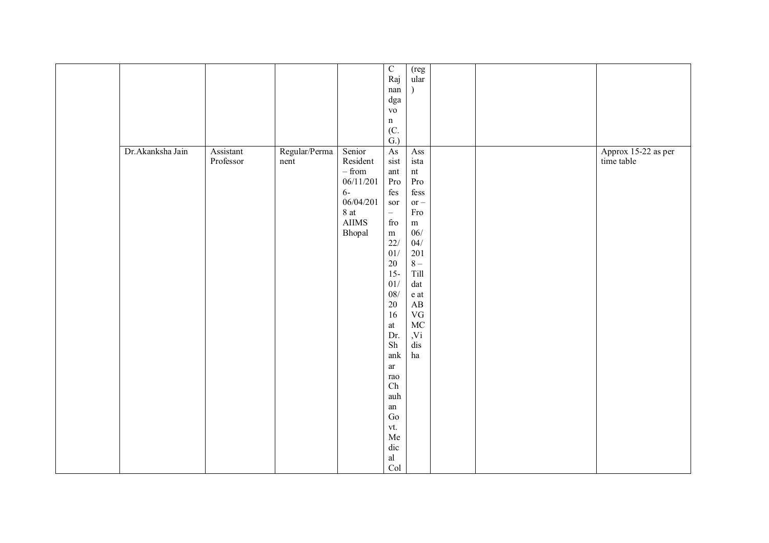| | | | | | | | | | |
|---|---|---|---|---|---|---|---|---|---|
| | | | | | C Rajnandgavon (C.G.) | (regular) | | | |
| | Dr.Akanksha Jain | Assistant Professor | Regular/Permanent | Senior Resident – from 06/11/2016-06/04/2018 at AIIMS Bhopal | Assistant Professor – from 22/01/2015-01/08/2016 at Dr. Shankarrao Chauhan Govt. Medical Col | Assistant Professor – From 06/04/2018 – Till date at ABVGMC,Vidisha | | | Approx 15-22 as per time table |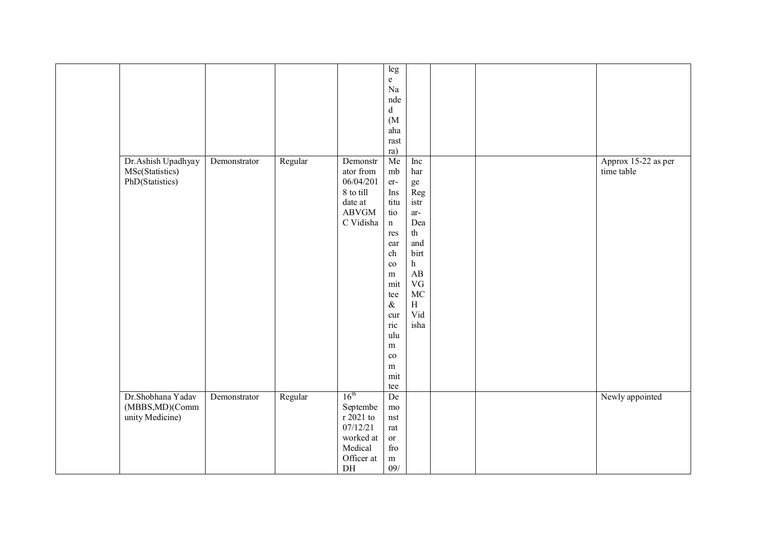| | | | | | | | | | |
|---|---|---|---|---|---|---|---|---|---|
| | | | | | lege Nanded (Maharastra) | | | | |
| | Dr.Ashish Upadhyay MSc(Statistics) PhD(Statistics) | Demonstrator | Regular | Demonstrator from 06/04/2018 to till date at ABVGMC Vidisha | Member-Institution research committee & curriculum committee | Incharge Registrar- Death and birth ABVGMCH Vidisha | | | Approx 15-22 as per time table |
| | Dr.Shobhana Yadav (MBBS,MD)(Community Medicine) | Demonstrator | Regular | 16[th] September 2021 to 07/12/21 worked at Medical Officer at DH | Demonstrator from 09/ | | | | Newly appointed |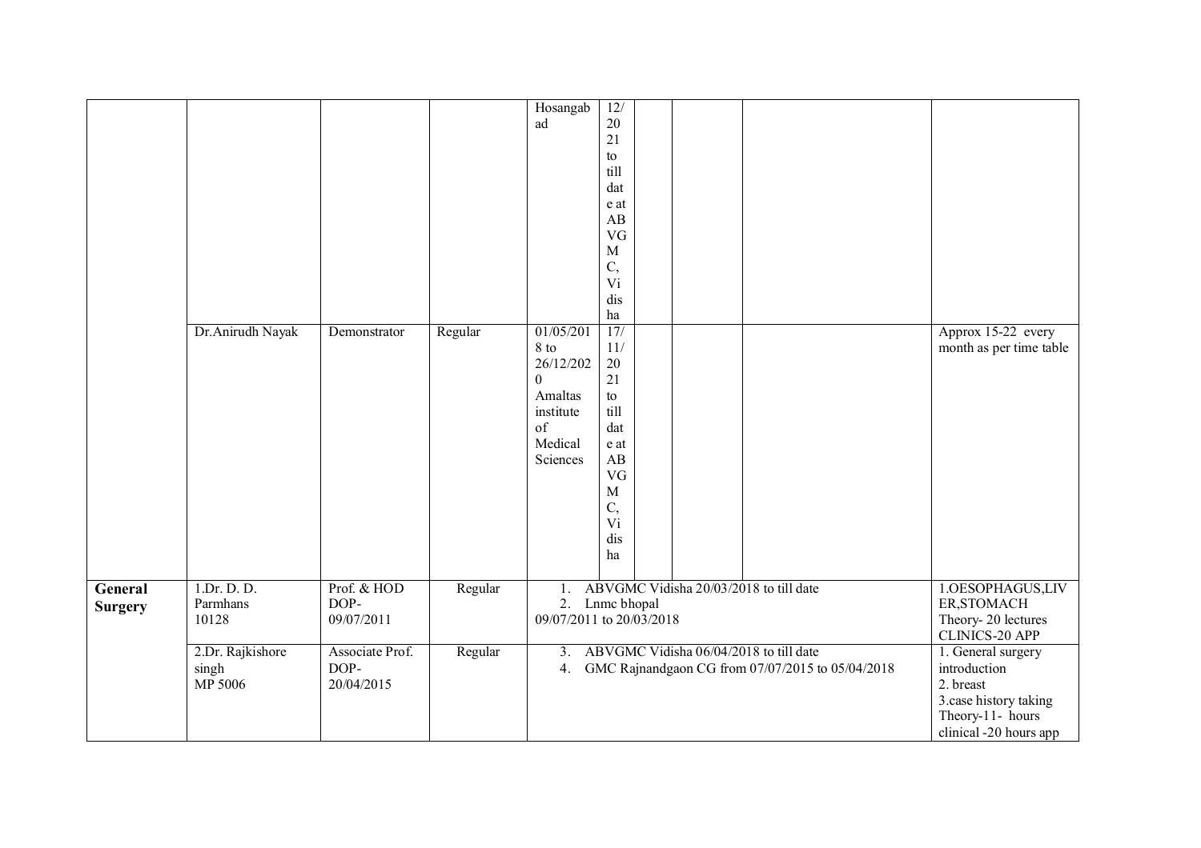| | | | | | | | | | |
|---|---|---|---|---|---|---|---|---|---|
| | | | | Hosangabad | 12/2021 to till date at ABVGMC, Vidisha | | | | |
| | Dr.Anirudh Nayak | Demonstrator | Regular | 01/05/2018 to 26/12/2020 Amaltas institute of Medical Sciences | 17/11/2021 to till date at ABVGMC, Vidisha | | | | Approx 15-22 every month as per time table |
| **General Surgery** | 1.Dr. D. D. Parmhans 10128 | Prof. & HOD DOP- 09/07/2011 | Regular | 1. ABVGMC Vidisha 20/03/2018 to till date<br>2. Lnmc bhopal 09/07/2011 to 20/03/2018 | | | | | 1.OESOPHAGUS,LIVER,STOMACH Theory- 20 lectures CLINICS-20 APP |
| | 2.Dr. Rajkishore singh MP 5006 | Associate Prof. DOP- 20/04/2015 | Regular | 3. ABVGMC Vidisha 06/04/2018 to till date<br>4. GMC Rajnandgaon CG from 07/07/2015 to 05/04/2018 | | | | | 1. General surgery introduction<br>2. breast<br>3.case history taking<br>Theory-11- hours<br>clinical -20 hours app |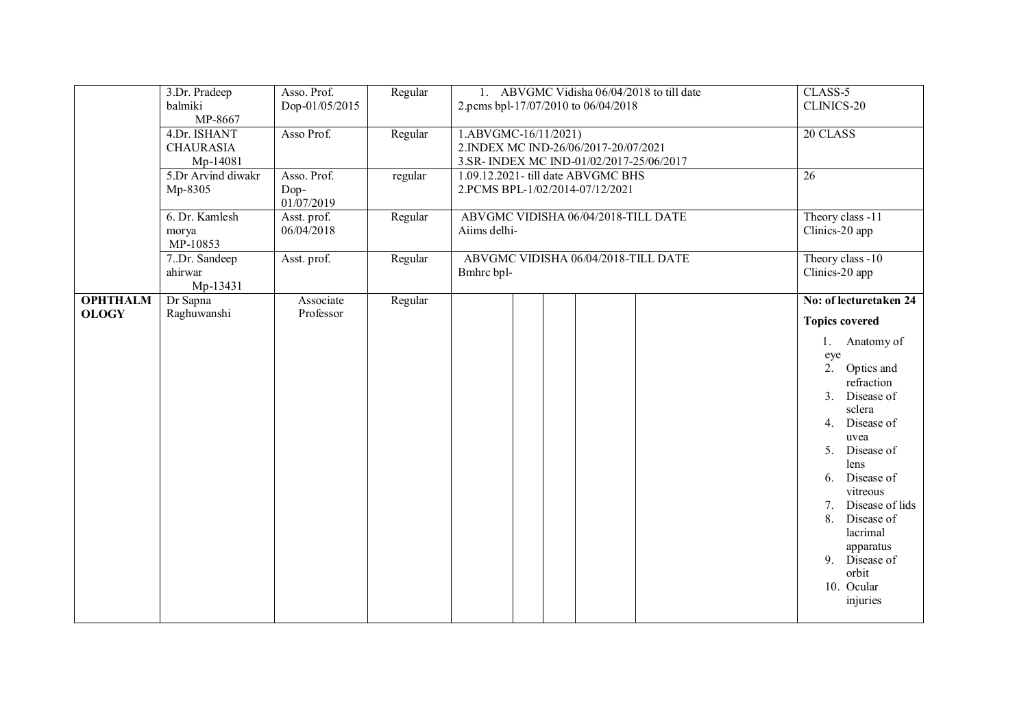| | | | | | | | | | |
|---|---|---|---|---|---|---|---|---|---|
| | 3.Dr. Pradeep balmiki MP-8667 | Asso. Prof. Dop-01/05/2015 | Regular | 1. ABVGMC Vidisha 06/04/2018 to till date<br>2.pcms bpl-17/07/2010 to 06/04/2018 | | | | | CLASS-5<br>CLINICS-20 |
| | 4.Dr. ISHANT CHAURASIA Mp-14081 | Asso Prof. | Regular | 1.ABVGMC-16/11/2021)<br>2.INDEX MC IND-26/06/2017-20/07/2021<br>3.SR- INDEX MC IND-01/02/2017-25/06/2017 | | | | | 20 CLASS |
| | 5.Dr Arvind diwakr Mp-8305 | Asso. Prof. Dop-01/07/2019 | regular | 1.09.12.2021- till date ABVGMC BHS<br>2.PCMS BPL-1/02/2014-07/12/2021 | | | | | 26 |
| | 6. Dr. Kamlesh morya MP-10853 | Asst. prof. 06/04/2018 | Regular | ABVGMC VIDISHA 06/04/2018-TILL DATE<br>Aiims delhi- | | | | | Theory class -11<br>Clinics-20 app |
| | 7..Dr. Sandeep ahirwar Mp-13431 | Asst. prof. | Regular | ABVGMC VIDISHA 06/04/2018-TILL DATE<br>Bmhrc bpl- | | | | | Theory class -10<br>Clinics-20 app |
| **OPHTHALMOLOGY** | Dr Sapna Raghuwanshi | Associate Professor | Regular | | | | | | **No: of lecturetaken 24**<br>**Topics covered**<br>1. Anatomy of eye<br>2. Optics and refraction<br>3. Disease of sclera<br>4. Disease of uvea<br>5. Disease of lens<br>6. Disease of vitreous<br>7. Disease of lids<br>8. Disease of lacrimal apparatus<br>9. Disease of orbit<br>10. Ocular injuries |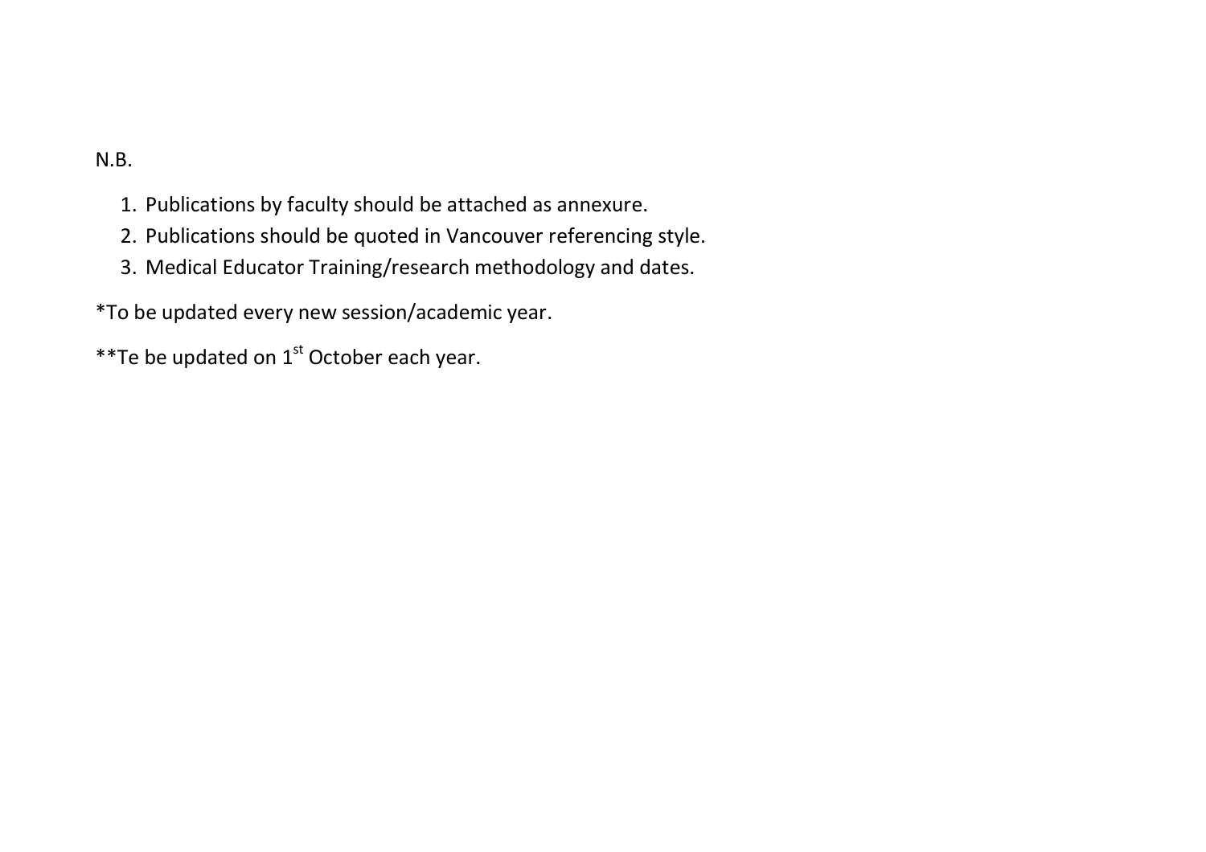N.B.

1. Publications by faculty should be attached as annexure.
2. Publications should be quoted in Vancouver referencing style.
3. Medical Educator Training/research methodology and dates.

*To be updated every new session/academic year.

**Te be updated on 1st October each year.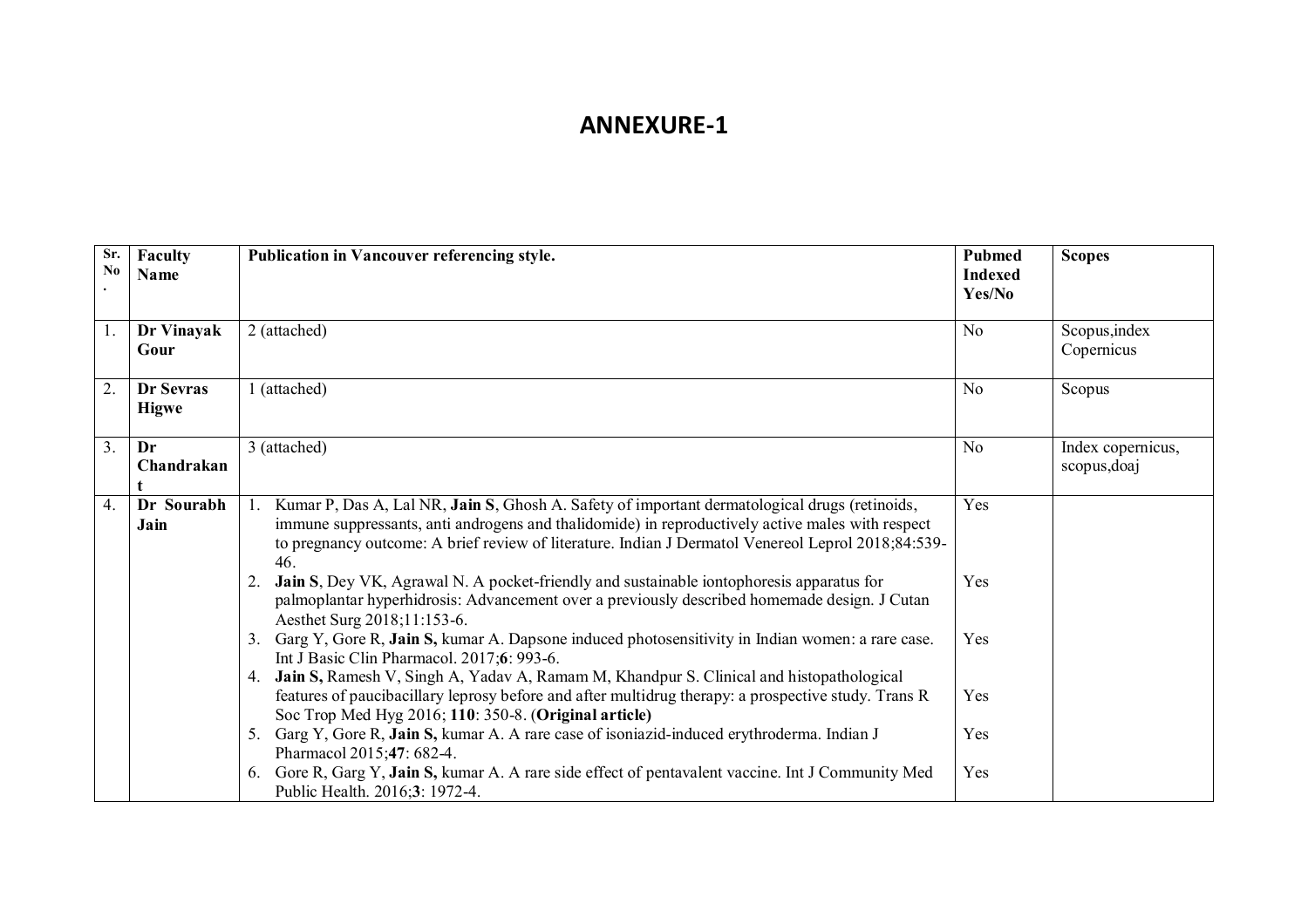# ANNEXURE-1

| Sr. No. | Faculty Name | Publication in Vancouver referencing style. | Pubmed Indexed Yes/No | Scopes |
|---|---|---|---|---|
| 1. | **Dr Vinayak Gour** | 2 (attached) | No | Scopus,index Copernicus |
| 2. | **Dr Sevras Higwe** | 1 (attached) | No | Scopus |
| 3. | **Dr Chandrakant** | 3 (attached) | No | Index copernicus, scopus,doaj |
| 4. | **Dr Sourabh Jain** | 1. Kumar P, Das A, Lal NR, **Jain S**, Ghosh A. Safety of important dermatological drugs (retinoids, immune suppressants, anti androgens and thalidomide) in reproductively active males with respect to pregnancy outcome: A brief review of literature. Indian J Dermatol Venereol Leprol 2018;84:539-46. | Yes | |
| | | 2. **Jain S**, Dey VK, Agrawal N. A pocket-friendly and sustainable iontophoresis apparatus for palmoplantar hyperhidrosis: Advancement over a previously described homemade design. J Cutan Aesthet Surg 2018;11:153-6. | Yes | |
| | | 3. Garg Y, Gore R, **Jain S,** kumar A. Dapsone induced photosensitivity in Indian women: a rare case. Int J Basic Clin Pharmacol. 2017;**6**: 993-6. | Yes | |
| | | 4. **Jain S,** Ramesh V, Singh A, Yadav A, Ramam M, Khandpur S. Clinical and histopathological features of paucibacillary leprosy before and after multidrug therapy: a prospective study. Trans R Soc Trop Med Hyg 2016; **110**: 350-8. (**Original article)** | Yes | |
| | | 5. Garg Y, Gore R, **Jain S,** kumar A. A rare case of isoniazid-induced erythroderma. Indian J Pharmacol 2015;**47**: 682-4. | Yes | |
| | | 6. Gore R, Garg Y, **Jain S,** kumar A. A rare side effect of pentavalent vaccine. Int J Community Med Public Health. 2016;**3**: 1972-4. | Yes | |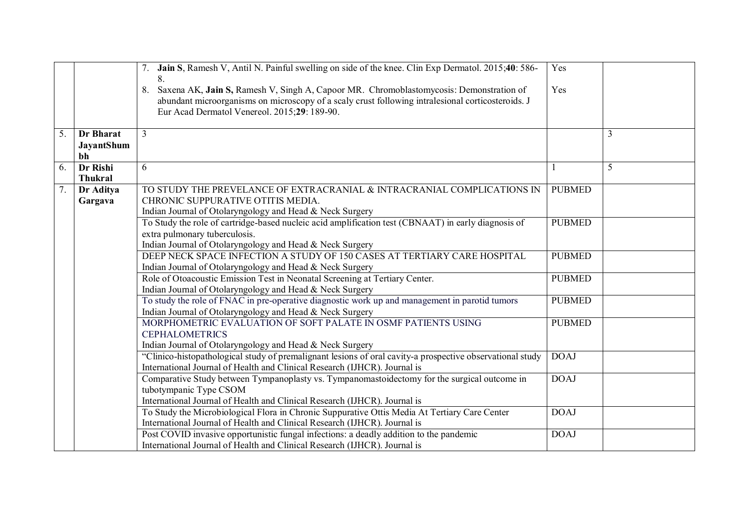| | | | | |
|---|---|---|---|---|
| | | 7. **Jain S**, Ramesh V, Antil N. Painful swelling on side of the knee. Clin Exp Dermatol. 2015;**40**: 586-8.<br>8. Saxena AK, **Jain S,** Ramesh V, Singh A, Capoor MR. Chromoblastomycosis: Demonstration of abundant microorganisms on microscopy of a scaly crust following intralesional corticosteroids. J Eur Acad Dermatol Venereol. 2015;**29**: 189-90. | Yes<br>Yes | |
| 5. | **Dr Bharat JayantShumbh** | 3 | | 3 |
| 6. | **Dr Rishi Thukral** | 6 | 1 | 5 |
| 7. | **Dr Aditya Gargava** | TO STUDY THE PREVELANCE OF EXTRACRANIAL & INTRACRANIAL COMPLICATIONS IN CHRONIC SUPPURATIVE OTITIS MEDIA.<br>Indian Journal of Otolaryngology and Head & Neck Surgery | PUBMED | |
| | | To Study the role of cartridge-based nucleic acid amplification test (CBNAAT) in early diagnosis of extra pulmonary tuberculosis.<br>Indian Journal of Otolaryngology and Head & Neck Surgery | PUBMED | |
| | | DEEP NECK SPACE INFECTION A STUDY OF 150 CASES AT TERTIARY CARE HOSPITAL<br>Indian Journal of Otolaryngology and Head & Neck Surgery | PUBMED | |
| | | Role of Otoacoustic Emission Test in Neonatal Screening at Tertiary Center.<br>Indian Journal of Otolaryngology and Head & Neck Surgery | PUBMED | |
| | | To study the role of FNAC in pre-operative diagnostic work up and management in parotid tumors<br>Indian Journal of Otolaryngology and Head & Neck Surgery | PUBMED | |
| | | MORPHOMETRIC EVALUATION OF SOFT PALATE IN OSMF PATIENTS USING CEPHALOMETRICS<br>Indian Journal of Otolaryngology and Head & Neck Surgery | PUBMED | |
| | | “Clinico-histopathological study of premalignant lesions of oral cavity-a prospective observational study<br>International Journal of Health and Clinical Research (IJHCR). Journal is | DOAJ | |
| | | Comparative Study between Tympanoplasty vs. Tympanomastoidectomy for the surgical outcome in tubotympanic Type CSOM<br>International Journal of Health and Clinical Research (IJHCR). Journal is | DOAJ | |
| | | To Study the Microbiological Flora in Chronic Suppurative Ottis Media At Tertiary Care Center<br>International Journal of Health and Clinical Research (IJHCR). Journal is | DOAJ | |
| | | Post COVID invasive opportunistic fungal infections: a deadly addition to the pandemic<br>International Journal of Health and Clinical Research (IJHCR). Journal is | DOAJ | |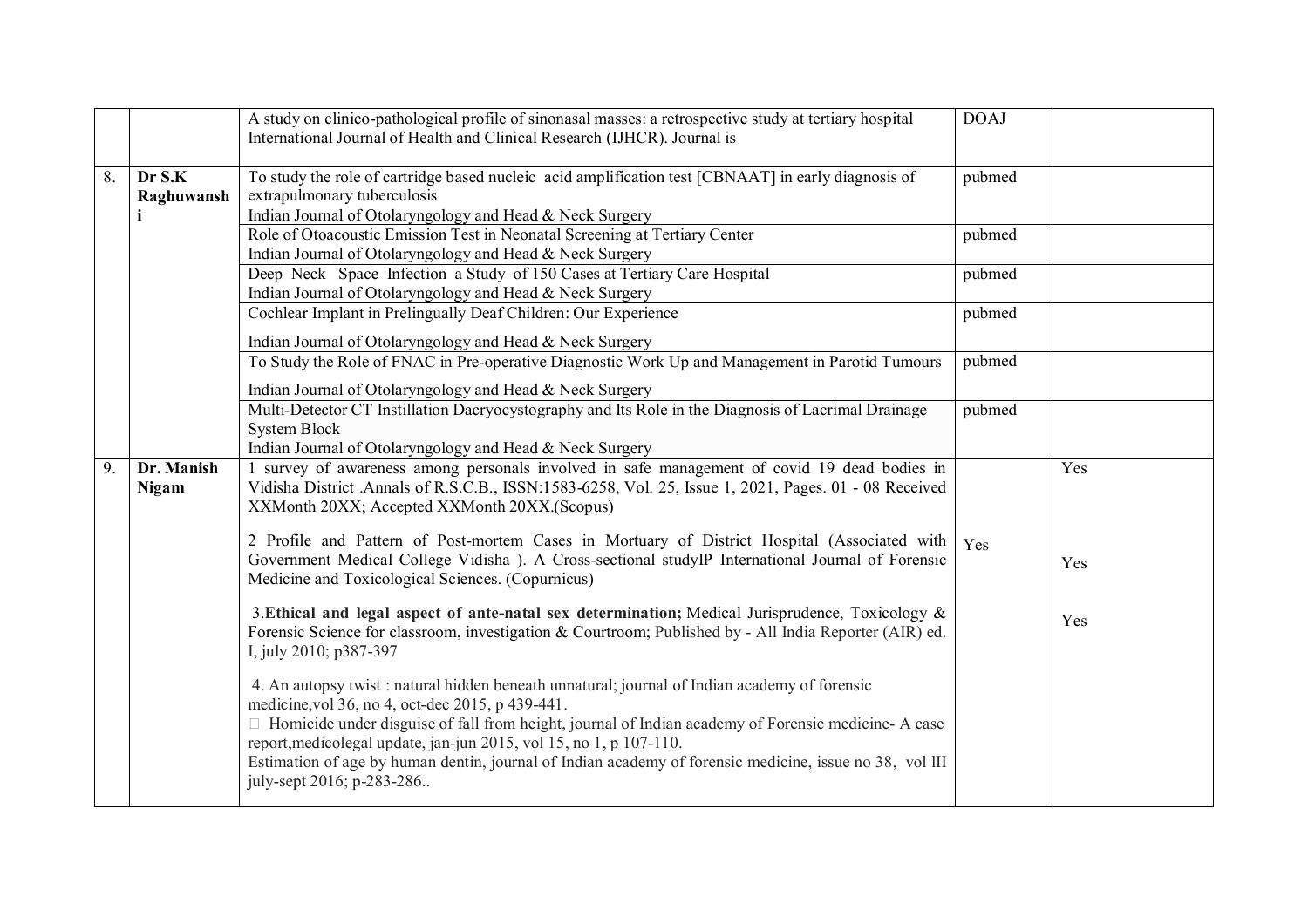|  |  |  |  |  |
|---|---|---|---|---|
|  |  | A study on clinico-pathological profile of sinonasal masses: a retrospective study at tertiary hospital International Journal of Health and Clinical Research (IJHCR). Journal is | DOAJ |  |
| 8. | **Dr S.K Raghuwanshi** | To study the role of cartridge based nucleic acid amplification test [CBNAAT] in early diagnosis of extrapulmonary tuberculosis<br>Indian Journal of Otolaryngology and Head & Neck Surgery | pubmed |  |
|  |  | Role of Otoacoustic Emission Test in Neonatal Screening at Tertiary Center<br>Indian Journal of Otolaryngology and Head & Neck Surgery | pubmed |  |
|  |  | Deep Neck Space Infection a Study of 150 Cases at Tertiary Care Hospital<br>Indian Journal of Otolaryngology and Head & Neck Surgery | pubmed |  |
|  |  | Cochlear Implant in Prelingually Deaf Children: Our Experience<br>Indian Journal of Otolaryngology and Head & Neck Surgery | pubmed |  |
|  |  | To Study the Role of FNAC in Pre-operative Diagnostic Work Up and Management in Parotid Tumours<br>Indian Journal of Otolaryngology and Head & Neck Surgery | pubmed |  |
|  |  | Multi-Detector CT Instillation Dacryocystography and Its Role in the Diagnosis of Lacrimal Drainage System Block<br>Indian Journal of Otolaryngology and Head & Neck Surgery | pubmed |  |
| 9. | **Dr. Manish Nigam** | 1 survey of awareness among personals involved in safe management of covid 19 dead bodies in Vidisha District .Annals of R.S.C.B., ISSN:1583-6258, Vol. 25, Issue 1, 2021, Pages. 01 - 08 Received XXMonth 20XX; Accepted XXMonth 20XX.(Scopus)<br><br>2 Profile and Pattern of Post-mortem Cases in Mortuary of District Hospital (Associated with Government Medical College Vidisha ). A Cross-sectional studyIP International Journal of Forensic Medicine and Toxicological Sciences. (Copurnicus)<br><br>3.**Ethical and legal aspect of ante-natal sex determination;** Medical Jurisprudence, Toxicology & Forensic Science for classroom, investigation & Courtroom; Published by - All India Reporter (AIR) ed. I, july 2010; p387-397<br><br>4. An autopsy twist : natural hidden beneath unnatural; journal of Indian academy of forensic medicine,vol 36, no 4, oct-dec 2015, p 439-441.<br> Homicide under disguise of fall from height, journal of Indian academy of Forensic medicine- A case report,medicolegal update, jan-jun 2015, vol 15, no 1, p 107-110.<br>Estimation of age by human dentin, journal of Indian academy of forensic medicine, issue no 38, vol lII july-sept 2016; p-283-286.. | Yes | Yes<br><br>Yes<br><br>Yes |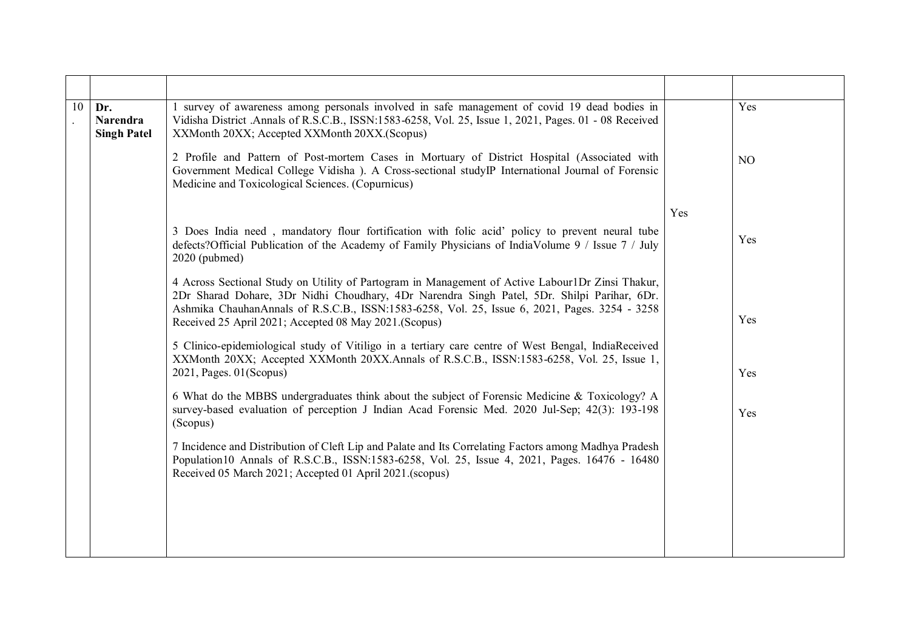| | | | | |
|---|---|---|---|---|
| 10. | **Dr. Narendra Singh Patel** | 1 survey of awareness among personals involved in safe management of covid 19 dead bodies in Vidisha District .Annals of R.S.C.B., ISSN:1583-6258, Vol. 25, Issue 1, 2021, Pages. 01 - 08 Received XXMonth 20XX; Accepted XXMonth 20XX.(Scopus)<br><br>2 Profile and Pattern of Post-mortem Cases in Mortuary of District Hospital (Associated with Government Medical College Vidisha ). A Cross-sectional studyIP International Journal of Forensic Medicine and Toxicological Sciences. (Copurnicus)<br><br>3 Does India need , mandatory flour fortification with folic acid' policy to prevent neural tube defects?Official Publication of the Academy of Family Physicians of IndiaVolume 9 / Issue 7 / July 2020 (pubmed)<br><br>4 Across Sectional Study on Utility of Partogram in Management of Active Labour1Dr Zinsi Thakur, 2Dr Sharad Dohare, 3Dr Nidhi Choudhary, 4Dr Narendra Singh Patel, 5Dr. Shilpi Parihar, 6Dr. Ashmika ChauhanAnnals of R.S.C.B., ISSN:1583-6258, Vol. 25, Issue 6, 2021, Pages. 3254 - 3258 Received 25 April 2021; Accepted 08 May 2021.(Scopus)<br><br>5 Clinico-epidemiological study of Vitiligo in a tertiary care centre of West Bengal, IndiaReceived XXMonth 20XX; Accepted XXMonth 20XX.Annals of R.S.C.B., ISSN:1583-6258, Vol. 25, Issue 1, 2021, Pages. 01(Scopus)<br><br>6 What do the MBBS undergraduates think about the subject of Forensic Medicine & Toxicology? A survey-based evaluation of perception J Indian Acad Forensic Med. 2020 Jul-Sep; 42(3): 193-198 (Scopus)<br><br>7 Incidence and Distribution of Cleft Lip and Palate and Its Correlating Factors among Madhya Pradesh Population10 Annals of R.S.C.B., ISSN:1583-6258, Vol. 25, Issue 4, 2021, Pages. 16476 - 16480 Received 05 March 2021; Accepted 01 April 2021.(scopus) | Yes | Yes<br><br>NO<br><br>Yes<br><br>Yes<br><br>Yes<br><br>Yes |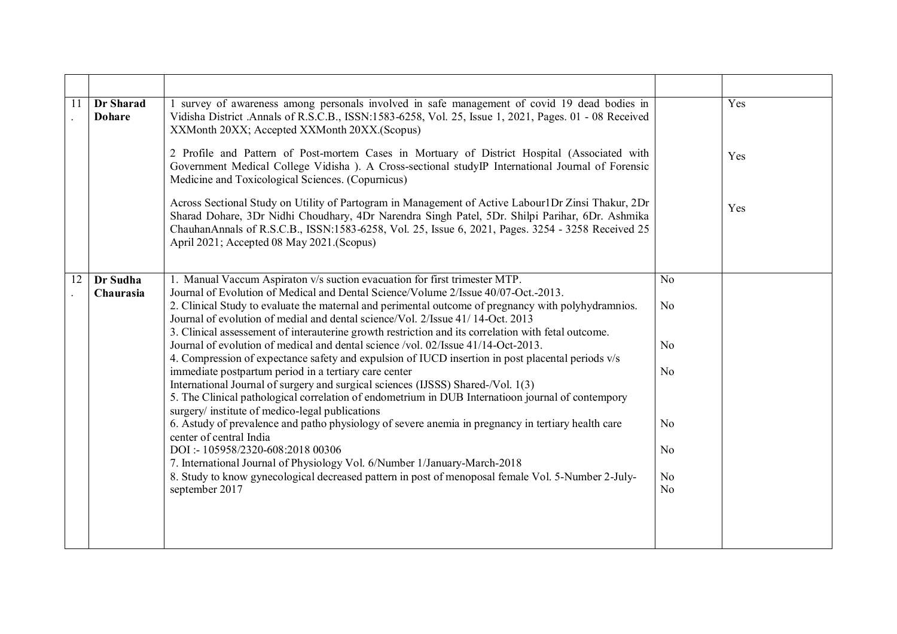| | | | | |
|---|---|---|---|---|
| 11. | **Dr Sharad Dohare** | 1 survey of awareness among personals involved in safe management of covid 19 dead bodies in Vidisha District .Annals of R.S.C.B., ISSN:1583-6258, Vol. 25, Issue 1, 2021, Pages. 01 - 08 Received XXMonth 20XX; Accepted XXMonth 20XX.(Scopus)<br><br>2 Profile and Pattern of Post-mortem Cases in Mortuary of District Hospital (Associated with Government Medical College Vidisha ). A Cross-sectional studyIP International Journal of Forensic Medicine and Toxicological Sciences. (Copurnicus)<br><br>Across Sectional Study on Utility of Partogram in Management of Active Labour1Dr Zinsi Thakur, 2Dr Sharad Dohare, 3Dr Nidhi Choudhary, 4Dr Narendra Singh Patel, 5Dr. Shilpi Parihar, 6Dr. Ashmika ChauhanAnnals of R.S.C.B., ISSN:1583-6258, Vol. 25, Issue 6, 2021, Pages. 3254 - 3258 Received 25 April 2021; Accepted 08 May 2021.(Scopus) | | Yes<br><br>Yes<br><br>Yes |
| 12. | **Dr Sudha Chaurasia** | 1. Manual Vaccum Aspiraton v/s suction evacuation for first trimester MTP.<br>Journal of Evolution of Medical and Dental Science/Volume 2/Issue 40/07-Oct.-2013.<br>2. Clinical Study to evaluate the maternal and perimental outcome of pregnancy with polyhydramnios. Journal of evolution of medial and dental science/Vol. 2/Issue 41/ 14-Oct. 2013<br>3. Clinical assessement of interauterine growth restriction and its correlation with fetal outcome.<br>Journal of evolution of medical and dental science /vol. 02/Issue 41/14-Oct-2013.<br>4. Compression of expectance safety and expulsion of IUCD insertion in post placental periods v/s immediate postpartum period in a tertiary care center<br>International Journal of surgery and surgical sciences (IJSSS) Shared-/Vol. 1(3)<br>5. The Clinical pathological correlation of endometrium in DUB Internatioon journal of contempory surgery/ institute of medico-legal publications<br>6. Astudy of prevalence and patho physiology of severe anemia in pregnancy in tertiary health care center of central India<br>DOI :- 105958/2320-608:2018 00306<br>7. International Journal of Physiology Vol. 6/Number 1/January-March-2018<br>8. Study to know gynecological decreased pattern in post of menoposal female Vol. 5-Number 2-July-september 2017 | No<br>No<br>No<br>No<br>No<br>No<br>No<br>No | |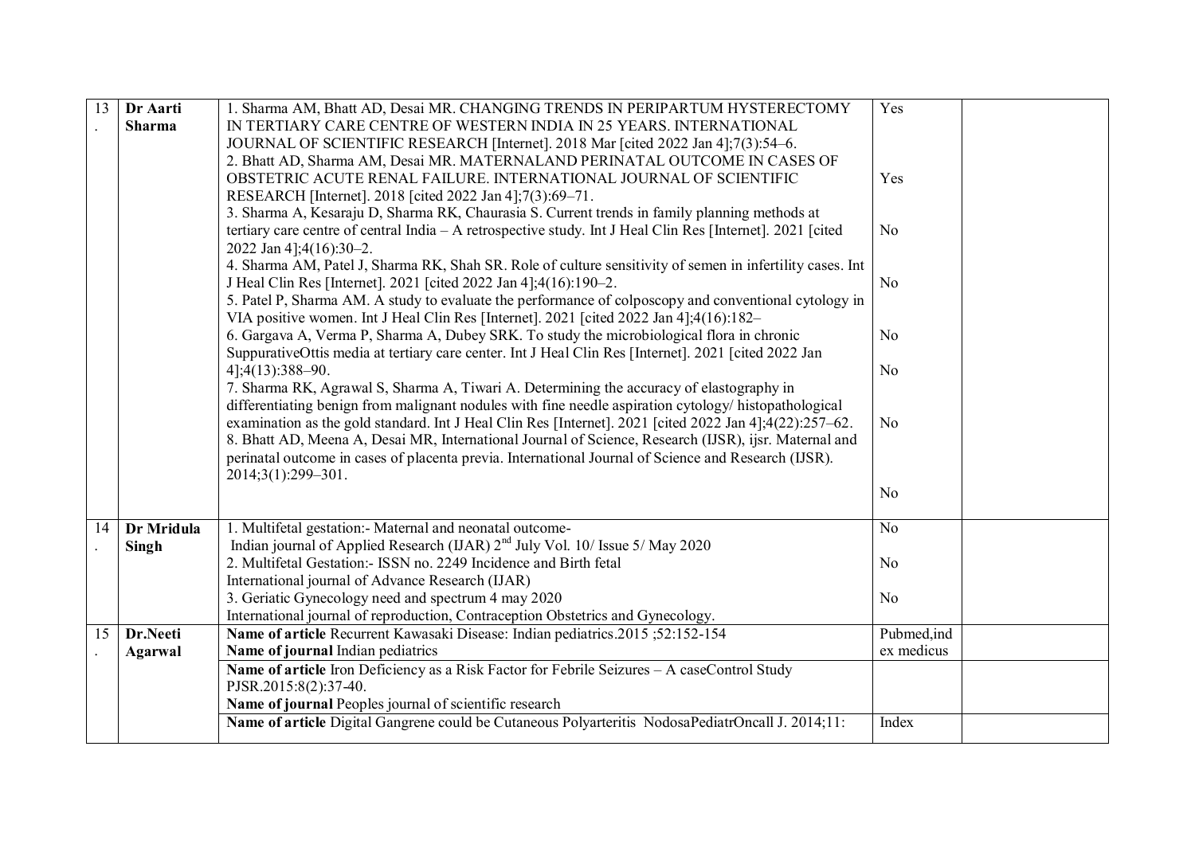| 13. | **Dr Aarti Sharma** | 1. Sharma AM, Bhatt AD, Desai MR. CHANGING TRENDS IN PERIPARTUM HYSTERECTOMY IN TERTIARY CARE CENTRE OF WESTERN INDIA IN 25 YEARS. INTERNATIONAL JOURNAL OF SCIENTIFIC RESEARCH [Internet]. 2018 Mar [cited 2022 Jan 4];7(3):54–6.<br>2. Bhatt AD, Sharma AM, Desai MR. MATERNALAND PERINATAL OUTCOME IN CASES OF OBSTETRIC ACUTE RENAL FAILURE. INTERNATIONAL JOURNAL OF SCIENTIFIC RESEARCH [Internet]. 2018 [cited 2022 Jan 4];7(3):69–71.<br>3. Sharma A, Kesaraju D, Sharma RK, Chaurasia S. Current trends in family planning methods at tertiary care centre of central India – A retrospective study. Int J Heal Clin Res [Internet]. 2021 [cited 2022 Jan 4];4(16):30–2.<br>4. Sharma AM, Patel J, Sharma RK, Shah SR. Role of culture sensitivity of semen in infertility cases. Int J Heal Clin Res [Internet]. 2021 [cited 2022 Jan 4];4(16):190–2.<br>5. Patel P, Sharma AM. A study to evaluate the performance of colposcopy and conventional cytology in VIA positive women. Int J Heal Clin Res [Internet]. 2021 [cited 2022 Jan 4];4(16):182–<br>6. Gargava A, Verma P, Sharma A, Dubey SRK. To study the microbiological flora in chronic SuppurativeOttis media at tertiary care center. Int J Heal Clin Res [Internet]. 2021 [cited 2022 Jan 4];4(13):388–90.<br>7. Sharma RK, Agrawal S, Sharma A, Tiwari A. Determining the accuracy of elastography in differentiating benign from malignant nodules with fine needle aspiration cytology/ histopathological examination as the gold standard. Int J Heal Clin Res [Internet]. 2021 [cited 2022 Jan 4];4(22):257–62.<br>8. Bhatt AD, Meena A, Desai MR, International Journal of Science, Research (IJSR), ijsr. Maternal and perinatal outcome in cases of placenta previa. International Journal of Science and Research (IJSR). 2014;3(1):299–301. | Yes<br><br>Yes<br><br>No<br><br>No<br><br>No<br><br>No<br><br>No<br><br>No | |
| 14. | **Dr Mridula Singh** | 1. Multifetal gestation:- Maternal and neonatal outcome- Indian journal of Applied Research (IJAR) 2nd July Vol. 10/ Issue 5/ May 2020<br>2. Multifetal Gestation:- ISSN no. 2249 Incidence and Birth fetal International journal of Advance Research (IJAR)<br>3. Geriatic Gynecology need and spectrum 4 may 2020 International journal of reproduction, Contraception Obstetrics and Gynecology. | No<br><br>No<br><br>No | |
| 15. | **Dr.Neeti Agarwal** | **Name of article** Recurrent Kawasaki Disease: Indian pediatrics.2015 ;52:152-154<br>**Name of journal** Indian pediatrics | Pubmed,index medicus | |
| | | **Name of article** Iron Deficiency as a Risk Factor for Febrile Seizures – A caseControl Study PJSR.2015:8(2):37-40.<br>**Name of journal** Peoples journal of scientific research | | |
| | | **Name of article** Digital Gangrene could be Cutaneous Polyarteritis NodosaPediatrOncall J. 2014;11: | Index | |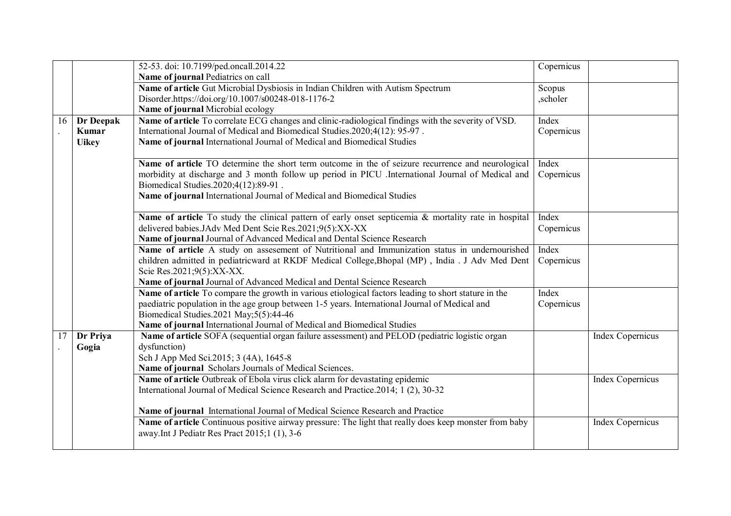|  |  |  |  |  |
|---|---|---|---|---|
|  |  | 52-53. doi: 10.7199/ped.oncall.2014.22<br>**Name of journal** Pediatrics on call | Copernicus |  |
|  |  | **Name of article** Gut Microbial Dysbiosis in Indian Children with Autism Spectrum Disorder.https://doi.org/10.1007/s00248-018-1176-2<br>**Name of journal** Microbial ecology | Scopus ,scholer |  |
| 16. | **Dr Deepak Kumar Uikey** | **Name of article** To correlate ECG changes and clinic-radiological findings with the severity of VSD. International Journal of Medical and Biomedical Studies.2020;4(12): 95-97 .<br>**Name of journal** International Journal of Medical and Biomedical Studies | Index Copernicus |  |
|  |  | **Name of article** TO determine the short term outcome in the of seizure recurrence and neurological morbidity at discharge and 3 month follow up period in PICU .International Journal of Medical and Biomedical Studies.2020;4(12):89-91 .<br>**Name of journal** International Journal of Medical and Biomedical Studies | Index Copernicus |  |
|  |  | **Name of article** To study the clinical pattern of early onset septicemia & mortality rate in hospital delivered babies.JAdv Med Dent Scie Res.2021;9(5):XX-XX<br>**Name of journal** Journal of Advanced Medical and Dental Science Research | Index Copernicus |  |
|  |  | **Name of article** A study on assesement of Nutritional and Immunization status in undernourished children admitted in pediatricward at RKDF Medical College,Bhopal (MP) , India . J Adv Med Dent Scie Res.2021;9(5):XX-XX.<br>**Name of journal** Journal of Advanced Medical and Dental Science Research | Index Copernicus |  |
|  |  | **Name of article** To compare the growth in various etiological factors leading to short stature in the paediatric population in the age group between 1-5 years. International Journal of Medical and Biomedical Studies.2021 May;5(5):44-46<br>**Name of journal** International Journal of Medical and Biomedical Studies | Index Copernicus |  |
| 17. | **Dr Priya Gogia** | **Name of article** SOFA (sequential organ failure assessment) and PELOD (pediatric logistic organ dysfunction)<br>Sch J App Med Sci.2015; 3 (4A), 1645-8<br>**Name of journal** Scholars Journals of Medical Sciences. |  | Index Copernicus |
|  |  | **Name of article** Outbreak of Ebola virus click alarm for devastating epidemic<br>International Journal of Medical Science Research and Practice.2014; 1 (2), 30-32<br>**Name of journal** International Journal of Medical Science Research and Practice |  | Index Copernicus |
|  |  | **Name of article** Continuous positive airway pressure: The light that really does keep monster from baby away.Int J Pediatr Res Pract 2015;1 (1), 3-6 |  | Index Copernicus |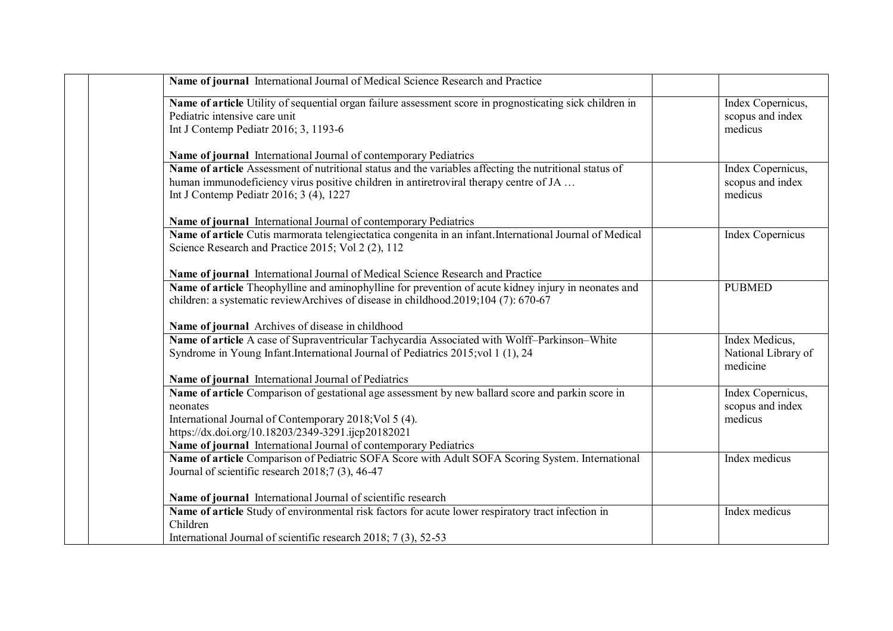| | | | | |
|---|---|---|---|---|
| | | **Name of journal** International Journal of Medical Science Research and Practice | | |
| | | **Name of article** Utility of sequential organ failure assessment score in prognosticating sick children in Pediatric intensive care unit<br>Int J Contemp Pediatr 2016; 3, 1193-6<br><br>**Name of journal** International Journal of contemporary Pediatrics | | Index Copernicus, scopus and index medicus |
| | | **Name of article** Assessment of nutritional status and the variables affecting the nutritional status of human immunodeficiency virus positive children in antiretroviral therapy centre of JA …<br>Int J Contemp Pediatr 2016; 3 (4), 1227<br><br>**Name of journal** International Journal of contemporary Pediatrics | | Index Copernicus, scopus and index medicus |
| | | **Name of article** Cutis marmorata telengiectatica congenita in an infant.International Journal of Medical Science Research and Practice 2015; Vol 2 (2), 112<br><br>**Name of journal** International Journal of Medical Science Research and Practice | | Index Copernicus |
| | | **Name of article** Theophylline and aminophylline for prevention of acute kidney injury in neonates and children: a systematic reviewArchives of disease in childhood.2019;104 (7): 670-67<br><br>**Name of journal** Archives of disease in childhood | | PUBMED |
| | | **Name of article** A case of Supraventricular Tachycardia Associated with Wolff–Parkinson–White Syndrome in Young Infant.International Journal of Pediatrics 2015;vol 1 (1), 24<br><br>**Name of journal** International Journal of Pediatrics | | Index Medicus, National Library of medicine |
| | | **Name of article** Comparison of gestational age assessment by new ballard score and parkin score in neonates<br>International Journal of Contemporary 2018;Vol 5 (4).<br>https://dx.doi.org/10.18203/2349-3291.ijcp20182021<br>**Name of journal** International Journal of contemporary Pediatrics | | Index Copernicus, scopus and index medicus |
| | | **Name of article** Comparison of Pediatric SOFA Score with Adult SOFA Scoring System. International Journal of scientific research 2018;7 (3), 46-47<br><br>**Name of journal** International Journal of scientific research | | Index medicus |
| | | **Name of article** Study of environmental risk factors for acute lower respiratory tract infection in Children<br>International Journal of scientific research 2018; 7 (3), 52-53 | | Index medicus |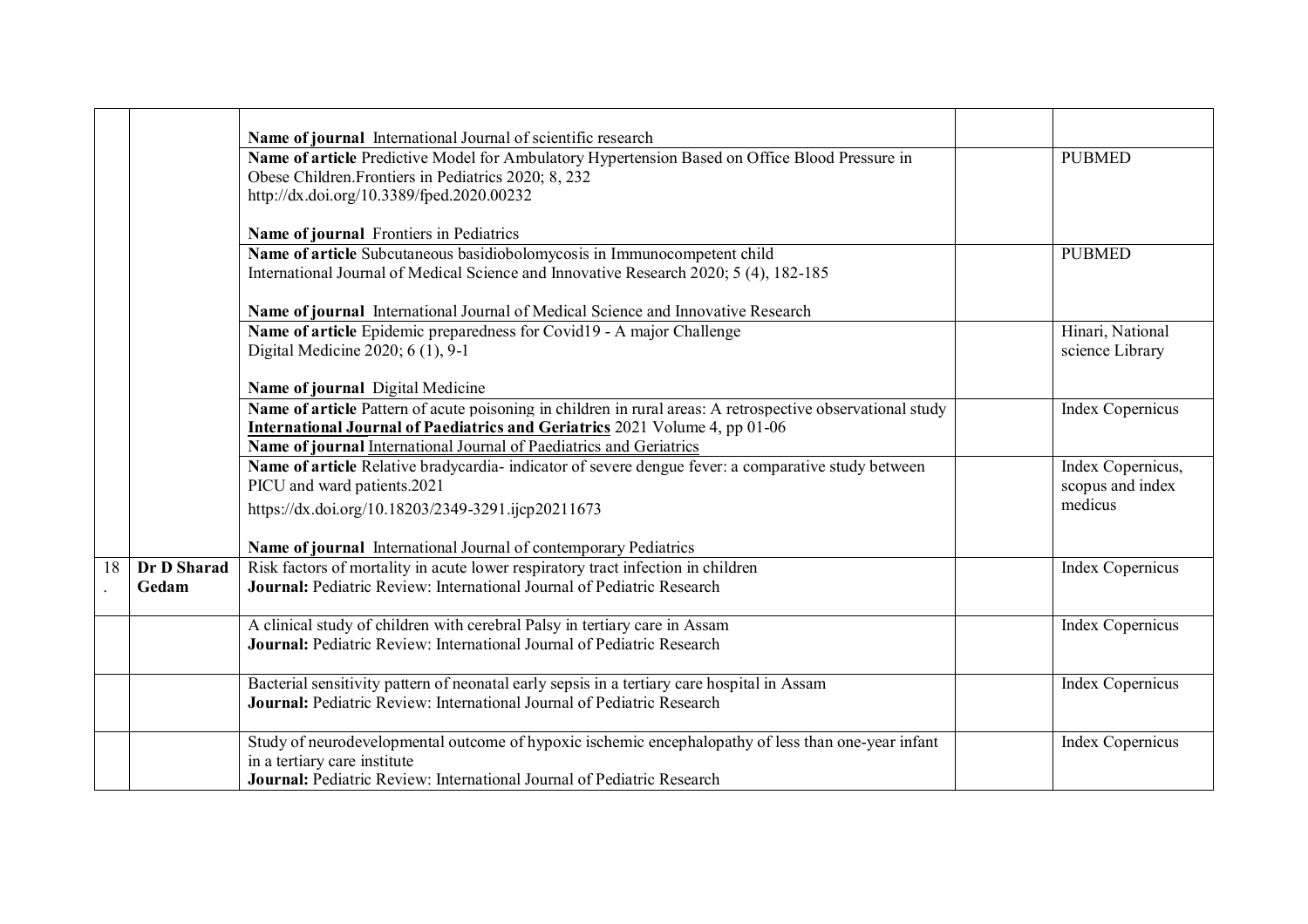| | | | | |
|---|---|---|---|---|
| | | **Name of journal** International Journal of scientific research | | |
| | | **Name of article** Predictive Model for Ambulatory Hypertension Based on Office Blood Pressure in Obese Children.Frontiers in Pediatrics 2020; 8, 232<br>http://dx.doi.org/10.3389/fped.2020.00232<br><br>**Name of journal** Frontiers in Pediatrics | | PUBMED |
| | | **Name of article** Subcutaneous basidiobolomycosis in Immunocompetent child<br>International Journal of Medical Science and Innovative Research 2020; 5 (4), 182-185<br><br>**Name of journal** International Journal of Medical Science and Innovative Research | | PUBMED |
| | | **Name of article** Epidemic preparedness for Covid19 - A major Challenge<br>Digital Medicine 2020; 6 (1), 9-1<br><br>**Name of journal** Digital Medicine | | Hinari, National science Library |
| | | **Name of article** Pattern of acute poisoning in children in rural areas: A retrospective observational study<br>**International Journal of Paediatrics and Geriatrics** 2021 Volume 4, pp 01-06<br>**Name of journal** International Journal of Paediatrics and Geriatrics | | Index Copernicus |
| | | **Name of article** Relative bradycardia- indicator of severe dengue fever: a comparative study between PICU and ward patients.2021<br>https://dx.doi.org/10.18203/2349-3291.ijcp20211673<br><br>**Name of journal** International Journal of contemporary Pediatrics | | Index Copernicus, scopus and index medicus |
| 18. | **Dr D Sharad Gedam** | Risk factors of mortality in acute lower respiratory tract infection in children<br>**Journal:** Pediatric Review: International Journal of Pediatric Research | | Index Copernicus |
| | | A clinical study of children with cerebral Palsy in tertiary care in Assam<br>**Journal:** Pediatric Review: International Journal of Pediatric Research | | Index Copernicus |
| | | Bacterial sensitivity pattern of neonatal early sepsis in a tertiary care hospital in Assam<br>**Journal:** Pediatric Review: International Journal of Pediatric Research | | Index Copernicus |
| | | Study of neurodevelopmental outcome of hypoxic ischemic encephalopathy of less than one-year infant in a tertiary care institute<br>**Journal:** Pediatric Review: International Journal of Pediatric Research | | Index Copernicus |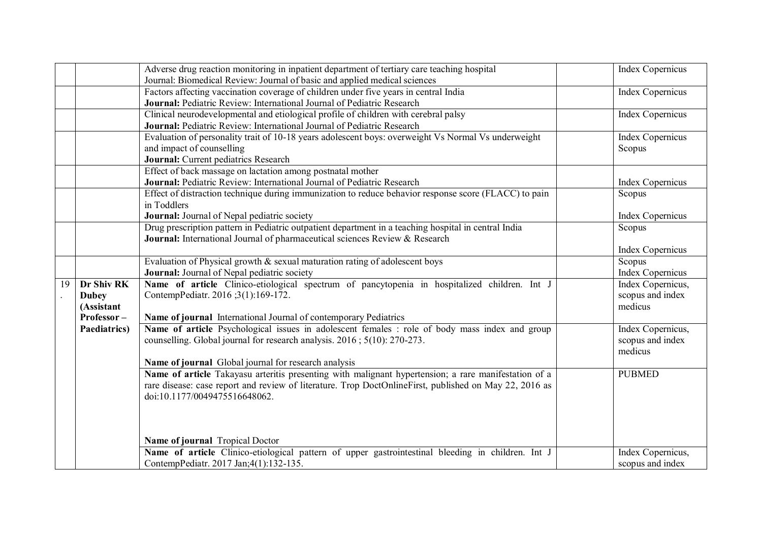| | | | | |
|---|---|---|---|---|
| | | Adverse drug reaction monitoring in inpatient department of tertiary care teaching hospital<br>Journal: Biomedical Review: Journal of basic and applied medical sciences | | Index Copernicus |
| | | Factors affecting vaccination coverage of children under five years in central India<br>**Journal:** Pediatric Review: International Journal of Pediatric Research | | Index Copernicus |
| | | Clinical neurodevelopmental and etiological profile of children with cerebral palsy<br>**Journal:** Pediatric Review: International Journal of Pediatric Research | | Index Copernicus |
| | | Evaluation of personality trait of 10-18 years adolescent boys: overweight Vs Normal Vs underweight and impact of counselling<br>**Journal:** Current pediatrics Research | | Index Copernicus<br>Scopus |
| | | Effect of back massage on lactation among postnatal mother<br>**Journal:** Pediatric Review: International Journal of Pediatric Research | | Index Copernicus |
| | | Effect of distraction technique during immunization to reduce behavior response score (FLACC) to pain in Toddlers<br>**Journal:** Journal of Nepal pediatric society | | Scopus<br><br>Index Copernicus |
| | | Drug prescription pattern in Pediatric outpatient department in a teaching hospital in central India<br>**Journal:** International Journal of pharmaceutical sciences Review & Research | | Scopus<br><br>Index Copernicus |
| | | Evaluation of Physical growth & sexual maturation rating of adolescent boys<br>**Journal:** Journal of Nepal pediatric society | | Scopus<br>Index Copernicus |
| 19. | **Dr Shiv RK Dubey (Assistant Professor – Paediatrics)** | **Name of article** Clinico-etiological spectrum of pancytopenia in hospitalized children. Int J ContempPediatr. 2016 ;3(1):169-172.<br><br>**Name of journal** International Journal of contemporary Pediatrics | | Index Copernicus, scopus and index medicus |
| | | **Name of article** Psychological issues in adolescent females : role of body mass index and group counselling. Global journal for research analysis. 2016 ; 5(10): 270-273.<br><br>**Name of journal** Global journal for research analysis | | Index Copernicus, scopus and index medicus |
| | | **Name of article** Takayasu arteritis presenting with malignant hypertension; a rare manifestation of a rare disease: case report and review of literature. Trop DoctOnlineFirst, published on May 22, 2016 as doi:10.1177/0049475516648062.<br><br>**Name of journal** Tropical Doctor | | PUBMED |
| | | **Name of article** Clinico-etiological pattern of upper gastrointestinal bleeding in children. Int J ContempPediatr. 2017 Jan;4(1):132-135. | | Index Copernicus, scopus and index |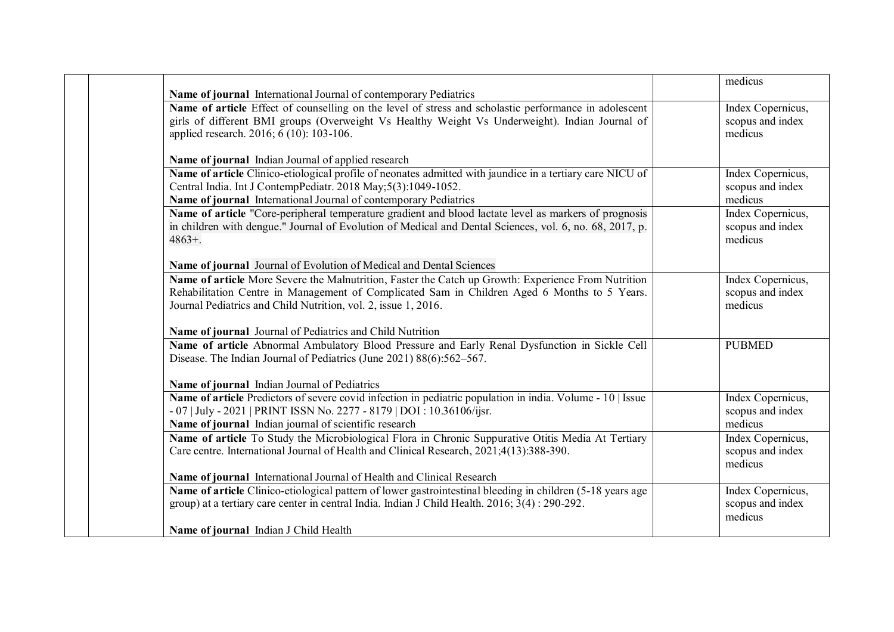|  |  |  |  |  |
|---|---|---|---|---|
|  |  | **Name of journal** International Journal of contemporary Pediatrics |  | medicus |
|  |  | **Name of article** Effect of counselling on the level of stress and scholastic performance in adolescent girls of different BMI groups (Overweight Vs Healthy Weight Vs Underweight). Indian Journal of applied research. 2016; 6 (10): 103-106.<br><br>**Name of journal** Indian Journal of applied research |  | Index Copernicus, scopus and index medicus |
|  |  | **Name of article** Clinico-etiological profile of neonates admitted with jaundice in a tertiary care NICU of Central India. Int J ContempPediatr. 2018 May;5(3):1049-1052.<br>**Name of journal** International Journal of contemporary Pediatrics |  | Index Copernicus, scopus and index medicus |
|  |  | **Name of article** "Core-peripheral temperature gradient and blood lactate level as markers of prognosis in children with dengue." Journal of Evolution of Medical and Dental Sciences, vol. 6, no. 68, 2017, p. 4863+.<br><br>**Name of journal** Journal of Evolution of Medical and Dental Sciences |  | Index Copernicus, scopus and index medicus |
|  |  | **Name of article** More Severe the Malnutrition, Faster the Catch up Growth: Experience From Nutrition Rehabilitation Centre in Management of Complicated Sam in Children Aged 6 Months to 5 Years. Journal Pediatrics and Child Nutrition, vol. 2, issue 1, 2016.<br><br>**Name of journal** Journal of Pediatrics and Child Nutrition |  | Index Copernicus, scopus and index medicus |
|  |  | **Name of article** Abnormal Ambulatory Blood Pressure and Early Renal Dysfunction in Sickle Cell Disease. The Indian Journal of Pediatrics (June 2021) 88(6):562–567.<br><br>**Name of journal** Indian Journal of Pediatrics |  | PUBMED |
|  |  | **Name of article** Predictors of severe covid infection in pediatric population in india. Volume - 10 \| Issue - 07 \| July - 2021 \| PRINT ISSN No. 2277 - 8179 \| DOI : 10.36106/ijsr.<br>**Name of journal** Indian journal of scientific research |  | Index Copernicus, scopus and index medicus |
|  |  | **Name of article** To Study the Microbiological Flora in Chronic Suppurative Otitis Media At Tertiary Care centre. International Journal of Health and Clinical Research, 2021;4(13):388-390.<br><br>**Name of journal** International Journal of Health and Clinical Research |  | Index Copernicus, scopus and index medicus |
|  |  | **Name of article** Clinico-etiological pattern of lower gastrointestinal bleeding in children (5-18 years age group) at a tertiary care center in central India. Indian J Child Health. 2016; 3(4) : 290-292.<br><br>**Name of journal** Indian J Child Health |  | Index Copernicus, scopus and index medicus |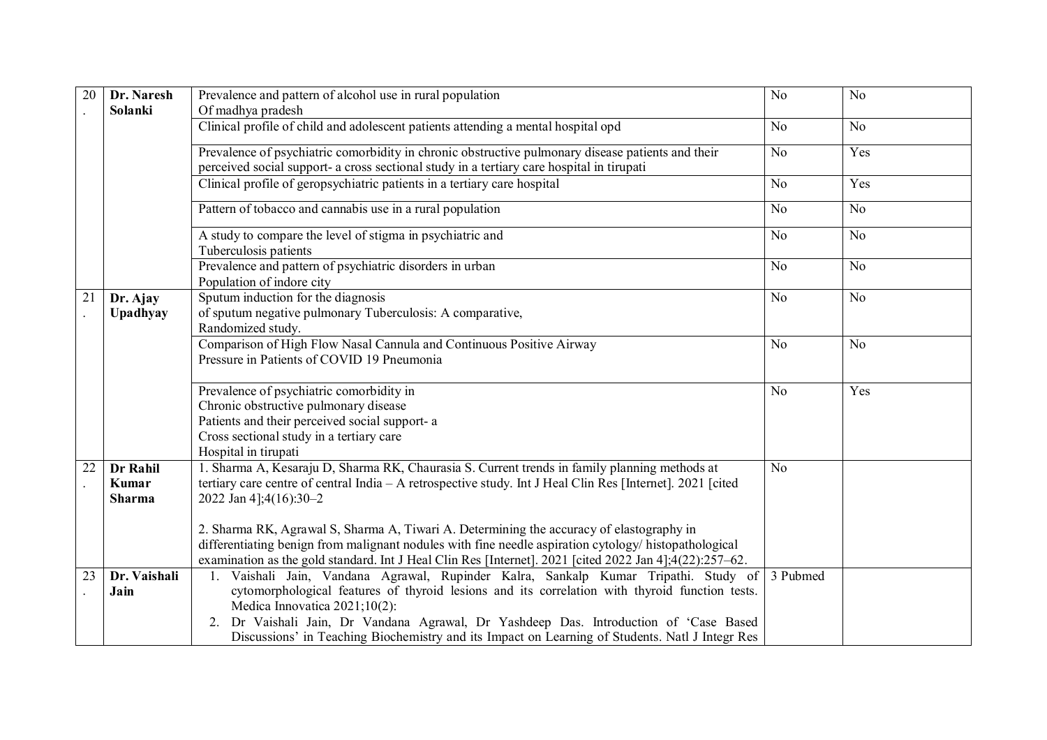| | | | | |
|---|---|---|---|---|
| 20. | **Dr. Naresh Solanki** | Prevalence and pattern of alcohol use in rural population Of madhya pradesh | No | No |
| | | Clinical profile of child and adolescent patients attending a mental hospital opd | No | No |
| | | Prevalence of psychiatric comorbidity in chronic obstructive pulmonary disease patients and their perceived social support- a cross sectional study in a tertiary care hospital in tirupati | No | Yes |
| | | Clinical profile of geropsychiatric patients in a tertiary care hospital | No | Yes |
| | | Pattern of tobacco and cannabis use in a rural population | No | No |
| | | A study to compare the level of stigma in psychiatric and Tuberculosis patients | No | No |
| | | Prevalence and pattern of psychiatric disorders in urban Population of indore city | No | No |
| 21. | **Dr. Ajay Upadhyay** | Sputum induction for the diagnosis of sputum negative pulmonary Tuberculosis: A comparative, Randomized study. | No | No |
| | | Comparison of High Flow Nasal Cannula and Continuous Positive Airway Pressure in Patients of COVID 19 Pneumonia | No | No |
| | | Prevalence of psychiatric comorbidity in Chronic obstructive pulmonary disease Patients and their perceived social support- a Cross sectional study in a tertiary care Hospital in tirupati | No | Yes |
| 22. | **Dr Rahil Kumar Sharma** | 1. Sharma A, Kesaraju D, Sharma RK, Chaurasia S. Current trends in family planning methods at tertiary care centre of central India – A retrospective study. Int J Heal Clin Res [Internet]. 2021 [cited 2022 Jan 4];4(16):30–2<br><br>2. Sharma RK, Agrawal S, Sharma A, Tiwari A. Determining the accuracy of elastography in differentiating benign from malignant nodules with fine needle aspiration cytology/ histopathological examination as the gold standard. Int J Heal Clin Res [Internet]. 2021 [cited 2022 Jan 4];4(22):257–62. | No | |
| 23. | **Dr. Vaishali Jain** | 1. Vaishali Jain, Vandana Agrawal, Rupinder Kalra, Sankalp Kumar Tripathi. Study of cytomorphological features of thyroid lesions and its correlation with thyroid function tests. Medica Innovatica 2021;10(2):<br>2. Dr Vaishali Jain, Dr Vandana Agrawal, Dr Yashdeep Das. Introduction of 'Case Based Discussions' in Teaching Biochemistry and its Impact on Learning of Students. Natl J Integr Res | 3 Pubmed | |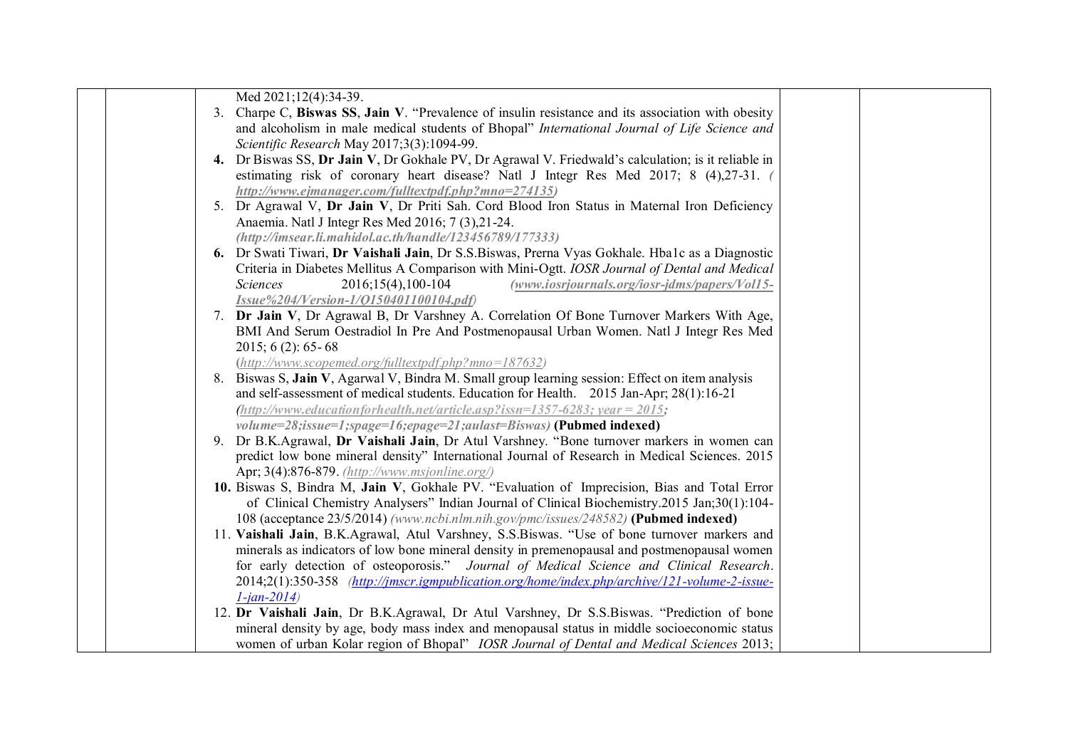Med 2021;12(4):34-39.

3. Charpe C, **Biswas SS**, **Jain V**. "Prevalence of insulin resistance and its association with obesity and alcoholism in male medical students of Bhopal" *International Journal of Life Science and Scientific Research* May 2017;3(3):1094-99.
4. Dr Biswas SS, **Dr Jain V**, Dr Gokhale PV, Dr Agrawal V. Friedwald's calculation; is it reliable in estimating risk of coronary heart disease? Natl J Integr Res Med 2017; 8 (4),27-31. *(http://www.ejmanager.com/fulltextpdf.php?mno=274135)*
5. Dr Agrawal V, **Dr Jain V**, Dr Priti Sah. Cord Blood Iron Status in Maternal Iron Deficiency Anaemia. Natl J Integr Res Med 2016; 7 (3),21-24. *(http://imsear.li.mahidol.ac.th/handle/123456789/177333)*
6. Dr Swati Tiwari, **Dr Vaishali Jain**, Dr S.S.Biswas, Prerna Vyas Gokhale. Hba1c as a Diagnostic Criteria in Diabetes Mellitus A Comparison with Mini-Ogtt. *IOSR Journal of Dental and Medical Sciences* 2016;15(4),100-104 *(www.iosrjournals.org/iosr-jdms/papers/Vol15-Issue%204/Version-1/Q150401100104.pdf)*
7. **Dr Jain V**, Dr Agrawal B, Dr Varshney A. Correlation Of Bone Turnover Markers With Age, BMI And Serum Oestradiol In Pre And Postmenopausal Urban Women. Natl J Integr Res Med 2015; 6 (2): 65- 68 *(http://www.scopemed.org/fulltextpdf.php?mno=187632)*
8. Biswas S, **Jain V**, Agarwal V, Bindra M. Small group learning session: Effect on item analysis and self-assessment of medical students. Education for Health. 2015 Jan-Apr; 28(1):16-21 *(http://www.educationforhealth.net/article.asp?issn=1357-6283; year = 2015; volume=28;issue=1;spage=16;epage=21;aulast=Biswas)* **(Pubmed indexed)**
9. Dr B.K.Agrawal, **Dr Vaishali Jain**, Dr Atul Varshney. "Bone turnover markers in women can predict low bone mineral density" International Journal of Research in Medical Sciences. 2015 Apr; 3(4):876-879. *(http://www.msjonline.org/)*
10. Biswas S, Bindra M, **Jain V**, Gokhale PV. "Evaluation of Imprecision, Bias and Total Error of Clinical Chemistry Analysers" Indian Journal of Clinical Biochemistry.2015 Jan;30(1):104-108 (acceptance 23/5/2014) *(www.ncbi.nlm.nih.gov/pmc/issues/248582)* **(Pubmed indexed)**
11. **Vaishali Jain**, B.K.Agrawal, Atul Varshney, S.S.Biswas. "Use of bone turnover markers and minerals as indicators of low bone mineral density in premenopausal and postmenopausal women for early detection of osteoporosis." *Journal of Medical Science and Clinical Research*. 2014;2(1):350-358 *(http://jmscr.igmpublication.org/home/index.php/archive/121-volume-2-issue-1-jan-2014)*
12. **Dr Vaishali Jain**, Dr B.K.Agrawal, Dr Atul Varshney, Dr S.S.Biswas. "Prediction of bone mineral density by age, body mass index and menopausal status in middle socioeconomic status women of urban Kolar region of Bhopal" *IOSR Journal of Dental and Medical Sciences* 2013;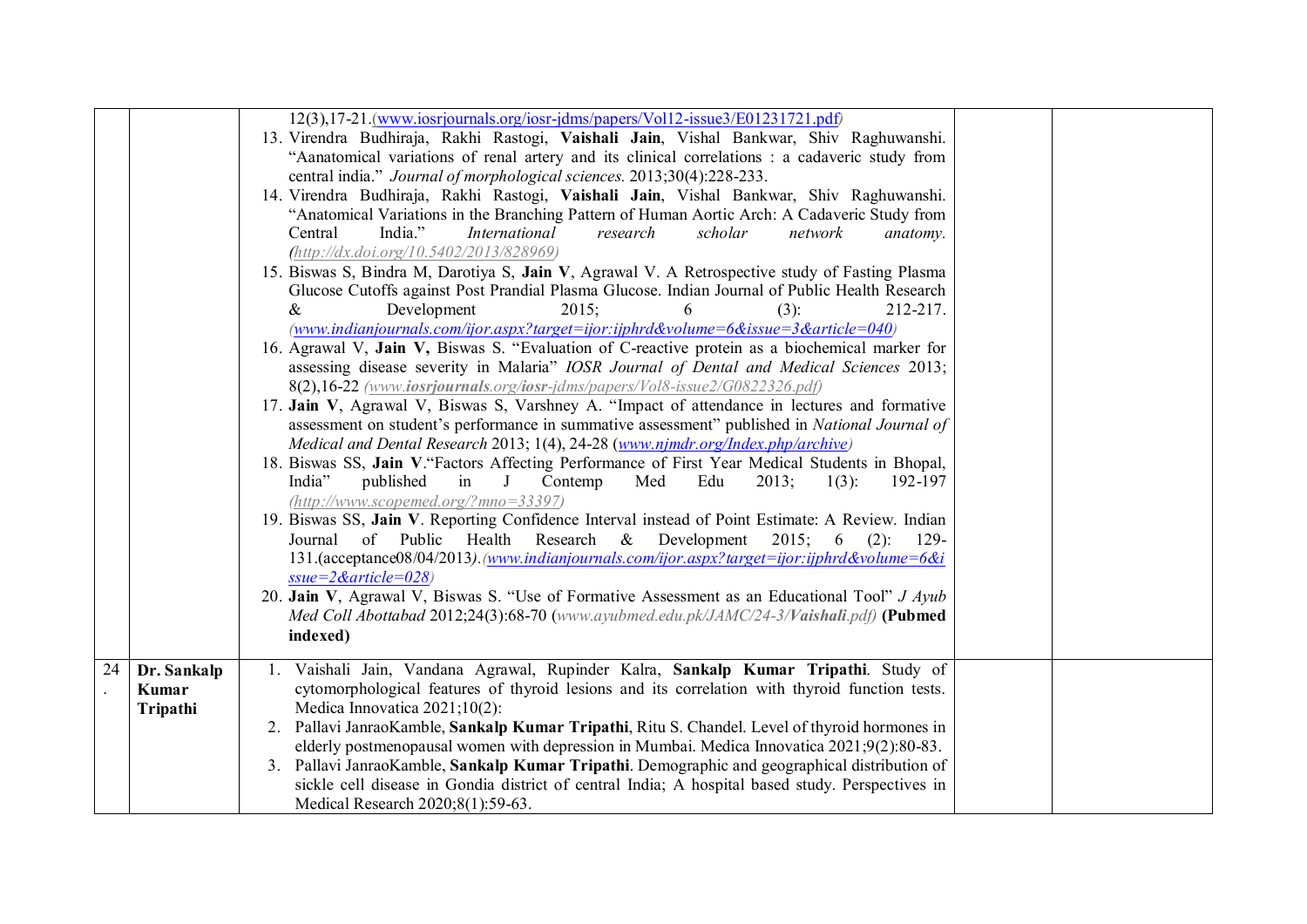| | | | | |
|---|---|---|---|---|
| | | 12(3),17-21.(www.iosrjournals.org/iosr-jdms/papers/Vol12-issue3/E01231721.pdf)<br>13. Virendra Budhiraja, Rakhi Rastogi, **Vaishali Jain**, Vishal Bankwar, Shiv Raghuwanshi. "Aanatomical variations of renal artery and its clinical correlations : a cadaveric study from central india." *Journal of morphological sciences.* 2013;30(4):228-233.<br>14. Virendra Budhiraja, Rakhi Rastogi, **Vaishali Jain**, Vishal Bankwar, Shiv Raghuwanshi. "Anatomical Variations in the Branching Pattern of Human Aortic Arch: A Cadaveric Study from Central India." *International research scholar network anatomy.* *(http://dx.doi.org/10.5402/2013/828969)*<br>15. Biswas S, Bindra M, Darotiya S, **Jain V**, Agrawal V. A Retrospective study of Fasting Plasma Glucose Cutoffs against Post Prandial Plasma Glucose. Indian Journal of Public Health Research & Development 2015; 6 (3): 212-217. *(www.indianjournals.com/ijor.aspx?target=ijor:ijphrd&volume=6&issue=3&article=040)*<br>16. Agrawal V, **Jain V,** Biswas S. "Evaluation of C-reactive protein as a biochemical marker for assessing disease severity in Malaria" *IOSR Journal of Dental and Medical Sciences* 2013; 8(2),16-22 *(www.iosrjournals.org/iosr-jdms/papers/Vol8-issue2/G0822326.pdf)*<br>17. **Jain V**, Agrawal V, Biswas S, Varshney A. "Impact of attendance in lectures and formative assessment on student's performance in summative assessment" published in *National Journal of Medical and Dental Research* 2013; 1(4), 24-28 (*www.njmdr.org/Index.php/archive)*<br>18. Biswas SS, **Jain V**."Factors Affecting Performance of First Year Medical Students in Bhopal, India" published in J Contemp Med Edu 2013; 1(3): 192-197 *(http://www.scopemed.org/?mno=33397)*<br>19. Biswas SS, **Jain V**. Reporting Confidence Interval instead of Point Estimate: A Review. Indian Journal of Public Health Research & Development 2015; 6 (2): 129-131.(acceptance08/04/2013*).(www.indianjournals.com/ijor.aspx?target=ijor:ijphrd&volume=6&issue=2&article=028)*<br>20. **Jain V**, Agrawal V, Biswas S. "Use of Formative Assessment as an Educational Tool" *J Ayub Med Coll Abottabad* 2012;24(3):68-70 (*www.ayubmed.edu.pk/JAMC/24-3/Vaishali.pdf)* **(Pubmed indexed)** | | |
| 24. | **Dr. Sankalp Kumar Tripathi** | 1. Vaishali Jain, Vandana Agrawal, Rupinder Kalra, **Sankalp Kumar Tripathi**. Study of cytomorphological features of thyroid lesions and its correlation with thyroid function tests. Medica Innovatica 2021;10(2):<br>2. Pallavi JanraoKamble, **Sankalp Kumar Tripathi**, Ritu S. Chandel. Level of thyroid hormones in elderly postmenopausal women with depression in Mumbai. Medica Innovatica 2021;9(2):80-83.<br>3. Pallavi JanraoKamble, **Sankalp Kumar Tripathi**. Demographic and geographical distribution of sickle cell disease in Gondia district of central India; A hospital based study. Perspectives in Medical Research 2020;8(1):59-63. | | |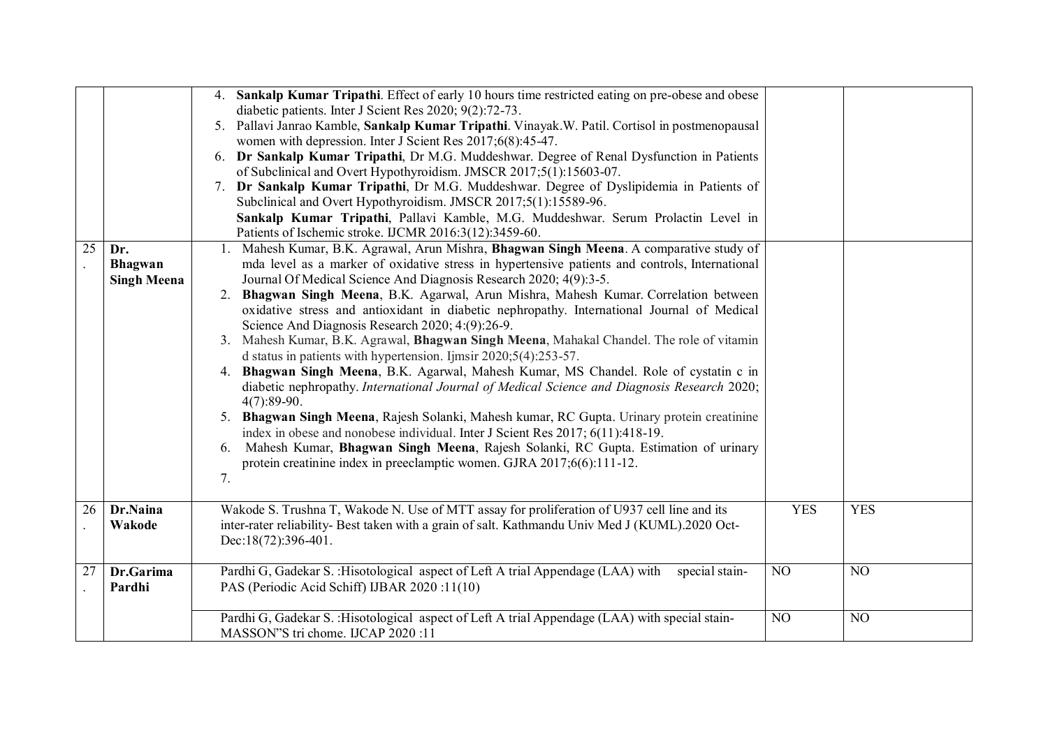| | | | | |
|---|---|---|---|---|
| | | 4. **Sankalp Kumar Tripathi**. Effect of early 10 hours time restricted eating on pre-obese and obese diabetic patients. Inter J Scient Res 2020; 9(2):72-73.<br>5. Pallavi Janrao Kamble, **Sankalp Kumar Tripathi**. Vinayak.W. Patil. Cortisol in postmenopausal women with depression. Inter J Scient Res 2017;6(8):45-47.<br>6. **Dr Sankalp Kumar Tripathi**, Dr M.G. Muddeshwar. Degree of Renal Dysfunction in Patients of Subclinical and Overt Hypothyroidism. JMSCR 2017;5(1):15603-07.<br>7. **Dr Sankalp Kumar Tripathi**, Dr M.G. Muddeshwar. Degree of Dyslipidemia in Patients of Subclinical and Overt Hypothyroidism. JMSCR 2017;5(1):15589-96.<br>**Sankalp Kumar Tripathi**, Pallavi Kamble, M.G. Muddeshwar. Serum Prolactin Level in Patients of Ischemic stroke. IJCMR 2016:3(12):3459-60. | | |
| 25. | **Dr. Bhagwan Singh Meena** | 1. Mahesh Kumar, B.K. Agrawal, Arun Mishra, **Bhagwan Singh Meena**. A comparative study of mda level as a marker of oxidative stress in hypertensive patients and controls, International Journal Of Medical Science And Diagnosis Research 2020; 4(9):3-5.<br>2. **Bhagwan Singh Meena**, B.K. Agarwal, Arun Mishra, Mahesh Kumar. Correlation between oxidative stress and antioxidant in diabetic nephropathy. International Journal of Medical Science And Diagnosis Research 2020; 4:(9):26-9.<br>3. Mahesh Kumar, B.K. Agrawal, **Bhagwan Singh Meena**, Mahakal Chandel. The role of vitamin d status in patients with hypertension. Ijmsir 2020;5(4):253-57.<br>4. **Bhagwan Singh Meena**, B.K. Agarwal, Mahesh Kumar, MS Chandel. Role of cystatin c in diabetic nephropathy. *International Journal of Medical Science and Diagnosis Research* 2020; 4(7):89-90.<br>5. **Bhagwan Singh Meena**, Rajesh Solanki, Mahesh kumar, RC Gupta. Urinary protein creatinine index in obese and nonobese individual. Inter J Scient Res 2017; 6(11):418-19.<br>6. Mahesh Kumar, **Bhagwan Singh Meena**, Rajesh Solanki, RC Gupta. Estimation of urinary protein creatinine index in preeclamptic women. GJRA 2017;6(6):111-12.<br>7. | | |
| 26. | **Dr.Naina Wakode** | Wakode S. Trushna T, Wakode N. Use of MTT assay for proliferation of U937 cell line and its inter-rater reliability- Best taken with a grain of salt. Kathmandu Univ Med J (KUML).2020 Oct-Dec:18(72):396-401. | YES | YES |
| 27. | **Dr.Garima Pardhi** | Pardhi G, Gadekar S. :Hisotological aspect of Left A trial Appendage (LAA) with special stain-PAS (Periodic Acid Schiff) IJBAR 2020 :11(10) | NO | NO |
| | | Pardhi G, Gadekar S. :Hisotological aspect of Left A trial Appendage (LAA) with special stain-MASSON"S tri chome. IJCAP 2020 :11 | NO | NO |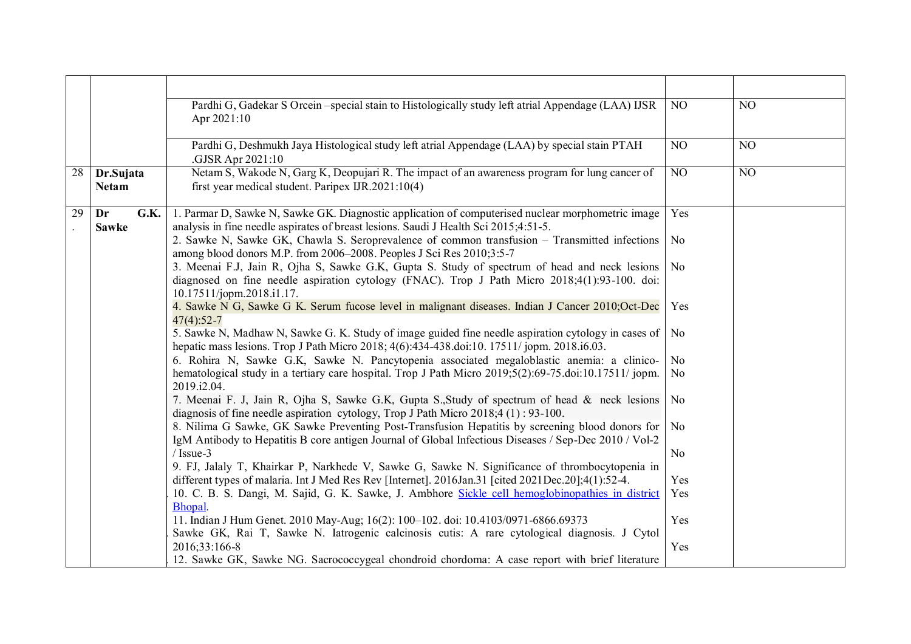| | | | | |
|---|---|---|---|---|
| | | | | |
| | | Pardhi G, Gadekar S Orcein –special stain to Histologically study left atrial Appendage (LAA) IJSR Apr 2021:10 | NO | NO |
| | | Pardhi G, Deshmukh Jaya Histological study left atrial Appendage (LAA) by special stain PTAH .GJSR Apr 2021:10 | NO | NO |
| 28 | **Dr.Sujata Netam** | Netam S, Wakode N, Garg K, Deopujari R. The impact of an awareness program for lung cancer of first year medical student. Paripex IJR.2021:10(4) | NO | NO |
| 29. | **Dr G.K. Sawke** | 1. Parmar D, Sawke N, Sawke GK. Diagnostic application of computerised nuclear morphometric image analysis in fine needle aspirates of breast lesions. Saudi J Health Sci 2015;4:51-5.<br>2. Sawke N, Sawke GK, Chawla S. Seroprevalence of common transfusion – Transmitted infections among blood donors M.P. from 2006–2008. Peoples J Sci Res 2010;3:5-7<br>3. Meenai F.J, Jain R, Ojha S, Sawke G.K, Gupta S. Study of spectrum of head and neck lesions diagnosed on fine needle aspiration cytology (FNAC). Trop J Path Micro 2018;4(1):93-100. doi: 10.17511/jopm.2018.i1.17.<br>4. Sawke N G, Sawke G K. Serum fucose level in malignant diseases. Indian J Cancer 2010;Oct-Dec 47(4):52-7<br>5. Sawke N, Madhaw N, Sawke G. K. Study of image guided fine needle aspiration cytology in cases of hepatic mass lesions. Trop J Path Micro 2018; 4(6):434-438.doi:10. 17511/ jopm. 2018.i6.03.<br>6. Rohira N, Sawke G.K, Sawke N. Pancytopenia associated megaloblastic anemia: a clinico-hematological study in a tertiary care hospital. Trop J Path Micro 2019;5(2):69-75.doi:10.17511/ jopm. 2019.i2.04.<br>7. Meenai F. J, Jain R, Ojha S, Sawke G.K, Gupta S.,Study of spectrum of head & neck lesions diagnosis of fine needle aspiration cytology, Trop J Path Micro 2018;4 (1) : 93-100.<br>8. Nilima G Sawke, GK Sawke Preventing Post-Transfusion Hepatitis by screening blood donors for IgM Antibody to Hepatitis B core antigen Journal of Global Infectious Diseases / Sep-Dec 2010 / Vol-2 / Issue-3<br>9. FJ, Jalaly T, Khairkar P, Narkhede V, Sawke G, Sawke N. Significance of thrombocytopenia in different types of malaria. Int J Med Res Rev [Internet]. 2016Jan.31 [cited 2021Dec.20];4(1):52-4.<br>10. C. B. S. Dangi, M. Sajid, G. K. Sawke, J. Ambhore Sickle cell hemoglobinopathies in district Bhopal.<br>11. Indian J Hum Genet. 2010 May-Aug; 16(2): 100–102. doi: 10.4103/0971-6866.69373<br>Sawke GK, Rai T, Sawke N. Iatrogenic calcinosis cutis: A rare cytological diagnosis. J Cytol 2016;33:166-8<br>12. Sawke GK, Sawke NG. Sacrococcygeal chondroid chordoma: A case report with brief literature | Yes<br>No<br>No<br>Yes<br>No<br>No<br>No<br>No<br>No<br>No<br>Yes<br>Yes<br>Yes<br>Yes | |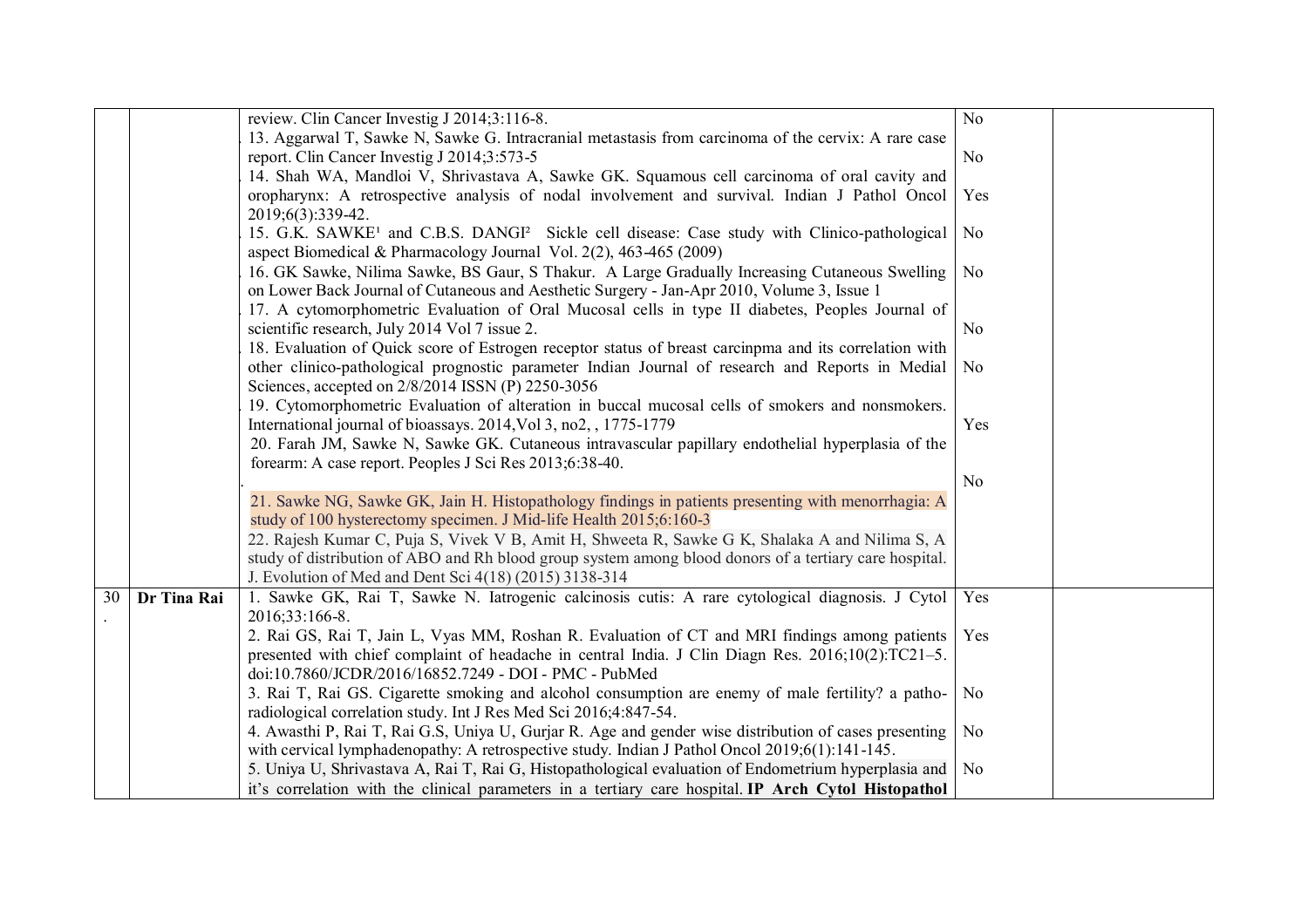|  |  |  |  |  |
|---|---|---|---|---|
|  |  | review. Clin Cancer Investig J 2014;3:116-8.<br>13. Aggarwal T, Sawke N, Sawke G. Intracranial metastasis from carcinoma of the cervix: A rare case report. Clin Cancer Investig J 2014;3:573-5<br>14. Shah WA, Mandloi V, Shrivastava A, Sawke GK. Squamous cell carcinoma of oral cavity and oropharynx: A retrospective analysis of nodal involvement and survival. Indian J Pathol Oncol 2019;6(3):339-42.<br>15. G.K. SAWKE[1] and C.B.S. DANGI[2] Sickle cell disease: Case study with Clinico-pathological aspect Biomedical & Pharmacology Journal Vol. 2(2), 463-465 (2009)<br>16. GK Sawke, Nilima Sawke, BS Gaur, S Thakur. A Large Gradually Increasing Cutaneous Swelling on Lower Back Journal of Cutaneous and Aesthetic Surgery - Jan-Apr 2010, Volume 3, Issue 1<br>17. A cytomorphometric Evaluation of Oral Mucosal cells in type II diabetes, Peoples Journal of scientific research, July 2014 Vol 7 issue 2.<br>18. Evaluation of Quick score of Estrogen receptor status of breast carcinpma and its correlation with other clinico-pathological prognostic parameter Indian Journal of research and Reports in Medial Sciences, accepted on 2/8/2014 ISSN (P) 2250-3056<br>19. Cytomorphometric Evaluation of alteration in buccal mucosal cells of smokers and nonsmokers. International journal of bioassays. 2014,Vol 3, no2, , 1775-1779<br>20. Farah JM, Sawke N, Sawke GK. Cutaneous intravascular papillary endothelial hyperplasia of the forearm: A case report. Peoples J Sci Res 2013;6:38-40.<br>21. Sawke NG, Sawke GK, Jain H. Histopathology findings in patients presenting with menorrhagia: A study of 100 hysterectomy specimen. J Mid-life Health 2015;6:160-3<br>22. Rajesh Kumar C, Puja S, Vivek V B, Amit H, Shweeta R, Sawke G K, Shalaka A and Nilima S, A study of distribution of ABO and Rh blood group system among blood donors of a tertiary care hospital. J. Evolution of Med and Dent Sci 4(18) (2015) 3138-314 | No<br>No<br>Yes<br>No<br>No<br>No<br>No<br>Yes<br>No |  |
| 30. | Dr Tina Rai | 1. Sawke GK, Rai T, Sawke N. Iatrogenic calcinosis cutis: A rare cytological diagnosis. J Cytol 2016;33:166-8.<br>2. Rai GS, Rai T, Jain L, Vyas MM, Roshan R. Evaluation of CT and MRI findings among patients presented with chief complaint of headache in central India. J Clin Diagn Res. 2016;10(2):TC21–5. doi:10.7860/JCDR/2016/16852.7249 - DOI - PMC - PubMed<br>3. Rai T, Rai GS. Cigarette smoking and alcohol consumption are enemy of male fertility? a patho-radiological correlation study. Int J Res Med Sci 2016;4:847-54.<br>4. Awasthi P, Rai T, Rai G.S, Uniya U, Gurjar R. Age and gender wise distribution of cases presenting with cervical lymphadenopathy: A retrospective study. Indian J Pathol Oncol 2019;6(1):141-145.<br>5. Uniya U, Shrivastava A, Rai T, Rai G, Histopathological evaluation of Endometrium hyperplasia and it's correlation with the clinical parameters in a tertiary care hospital. **IP Arch Cytol Histopathol** | Yes<br>Yes<br>No<br>No<br>No |  |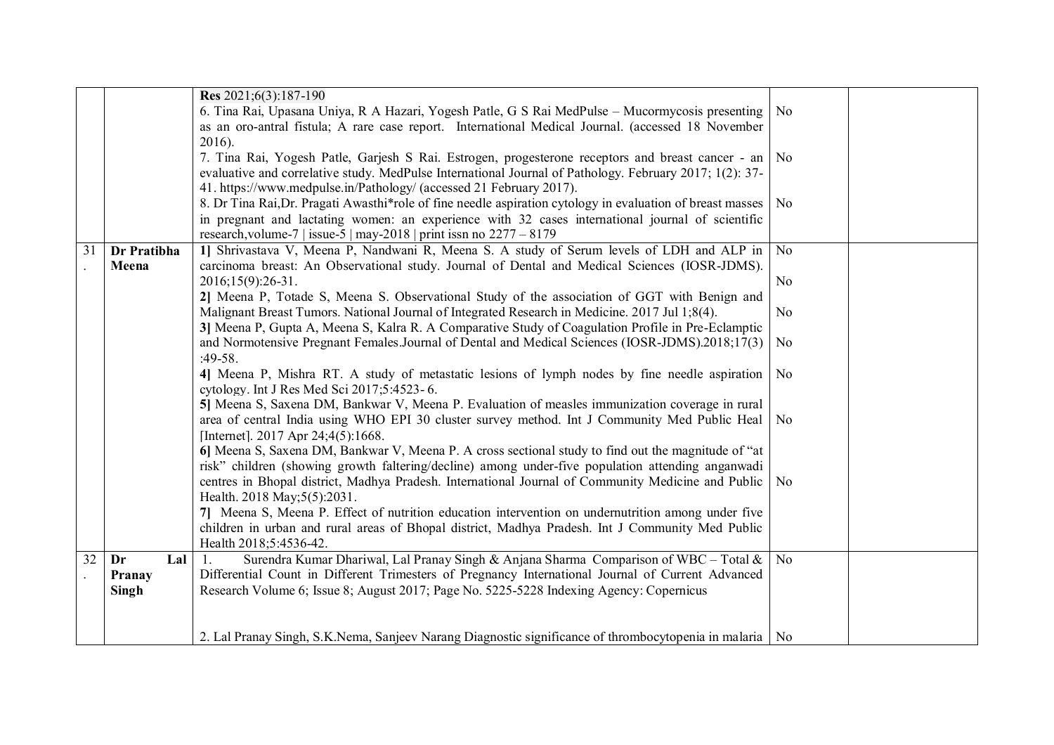| | | | | |
|---|---|---|---|---|
| | | **Res** 2021;6(3):187-190<br>6. Tina Rai, Upasana Uniya, R A Hazari, Yogesh Patle, G S Rai MedPulse – Mucormycosis presenting as an oro-antral fistula; A rare case report. International Medical Journal. (accessed 18 November 2016).<br>7. Tina Rai, Yogesh Patle, Garjesh S Rai. Estrogen, progesterone receptors and breast cancer - an evaluative and correlative study. MedPulse International Journal of Pathology. February 2017; 1(2): 37-41. https://www.medpulse.in/Pathology/ (accessed 21 February 2017).<br>8. Dr Tina Rai,Dr. Pragati Awasthi*role of fine needle aspiration cytology in evaluation of breast masses in pregnant and lactating women: an experience with 32 cases international journal of scientific research,volume-7 \| issue-5 \| may-2018 \| print issn no 2277 – 8179 | No<br>No<br>No | |
| 31. | **Dr Pratibha Meena** | **1]** Shrivastava V, Meena P, Nandwani R, Meena S. A study of Serum levels of LDH and ALP in carcinoma breast: An Observational study. Journal of Dental and Medical Sciences (IOSR-JDMS). 2016;15(9):26-31.<br>**2]** Meena P, Totade S, Meena S. Observational Study of the association of GGT with Benign and Malignant Breast Tumors. National Journal of Integrated Research in Medicine. 2017 Jul 1;8(4).<br>**3]** Meena P, Gupta A, Meena S, Kalra R. A Comparative Study of Coagulation Profile in Pre-Eclamptic and Normotensive Pregnant Females.Journal of Dental and Medical Sciences (IOSR-JDMS).2018;17(3):49-58.<br>**4]** Meena P, Mishra RT. A study of metastatic lesions of lymph nodes by fine needle aspiration cytology. Int J Res Med Sci 2017;5:4523- 6.<br>**5]** Meena S, Saxena DM, Bankwar V, Meena P. Evaluation of measles immunization coverage in rural area of central India using WHO EPI 30 cluster survey method. Int J Community Med Public Heal [Internet]. 2017 Apr 24;4(5):1668.<br>**6]** Meena S, Saxena DM, Bankwar V, Meena P. A cross sectional study to find out the magnitude of "at risk" children (showing growth faltering/decline) among under-five population attending anganwadi centres in Bhopal district, Madhya Pradesh. International Journal of Community Medicine and Public Health. 2018 May;5(5):2031.<br>**7]** Meena S, Meena P. Effect of nutrition education intervention on undernutrition among under five children in urban and rural areas of Bhopal district, Madhya Pradesh. Int J Community Med Public Health 2018;5:4536-42. | No<br>No<br>No<br>No<br>No<br>No | |
| 32. | **Dr Lal Pranay Singh** | 1. Surendra Kumar Dhariwal, Lal Pranay Singh & Anjana Sharma Comparison of WBC – Total & Differential Count in Different Trimesters of Pregnancy International Journal of Current Advanced Research Volume 6; Issue 8; August 2017; Page No. 5225-5228 Indexing Agency: Copernicus<br>2. Lal Pranay Singh, S.K.Nema, Sanjeev Narang Diagnostic significance of thrombocytopenia in malaria | No<br>No | |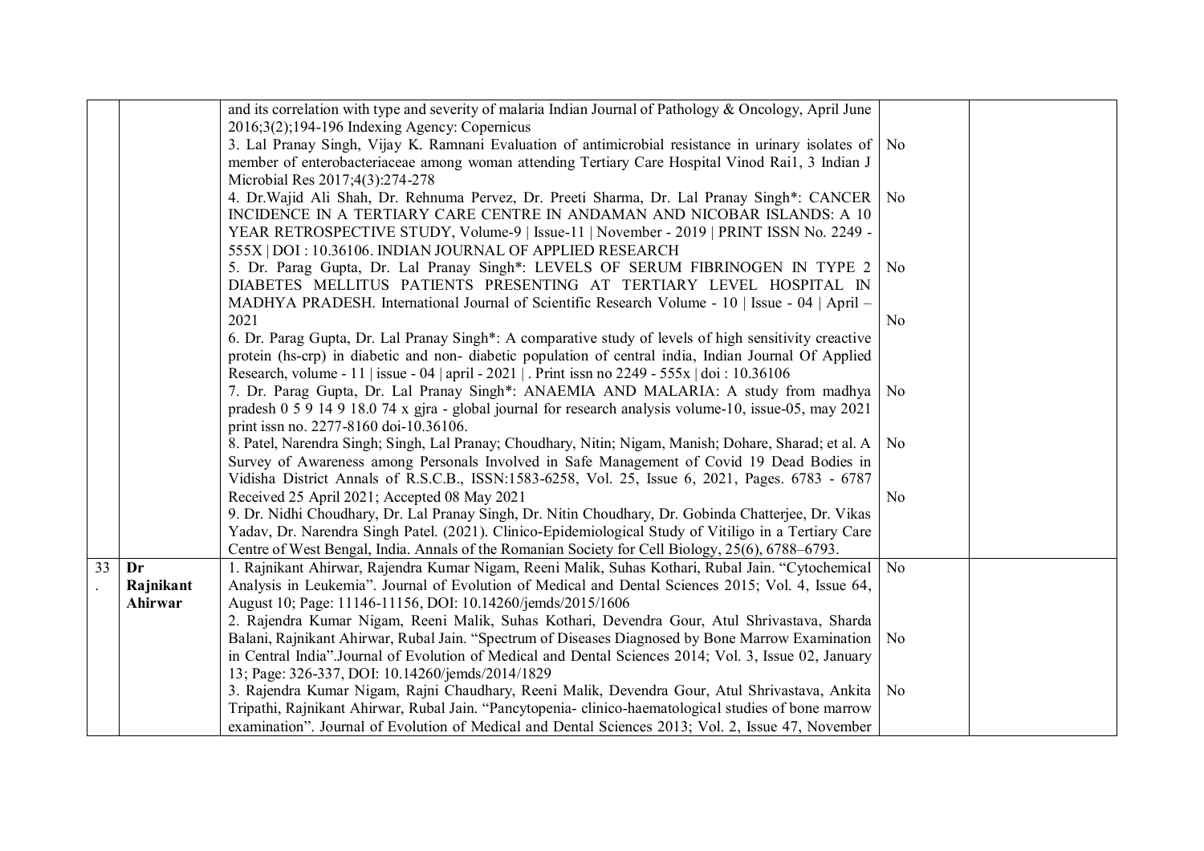| | | | | |
|---|---|---|---|---|
| | | and its correlation with type and severity of malaria Indian Journal of Pathology & Oncology, April June 2016;3(2);194-196 Indexing Agency: Copernicus<br>3. Lal Pranay Singh, Vijay K. Ramnani Evaluation of antimicrobial resistance in urinary isolates of member of enterobacteriaceae among woman attending Tertiary Care Hospital Vinod Rai1, 3 Indian J Microbial Res 2017;4(3):274-278<br>4. Dr.Wajid Ali Shah, Dr. Rehnuma Pervez, Dr. Preeti Sharma, Dr. Lal Pranay Singh*: CANCER INCIDENCE IN A TERTIARY CARE CENTRE IN ANDAMAN AND NICOBAR ISLANDS: A 10 YEAR RETROSPECTIVE STUDY, Volume-9 \| Issue-11 \| November - 2019 \| PRINT ISSN No. 2249 - 555X \| DOI : 10.36106. INDIAN JOURNAL OF APPLIED RESEARCH<br>5. Dr. Parag Gupta, Dr. Lal Pranay Singh*: LEVELS OF SERUM FIBRINOGEN IN TYPE 2 DIABETES MELLITUS PATIENTS PRESENTING AT TERTIARY LEVEL HOSPITAL IN MADHYA PRADESH. International Journal of Scientific Research Volume - 10 \| Issue - 04 \| April – 2021<br>6. Dr. Parag Gupta, Dr. Lal Pranay Singh*: A comparative study of levels of high sensitivity creactive protein (hs-crp) in diabetic and non- diabetic population of central india, Indian Journal Of Applied Research, volume - 11 \| issue - 04 \| april - 2021 \| . Print issn no 2249 - 555x \| doi : 10.36106<br>7. Dr. Parag Gupta, Dr. Lal Pranay Singh*: ANAEMIA AND MALARIA: A study from madhya pradesh 0 5 9 14 9 18.0 74 x gjra - global journal for research analysis volume-10, issue-05, may 2021 print issn no. 2277-8160 doi-10.36106.<br>8. Patel, Narendra Singh; Singh, Lal Pranay; Choudhary, Nitin; Nigam, Manish; Dohare, Sharad; et al. A Survey of Awareness among Personals Involved in Safe Management of Covid 19 Dead Bodies in Vidisha District Annals of R.S.C.B., ISSN:1583-6258, Vol. 25, Issue 6, 2021, Pages. 6783 - 6787 Received 25 April 2021; Accepted 08 May 2021<br>9. Dr. Nidhi Choudhary, Dr. Lal Pranay Singh, Dr. Nitin Choudhary, Dr. Gobinda Chatterjee, Dr. Vikas Yadav, Dr. Narendra Singh Patel. (2021). Clinico-Epidemiological Study of Vitiligo in a Tertiary Care Centre of West Bengal, India. Annals of the Romanian Society for Cell Biology, 25(6), 6788–6793. | No<br>No<br>No<br>No<br>No<br>No<br>No | |
| 33. | **Dr Rajnikant Ahirwar** | 1. Rajnikant Ahirwar, Rajendra Kumar Nigam, Reeni Malik, Suhas Kothari, Rubal Jain. "Cytochemical Analysis in Leukemia". Journal of Evolution of Medical and Dental Sciences 2015; Vol. 4, Issue 64, August 10; Page: 11146-11156, DOI: 10.14260/jemds/2015/1606<br>2. Rajendra Kumar Nigam, Reeni Malik, Suhas Kothari, Devendra Gour, Atul Shrivastava, Sharda Balani, Rajnikant Ahirwar, Rubal Jain. "Spectrum of Diseases Diagnosed by Bone Marrow Examination in Central India".Journal of Evolution of Medical and Dental Sciences 2014; Vol. 3, Issue 02, January 13; Page: 326-337, DOI: 10.14260/jemds/2014/1829<br>3. Rajendra Kumar Nigam, Rajni Chaudhary, Reeni Malik, Devendra Gour, Atul Shrivastava, Ankita Tripathi, Rajnikant Ahirwar, Rubal Jain. "Pancytopenia- clinico-haematological studies of bone marrow examination". Journal of Evolution of Medical and Dental Sciences 2013; Vol. 2, Issue 47, November | No<br>No<br>No | |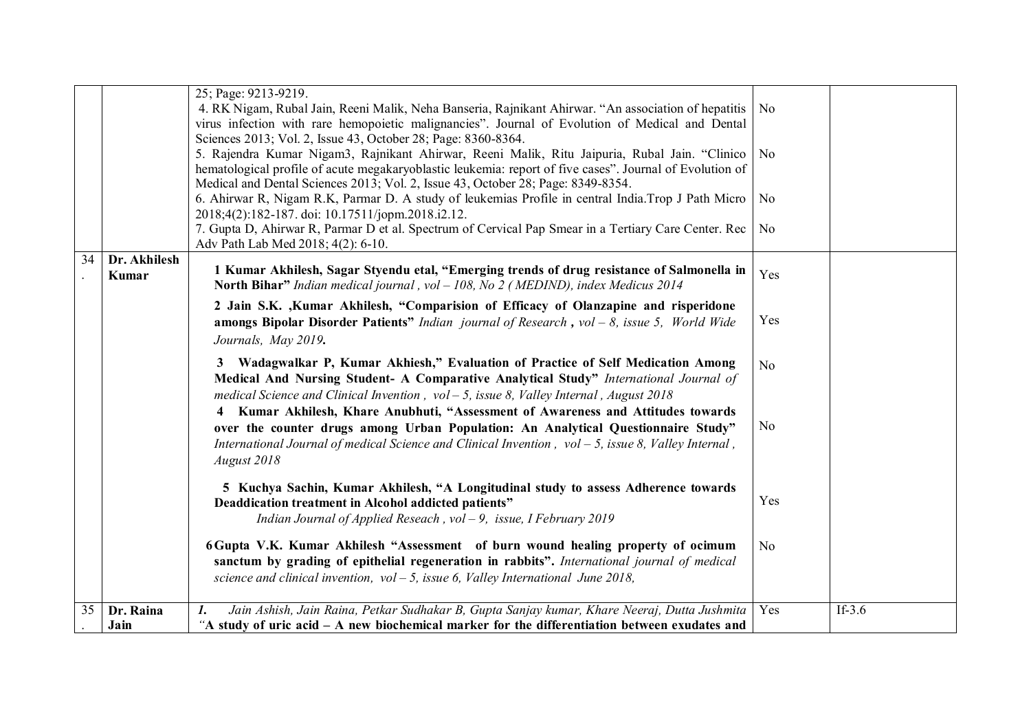|  |  | 25; Page: 9213-9219.<br>4. RK Nigam, Rubal Jain, Reeni Malik, Neha Banseria, Rajnikant Ahirwar. "An association of hepatitis virus infection with rare hemopoietic malignancies". Journal of Evolution of Medical and Dental Sciences 2013; Vol. 2, Issue 43, October 28; Page: 8360-8364.<br>5. Rajendra Kumar Nigam3, Rajnikant Ahirwar, Reeni Malik, Ritu Jaipuria, Rubal Jain. "Clinico hematological profile of acute megakaryoblastic leukemia: report of five cases". Journal of Evolution of Medical and Dental Sciences 2013; Vol. 2, Issue 43, October 28; Page: 8349-8354.<br>6. Ahirwar R, Nigam R.K, Parmar D. A study of leukemias Profile in central India.Trop J Path Micro 2018;4(2):182-187. doi: 10.17511/jopm.2018.i2.12.<br>7. Gupta D, Ahirwar R, Parmar D et al. Spectrum of Cervical Pap Smear in a Tertiary Care Center. Rec Adv Path Lab Med 2018; 4(2): 6-10. | No<br><br>No<br><br>No<br><br>No |  |
|---|---|---|---|---|
| 34. | **Dr. Akhilesh Kumar** | **1 Kumar Akhilesh, Sagar Styendu etal, "Emerging trends of drug resistance of Salmonella in North Bihar"** *Indian medical journal , vol – 108, No 2 ( MEDIND), index Medicus 2014*<br>**2 Jain S.K. ,Kumar Akhilesh, "Comparision of Efficacy of Olanzapine and risperidone amongs Bipolar Disorder Patients"** *Indian journal of Research* **,** *vol – 8, issue 5, World Wide Journals, May 2019***.**<br>**3 Wadagwalkar P, Kumar Akhiesh," Evaluation of Practice of Self Medication Among Medical And Nursing Student- A Comparative Analytical Study"** *International Journal of medical Science and Clinical Invention , vol – 5, issue 8, Valley Internal , August 2018*<br>**4 Kumar Akhilesh, Khare Anubhuti, "Assessment of Awareness and Attitudes towards over the counter drugs among Urban Population: An Analytical Questionnaire Study"** *International Journal of medical Science and Clinical Invention , vol – 5, issue 8, Valley Internal , August 2018*<br>**5 Kuchya Sachin, Kumar Akhilesh, "A Longitudinal study to assess Adherence towards Deaddication treatment in Alcohol addicted patients"** *Indian Journal of Applied Reseach , vol – 9, issue, I February 2019*<br>**6 Gupta V.K. Kumar Akhilesh "Assessment of burn wound healing property of ocimum sanctum by grading of epithelial regeneration in rabbits".** *International journal of medical science and clinical invention, vol – 5, issue 6, Valley International June 2018,* | Yes<br><br>Yes<br><br>No<br><br>No<br><br>Yes<br><br>No |  |
| 35. | **Dr. Raina Jain** | ***1.*** *Jain Ashish, Jain Raina, Petkar Sudhakar B, Gupta Sanjay kumar, Khare Neeraj, Dutta Jushmita "***A study of uric acid – A new biochemical marker for the differentiation between exudates and** | Yes | If-3.6 |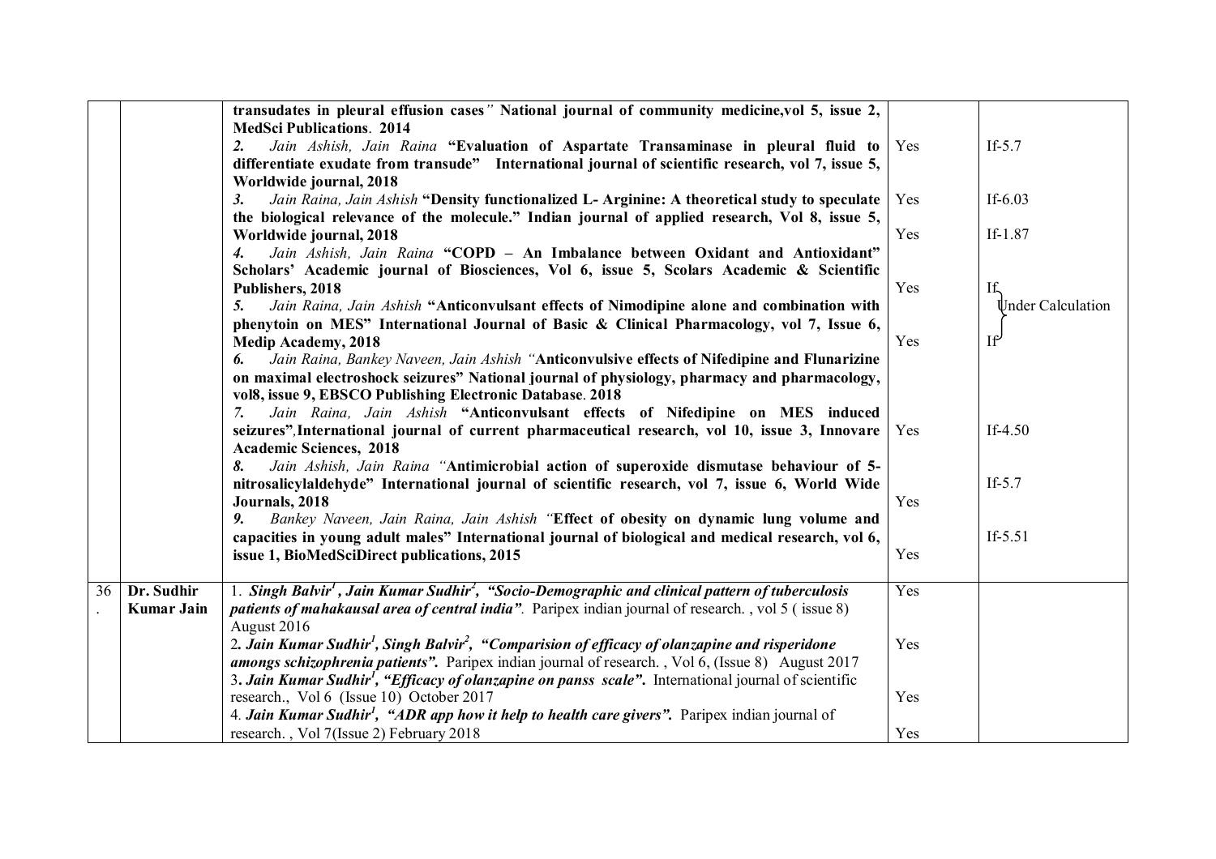| | | | | |
|---|---|---|---|---|
| | | **transudates in pleural effusion cases" National journal of community medicine,vol 5, issue 2, MedSci Publications. 2014**<br>2. *Jain Ashish, Jain Raina* **"Evaluation of Aspartate Transaminase in pleural fluid to differentiate exudate from transude" International journal of scientific research, vol 7, issue 5, Worldwide journal, 2018**<br>3. *Jain Raina, Jain Ashish* **"Density functionalized L- Arginine: A theoretical study to speculate the biological relevance of the molecule." Indian journal of applied research, Vol 8, issue 5, Worldwide journal, 2018**<br>4. *Jain Ashish, Jain Raina* **"COPD – An Imbalance between Oxidant and Antioxidant" Scholars' Academic journal of Biosciences, Vol 6, issue 5, Scolars Academic & Scientific Publishers, 2018**<br>5. *Jain Raina, Jain Ashish* **"Anticonvulsant effects of Nimodipine alone and combination with phenytoin on MES" International Journal of Basic & Clinical Pharmacology, vol 7, Issue 6, Medip Academy, 2018**<br>6. *Jain Raina, Bankey Naveen, Jain Ashish "***Anticonvulsive effects of Nifedipine and Flunarizine on maximal electroshock seizures" National journal of physiology, pharmacy and pharmacology, vol8, issue 9, EBSCO Publishing Electronic Database. 2018**<br>7. *Jain Raina, Jain Ashish* **"Anticonvulsant effects of Nifedipine on MES induced seizures",International journal of current pharmaceutical research, vol 10, issue 3, Innovare Academic Sciences, 2018**<br>8. *Jain Ashish, Jain Raina "***Antimicrobial action of superoxide dismutase behaviour of 5-nitrosalicylaldehyde" International journal of scientific research, vol 7, issue 6, World Wide Journals, 2018**<br>9. *Bankey Naveen, Jain Raina, Jain Ashish "***Effect of obesity on dynamic lung volume and capacities in young adult males" International journal of biological and medical research, vol 6, issue 1, BioMedSciDirect publications, 2015** | Yes<br>Yes<br>Yes<br>Yes<br>Yes<br>Yes<br>Yes<br>Yes | If-5.7<br>If-6.03<br>If-1.87<br>If } Under Calculation<br>If<br>If-4.50<br>If-5.7<br>If-5.51 |
| 36. | **Dr. Sudhir Kumar Jain** | 1. ***Singh Balvir[1], Jain Kumar Sudhir[2], "Socio-Demographic and clinical pattern of tuberculosis patients of mahakausal area of central india"****.* Paripex indian journal of research. , vol 5 ( issue 8) August 2016<br>2. ***Jain Kumar Sudhir[1], Singh Balvir[2], "Comparision of efficacy of olanzapine and risperidone amongs schizophrenia patients".*** Paripex indian journal of research. , Vol 6, (Issue 8) August 2017<br>3. ***Jain Kumar Sudhir[1], "Efficacy of olanzapine on panss scale".*** International journal of scientific research., Vol 6 (Issue 10) October 2017<br>4. ***Jain Kumar Sudhir[1], "ADR app how it help to health care givers".*** Paripex indian journal of research. , Vol 7(Issue 2) February 2018 | Yes<br>Yes<br>Yes<br>Yes | |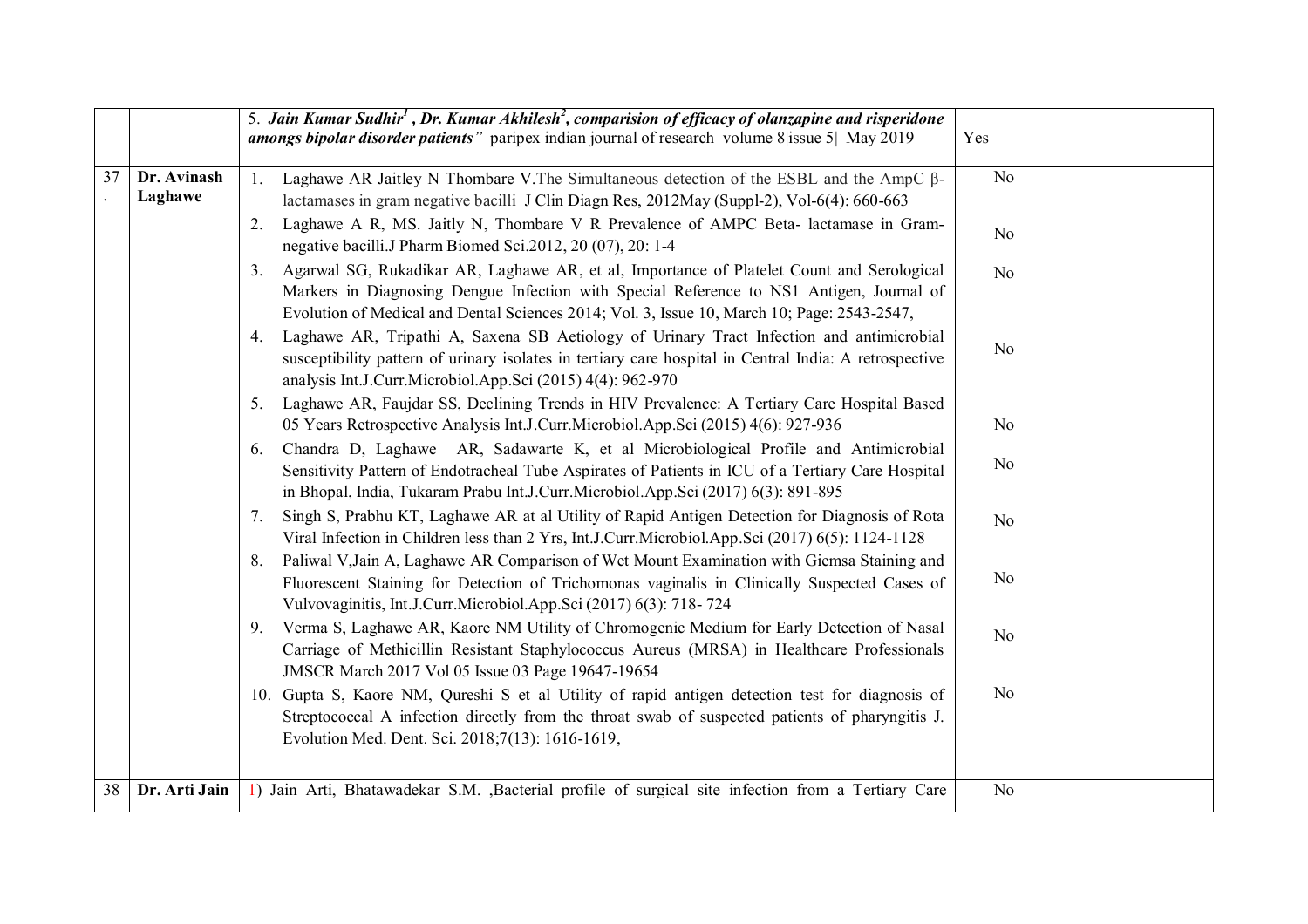| | | | | |
|---|---|---|---|---|
| | | 5. ***Jain Kumar Sudhir[1] , Dr. Kumar Akhilesh[2], comparision of efficacy of olanzapine and risperidone amongs bipolar disorder patients"*** paripex indian journal of research volume 8\|issue 5\| May 2019 | Yes | |
| 37. | **Dr. Avinash Laghawe** | 1. Laghawe AR Jaitley N Thombare V.The Simultaneous detection of the ESBL and the AmpC β-lactamases in gram negative bacilli J Clin Diagn Res, 2012May (Suppl-2), Vol-6(4): 660-663 | No | |
| | | 2. Laghawe A R, MS. Jaitly N, Thombare V R Prevalence of AMPC Beta- lactamase in Gram-negative bacilli.J Pharm Biomed Sci.2012, 20 (07), 20: 1-4 | No | |
| | | 3. Agarwal SG, Rukadikar AR, Laghawe AR, et al, Importance of Platelet Count and Serological Markers in Diagnosing Dengue Infection with Special Reference to NS1 Antigen, Journal of Evolution of Medical and Dental Sciences 2014; Vol. 3, Issue 10, March 10; Page: 2543-2547, | No | |
| | | 4. Laghawe AR, Tripathi A, Saxena SB Aetiology of Urinary Tract Infection and antimicrobial susceptibility pattern of urinary isolates in tertiary care hospital in Central India: A retrospective analysis Int.J.Curr.Microbiol.App.Sci (2015) 4(4): 962-970 | No | |
| | | 5. Laghawe AR, Faujdar SS, Declining Trends in HIV Prevalence: A Tertiary Care Hospital Based 05 Years Retrospective Analysis Int.J.Curr.Microbiol.App.Sci (2015) 4(6): 927-936 | No | |
| | | 6. Chandra D, Laghawe AR, Sadawarte K, et al Microbiological Profile and Antimicrobial Sensitivity Pattern of Endotracheal Tube Aspirates of Patients in ICU of a Tertiary Care Hospital in Bhopal, India, Tukaram Prabu Int.J.Curr.Microbiol.App.Sci (2017) 6(3): 891-895 | No | |
| | | 7. Singh S, Prabhu KT, Laghawe AR at al Utility of Rapid Antigen Detection for Diagnosis of Rota Viral Infection in Children less than 2 Yrs, Int.J.Curr.Microbiol.App.Sci (2017) 6(5): 1124-1128 | No | |
| | | 8. Paliwal V,Jain A, Laghawe AR Comparison of Wet Mount Examination with Giemsa Staining and Fluorescent Staining for Detection of Trichomonas vaginalis in Clinically Suspected Cases of Vulvovaginitis, Int.J.Curr.Microbiol.App.Sci (2017) 6(3): 718- 724 | No | |
| | | 9. Verma S, Laghawe AR, Kaore NM Utility of Chromogenic Medium for Early Detection of Nasal Carriage of Methicillin Resistant Staphylococcus Aureus (MRSA) in Healthcare Professionals JMSCR March 2017 Vol 05 Issue 03 Page 19647-19654 | No | |
| | | 10. Gupta S, Kaore NM, Qureshi S et al Utility of rapid antigen detection test for diagnosis of Streptococcal A infection directly from the throat swab of suspected patients of pharyngitis J. Evolution Med. Dent. Sci. 2018;7(13): 1616-1619, | No | |
| 38 | **Dr. Arti Jain** | 1) Jain Arti, Bhatawadekar S.M. ,Bacterial profile of surgical site infection from a Tertiary Care | No | |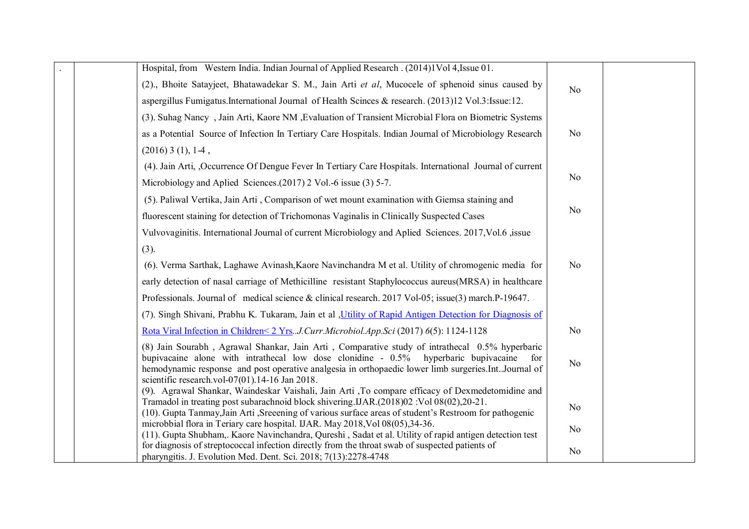| . | | Hospital, from Western India. Indian Journal of Applied Research . (2014)1Vol 4,Issue 01. | | |
|---|---|---|---|---|
| | | (2)., Bhoite Satayjeet, Bhatawadekar S. M., Jain Arti *et al*, Mucocele of sphenoid sinus caused by aspergillus Fumigatus.International Journal of Health Scinces & research. (2013)12 Vol.3:Issue:12. | No | |
| | | (3). Suhag Nancy , Jain Arti, Kaore NM ,Evaluation of Transient Microbial Flora on Biometric Systems as a Potential Source of Infection In Tertiary Care Hospitals. Indian Journal of Microbiology Research (2016) 3 (1), 1-4 , | No | |
| | | (4). Jain Arti, ,Occurrence Of Dengue Fever In Tertiary Care Hospitals. International Journal of current Microbiology and Aplied Sciences.(2017) 2 Vol.-6 issue (3) 5-7. | No | |
| | | (5). Paliwal Vertika, Jain Arti , Comparison of wet mount examination with Giemsa staining and fluorescent staining for detection of Trichomonas Vaginalis in Clinically Suspected Cases Vulvovaginitis. International Journal of current Microbiology and Aplied Sciences. 2017,Vol.6 ,issue (3). | No | |
| | | (6). Verma Sarthak, Laghawe Avinash,Kaore Navinchandra M et al. Utility of chromogenic media for early detection of nasal carriage of Methicilline resistant Staphylococcus aureus(MRSA) in healthcare Professionals. Journal of medical science & clinical research. 2017 Vol-05; issue(3) march.P-19647. | No | |
| | | (7). Singh Shivani, Prabhu K. Tukaram, Jain et al ,Utility of Rapid Antigen Detection for Diagnosis of Rota Viral Infection in Children< 2 Yrs..*J.Curr.Microbiol.App.Sci* (2017) *6*(5): 1124-1128 | No | |
| | | (8) Jain Sourabh , Agrawal Shankar, Jain Arti , Comparative study of intrathecal 0.5% hyperbaric bupivacaine alone with intrathecal low dose clonidine - 0.5% hyperbaric bupivacaine for hemodynamic response and post operative analgesia in orthopaedic lower limb surgeries.Int..Journal of scientific research.vol-07(01).14-16 Jan 2018. | No | |
| | | (9). Agrawal Shankar, Waindeskar Vaishali, Jain Arti ,To compare efficacy of Dexmedetomidine and Tramadol in treating post subarachnoid block shivering.IJAR.(2018)02 :Vol 08(02),20-21. | No | |
| | | (10). Gupta Tanmay,Jain Arti ,Sreeening of various surface areas of student's Restroom for pathogenic microbbial flora in Teriary care hospital. IJAR. May 2018,Vol 08(05),34-36. | No | |
| | | (11). Gupta Shubham,. Kaore Navinchandra, Qureshi , Sadat et al. Utility of rapid antigen detection test for diagnosis of streptococcal infection directly from the throat swab of suspected patients of pharyngitis. J. Evolution Med. Dent. Sci. 2018; 7(13):2278-4748 | No | |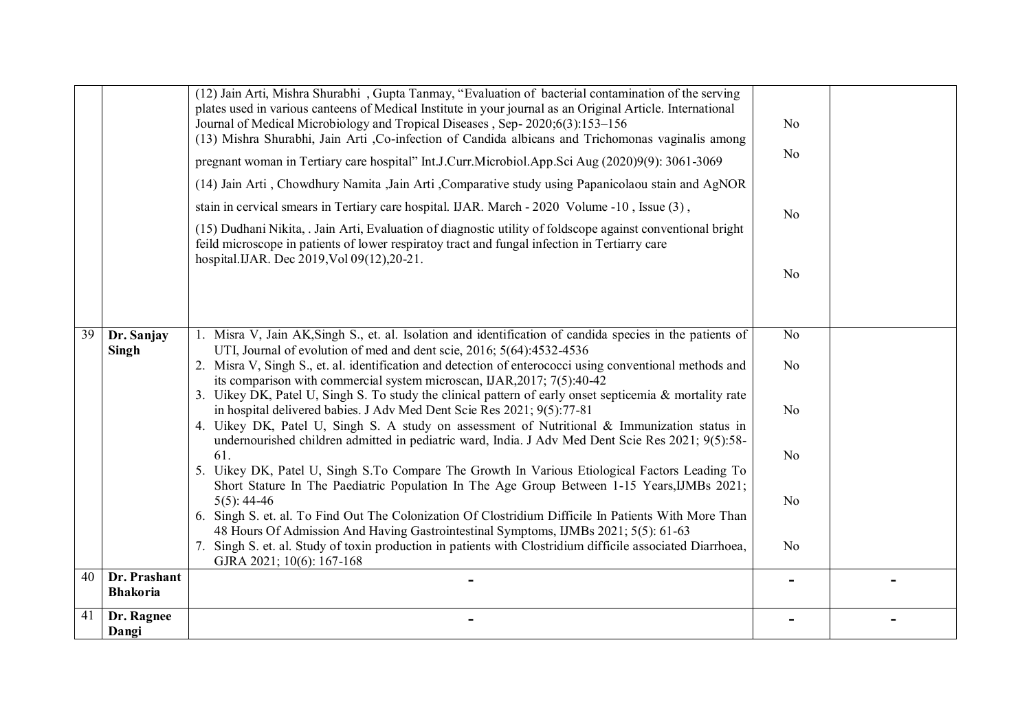| | | | | |
|---|---|---|---|---|
| | | (12) Jain Arti, Mishra Shurabhi , Gupta Tanmay, "Evaluation of bacterial contamination of the serving plates used in various canteens of Medical Institute in your journal as an Original Article. International Journal of Medical Microbiology and Tropical Diseases , Sep- 2020;6(3):153–156<br>(13) Mishra Shurabhi, Jain Arti ,Co-infection of Candida albicans and Trichomonas vaginalis among pregnant woman in Tertiary care hospital" Int.J.Curr.Microbiol.App.Sci Aug (2020)9(9): 3061-3069<br>(14) Jain Arti , Chowdhury Namita ,Jain Arti ,Comparative study using Papanicolaou stain and AgNOR stain in cervical smears in Tertiary care hospital. IJAR. March - 2020 Volume -10 , Issue (3) ,<br>(15) Dudhani Nikita, . Jain Arti, Evaluation of diagnostic utility of foldscope against conventional bright feild microscope in patients of lower respiratoy tract and fungal infection in Tertiarry care hospital.IJAR. Dec 2019,Vol 09(12),20-21. | No<br>No<br>No<br>No | |
| 39 | **Dr. Sanjay Singh** | 1. Misra V, Jain AK,Singh S., et. al. Isolation and identification of candida species in the patients of UTI, Journal of evolution of med and dent scie, 2016; 5(64):4532-4536<br>2. Misra V, Singh S., et. al. identification and detection of enterococci using conventional methods and its comparison with commercial system microscan, IJAR,2017; 7(5):40-42<br>3. Uikey DK, Patel U, Singh S. To study the clinical pattern of early onset septicemia & mortality rate in hospital delivered babies. J Adv Med Dent Scie Res 2021; 9(5):77-81<br>4. Uikey DK, Patel U, Singh S. A study on assessment of Nutritional & Immunization status in undernourished children admitted in pediatric ward, India. J Adv Med Dent Scie Res 2021; 9(5):58-61.<br>5. Uikey DK, Patel U, Singh S.To Compare The Growth In Various Etiological Factors Leading To Short Stature In The Paediatric Population In The Age Group Between 1-15 Years,IJMBs 2021; 5(5): 44-46<br>6. Singh S. et. al. To Find Out The Colonization Of Clostridium Difficile In Patients With More Than 48 Hours Of Admission And Having Gastrointestinal Symptoms, IJMBs 2021; 5(5): 61-63<br>7. Singh S. et. al. Study of toxin production in patients with Clostridium difficile associated Diarrhoea, GJRA 2021; 10(6): 167-168 | No<br>No<br>No<br>No<br>No<br>No | |
| 40 | **Dr. Prashant Bhakoria** | - | - | - |
| 41 | **Dr. Ragnee Dangi** | - | - | - |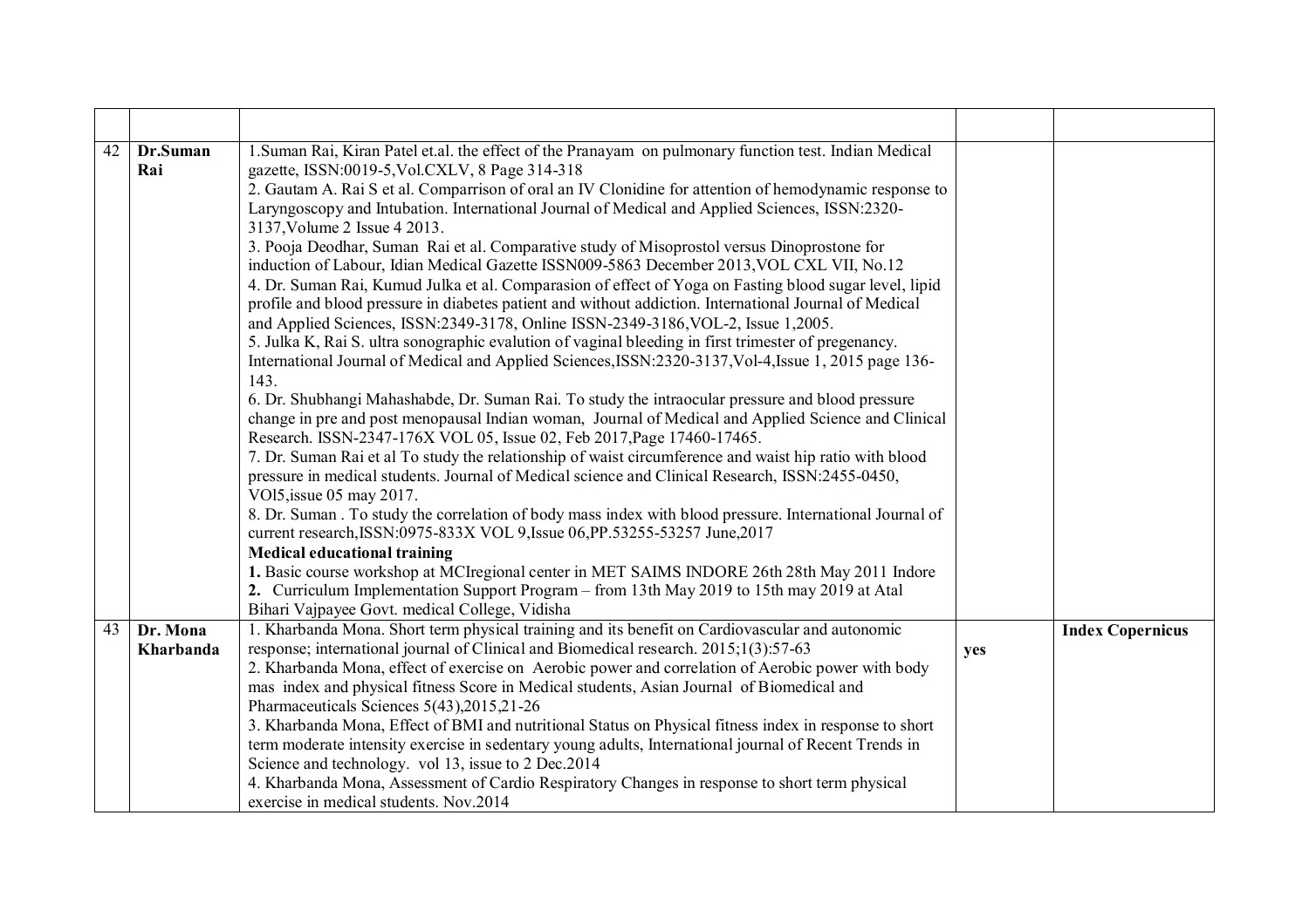| | | | | |
|---|---|---|---|---|
| 42 | **Dr.Suman Rai** | 1.Suman Rai, Kiran Patel et.al. the effect of the Pranayam on pulmonary function test. Indian Medical gazette, ISSN:0019-5,Vol.CXLV, 8 Page 314-318<br>2. Gautam A. Rai S et al. Comparrison of oral an IV Clonidine for attention of hemodynamic response to Laryngoscopy and Intubation. International Journal of Medical and Applied Sciences, ISSN:2320-3137,Volume 2 Issue 4 2013.<br>3. Pooja Deodhar, Suman Rai et al. Comparative study of Misoprostol versus Dinoprostone for induction of Labour, Idian Medical Gazette ISSN009-5863 December 2013,VOL CXL VII, No.12<br>4. Dr. Suman Rai, Kumud Julka et al. Comparasion of effect of Yoga on Fasting blood sugar level, lipid profile and blood pressure in diabetes patient and without addiction. International Journal of Medical and Applied Sciences, ISSN:2349-3178, Online ISSN-2349-3186,VOL-2, Issue 1,2005.<br>5. Julka K, Rai S. ultra sonographic evalution of vaginal bleeding in first trimester of pregenancy. International Journal of Medical and Applied Sciences,ISSN:2320-3137,Vol-4,Issue 1, 2015 page 136-143.<br>6. Dr. Shubhangi Mahashabde, Dr. Suman Rai. To study the intraocular pressure and blood pressure change in pre and post menopausal Indian woman, Journal of Medical and Applied Science and Clinical Research. ISSN-2347-176X VOL 05, Issue 02, Feb 2017,Page 17460-17465.<br>7. Dr. Suman Rai et al To study the relationship of waist circumference and waist hip ratio with blood pressure in medical students. Journal of Medical science and Clinical Research, ISSN:2455-0450, VOl5,issue 05 may 2017.<br>8. Dr. Suman . To study the correlation of body mass index with blood pressure. International Journal of current research,ISSN:0975-833X VOL 9,Issue 06,PP.53255-53257 June,2017<br>**Medical educational training**<br>**1.** Basic course workshop at MCIregional center in MET SAIMS INDORE 26th 28th May 2011 Indore<br>**2.** Curriculum Implementation Support Program – from 13th May 2019 to 15th may 2019 at Atal Bihari Vajpayee Govt. medical College, Vidisha | | |
| 43 | **Dr. Mona Kharbanda** | 1. Kharbanda Mona. Short term physical training and its benefit on Cardiovascular and autonomic response; international journal of Clinical and Biomedical research. 2015;1(3):57-63<br>2. Kharbanda Mona, effect of exercise on Aerobic power and correlation of Aerobic power with body mas index and physical fitness Score in Medical students, Asian Journal of Biomedical and Pharmaceuticals Sciences 5(43),2015,21-26<br>3. Kharbanda Mona, Effect of BMI and nutritional Status on Physical fitness index in response to short term moderate intensity exercise in sedentary young adults, International journal of Recent Trends in Science and technology. vol 13, issue to 2 Dec.2014<br>4. Kharbanda Mona, Assessment of Cardio Respiratory Changes in response to short term physical exercise in medical students. Nov.2014 | **yes** | **Index Copernicus** |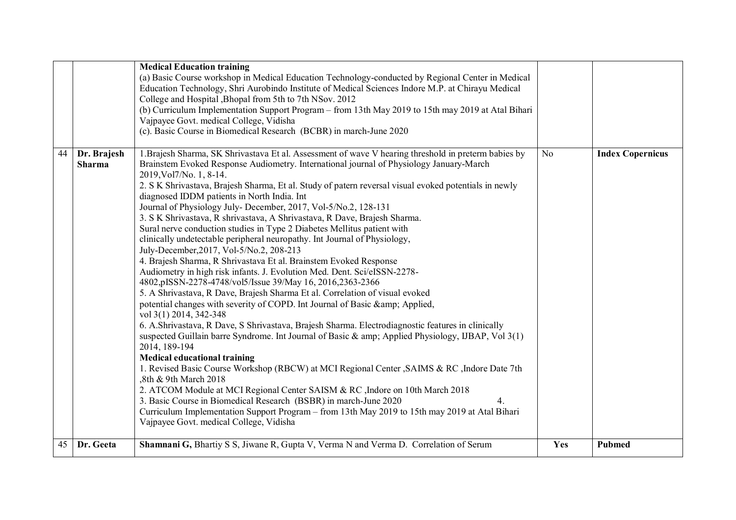| | | | | |
|---|---|---|---|---|
| | | **Medical Education training**<br>(a) Basic Course workshop in Medical Education Technology-conducted by Regional Center in Medical Education Technology, Shri Aurobindo Institute of Medical Sciences Indore M.P. at Chirayu Medical College and Hospital ,Bhopal from 5th to 7th NSov. 2012<br>(b) Curriculum Implementation Support Program – from 13th May 2019 to 15th may 2019 at Atal Bihari Vajpayee Govt. medical College, Vidisha<br>(c). Basic Course in Biomedical Research (BCBR) in march-June 2020 | | |
| 44 | **Dr. Brajesh Sharma** | 1.Brajesh Sharma, SK Shrivastava Et al. Assessment of wave V hearing threshold in preterm babies by Brainstem Evoked Response Audiometry. International journal of Physiology January-March 2019,Vol7/No. 1, 8-14.<br>2. S K Shrivastava, Brajesh Sharma, Et al. Study of patern reversal visual evoked potentials in newly diagnosed IDDM patients in North India. Int Journal of Physiology July- December, 2017, Vol-5/No.2, 128-131<br>3. S K Shrivastava, R shrivastava, A Shrivastava, R Dave, Brajesh Sharma. Sural nerve conduction studies in Type 2 Diabetes Mellitus patient with clinically undetectable peripheral neuropathy. Int Journal of Physiology, July-December,2017, Vol-5/No.2, 208-213<br>4. Brajesh Sharma, R Shrivastava Et al. Brainstem Evoked Response Audiometry in high risk infants. J. Evolution Med. Dent. Sci/eISSN-2278-4802,pISSN-2278-4748/vol5/Issue 39/May 16, 2016,2363-2366<br>5. A Shrivastava, R Dave, Brajesh Sharma Et al. Correlation of visual evoked potential changes with severity of COPD. Int Journal of Basic &amp; Applied, vol 3(1) 2014, 342-348<br>6. A.Shrivastava, R Dave, S Shrivastava, Brajesh Sharma. Electrodiagnostic features in clinically suspected Guillain barre Syndrome. Int Journal of Basic & amp; Applied Physiology, IJBAP, Vol 3(1) 2014, 189-194<br>**Medical educational training**<br>1. Revised Basic Course Workshop (RBCW) at MCI Regional Center ,SAIMS & RC ,Indore Date 7th ,8th & 9th March 2018<br>2. ATCOM Module at MCI Regional Center SAISM & RC ,Indore on 10th March 2018<br>3. Basic Course in Biomedical Research (BSBR) in march-June 2020 4. Curriculum Implementation Support Program – from 13th May 2019 to 15th may 2019 at Atal Bihari Vajpayee Govt. medical College, Vidisha | No | **Index Copernicus** |
| 45 | **Dr. Geeta** | **Shamnani G,** Bhartiy S S, Jiwane R, Gupta V, Verma N and Verma D. Correlation of Serum | **Yes** | **Pubmed** |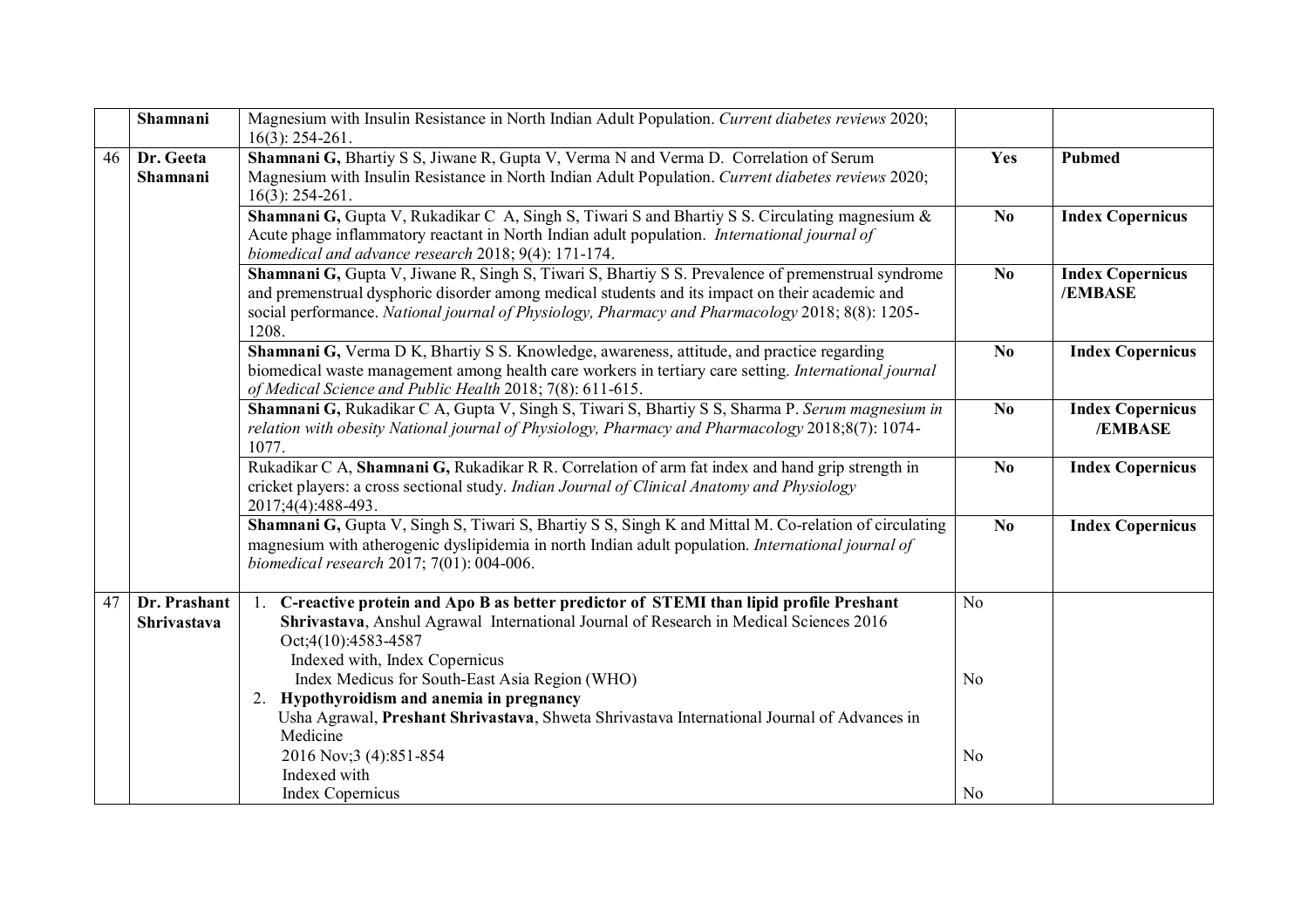| | | | | |
|---|---|---|---|---|
| | **Shamnani** | Magnesium with Insulin Resistance in North Indian Adult Population. *Current diabetes reviews* 2020; 16(3): 254-261. | | |
| 46 | **Dr. Geeta Shamnani** | **Shamnani G,** Bhartiy S S, Jiwane R, Gupta V, Verma N and Verma D. Correlation of Serum Magnesium with Insulin Resistance in North Indian Adult Population. *Current diabetes reviews* 2020; 16(3): 254-261. | **Yes** | **Pubmed** |
| | | **Shamnani G,** Gupta V, Rukadikar C A, Singh S, Tiwari S and Bhartiy S S. Circulating magnesium & Acute phage inflammatory reactant in North Indian adult population. *International journal of biomedical and advance research* 2018; 9(4): 171-174. | **No** | **Index Copernicus** |
| | | **Shamnani G,** Gupta V, Jiwane R, Singh S, Tiwari S, Bhartiy S S. Prevalence of premenstrual syndrome and premenstrual dysphoric disorder among medical students and its impact on their academic and social performance. *National journal of Physiology, Pharmacy and Pharmacology* 2018; 8(8): 1205-1208. | **No** | **Index Copernicus /EMBASE** |
| | | **Shamnani G,** Verma D K, Bhartiy S S. Knowledge, awareness, attitude, and practice regarding biomedical waste management among health care workers in tertiary care setting. *International journal of Medical Science and Public Health* 2018; 7(8): 611-615. | **No** | **Index Copernicus** |
| | | **Shamnani G,** Rukadikar C A, Gupta V, Singh S, Tiwari S, Bhartiy S S, Sharma P. *Serum magnesium in relation with obesity National journal of Physiology, Pharmacy and Pharmacology* 2018;8(7): 1074-1077. | **No** | **Index Copernicus /EMBASE** |
| | | Rukadikar C A, **Shamnani G,** Rukadikar R R. Correlation of arm fat index and hand grip strength in cricket players: a cross sectional study. *Indian Journal of Clinical Anatomy and Physiology* 2017;4(4):488-493. | **No** | **Index Copernicus** |
| | | **Shamnani G,** Gupta V, Singh S, Tiwari S, Bhartiy S S, Singh K and Mittal M. Co-relation of circulating magnesium with atherogenic dyslipidemia in north Indian adult population. *International journal of biomedical research* 2017; 7(01): 004-006. | **No** | **Index Copernicus** |
| 47 | **Dr. Prashant Shrivastava** | 1. **C-reactive protein and Apo B as better predictor of STEMI than lipid profile Preshant Shrivastava**, Anshul Agrawal International Journal of Research in Medical Sciences 2016 Oct;4(10):4583-4587<br>Indexed with, Index Copernicus<br>Index Medicus for South-East Asia Region (WHO)<br>2. **Hypothyroidism and anemia in pregnancy**<br>Usha Agrawal, **Preshant Shrivastava**, Shweta Shrivastava International Journal of Advances in Medicine<br>2016 Nov;3 (4):851-854<br>Indexed with<br>Index Copernicus | No<br>No<br>No<br>No | |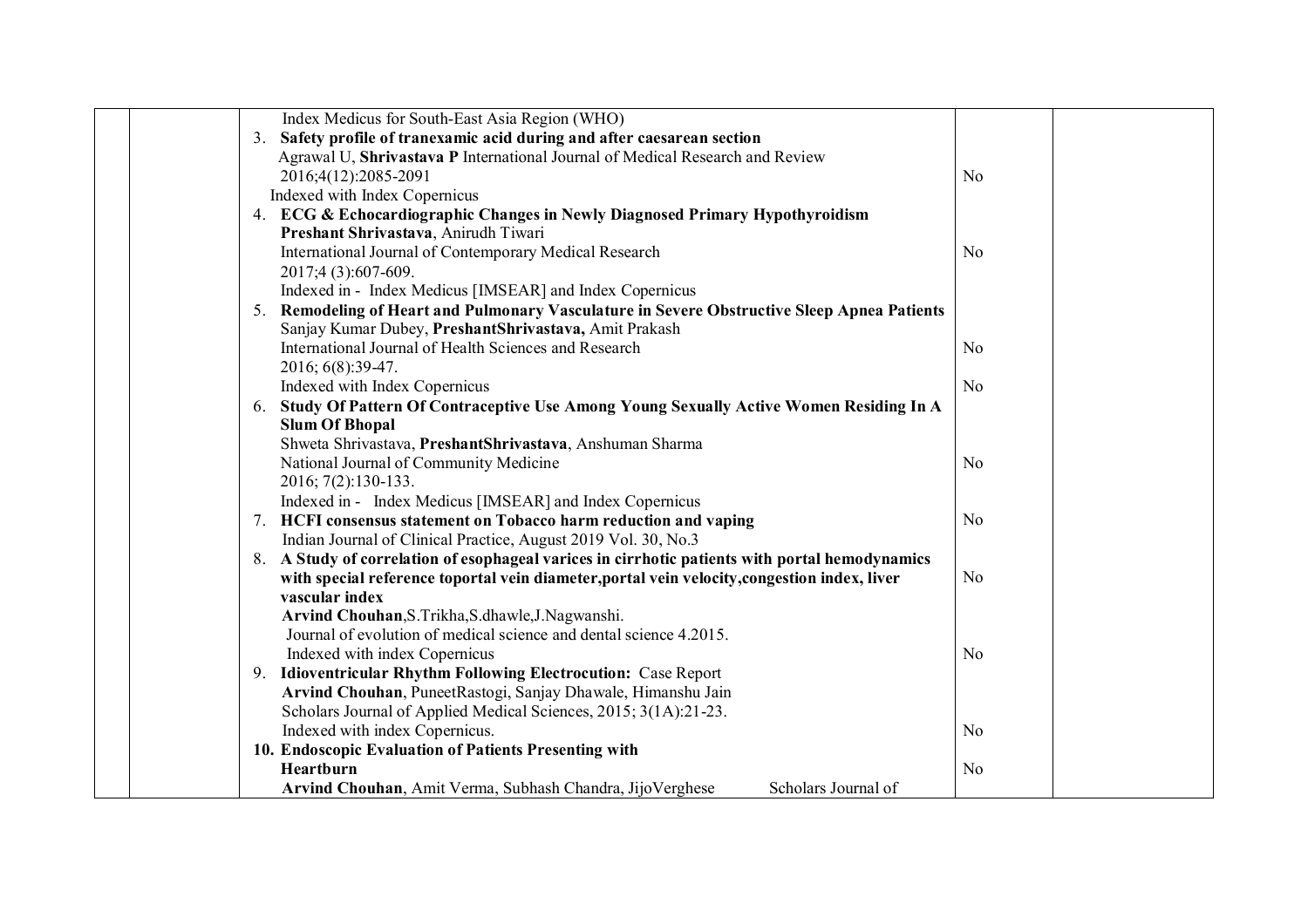| | | Publications | | |
|---|---|---|---|---|
| | | Index Medicus for South-East Asia Region (WHO)<br>3. **Safety profile of tranexamic acid during and after caesarean section**<br>Agrawal U, **Shrivastava P** International Journal of Medical Research and Review 2016;4(12):2085-2091<br>Indexed with Index Copernicus | No | |
| | | 4. **ECG & Echocardiographic Changes in Newly Diagnosed Primary Hypothyroidism**<br>**Preshant Shrivastava**, Anirudh Tiwari<br>International Journal of Contemporary Medical Research 2017;4 (3):607-609.<br>Indexed in - Index Medicus [IMSEAR] and Index Copernicus | No | |
| | | 5. **Remodeling of Heart and Pulmonary Vasculature in Severe Obstructive Sleep Apnea Patients**<br>Sanjay Kumar Dubey, **PreshantShrivastava,** Amit Prakash<br>International Journal of Health Sciences and Research 2016; 6(8):39-47. | No | |
| | | Indexed with Index Copernicus | No | |
| | | 6. **Study Of Pattern Of Contraceptive Use Among Young Sexually Active Women Residing In A Slum Of Bhopal**<br>Shweta Shrivastava, **PreshantShrivastava**, Anshuman Sharma<br>National Journal of Community Medicine 2016; 7(2):130-133.<br>Indexed in - Index Medicus [IMSEAR] and Index Copernicus | No | |
| | | 7. **HCFI consensus statement on Tobacco harm reduction and vaping**<br>Indian Journal of Clinical Practice, August 2019 Vol. 30, No.3 | No | |
| | | 8. **A Study of correlation of esophageal varices in cirrhotic patients with portal hemodynamics with special reference toportal vein diameter,portal vein velocity,congestion index, liver vascular index**<br>**Arvind Chouhan**,S.Trikha,S.dhawle,J.Nagwanshi.<br>Journal of evolution of medical science and dental science 4.2015. | No | |
| | | Indexed with index Copernicus | No | |
| | | 9. **Idioventricular Rhythm Following Electrocution:** Case Report<br>**Arvind Chouhan**, PuneetRastogi, Sanjay Dhawale, Himanshu Jain<br>Scholars Journal of Applied Medical Sciences, 2015; 3(1A):21-23.<br>Indexed with index Copernicus. | No | |
| | | 10. **Endoscopic Evaluation of Patients Presenting with Heartburn**<br>**Arvind Chouhan**, Amit Verma, Subhash Chandra, JijoVerghese Scholars Journal of | No | |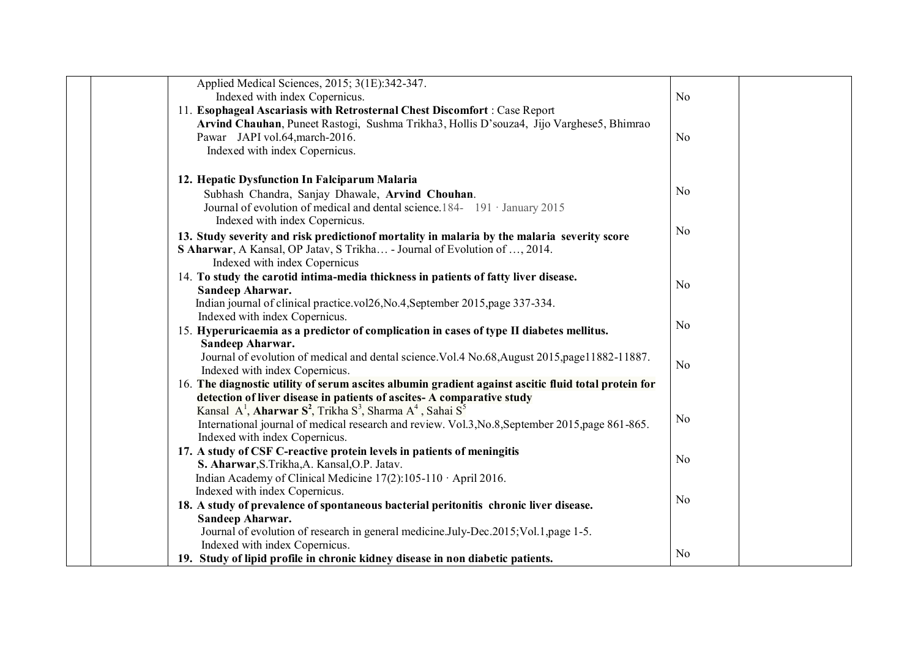| | | | | |
|---|---|---|---|---|
| | | Applied Medical Sciences, 2015; 3(1E):342-347. Indexed with index Copernicus. | No | |
| | | 11. **Esophageal Ascariasis with Retrosternal Chest Discomfort** : Case Report **Arvind Chauhan**, Puneet Rastogi, Sushma Trikha3, Hollis D'souza4, Jijo Varghese5, Bhimrao Pawar JAPI vol.64,march-2016. Indexed with index Copernicus. | No | |
| | | **12. Hepatic Dysfunction In Falciparum Malaria** Subhash Chandra, Sanjay Dhawale, **Arvind Chouhan**. Journal of evolution of medical and dental science.184- 191 · January 2015 Indexed with index Copernicus. | No | |
| | | **13. Study severity and risk predictionof mortality in malaria by the malaria severity score** **S Aharwar**, A Kansal, OP Jatav, S Trikha… - Journal of Evolution of …, 2014. Indexed with index Copernicus | No | |
| | | 14. **To study the carotid intima-media thickness in patients of fatty liver disease. Sandeep Aharwar.** Indian journal of clinical practice.vol26,No.4,September 2015,page 337-334. Indexed with index Copernicus. | No | |
| | | 15. **Hyperuricaemia as a predictor of complication in cases of type II diabetes mellitus. Sandeep Aharwar.** Journal of evolution of medical and dental science.Vol.4 No.68,August 2015,page11882-11887. Indexed with index Copernicus. | No | |
| | | 16. **The diagnostic utility of serum ascites albumin gradient against ascitic fluid total protein for detection of liver disease in patients of ascites- A comparative study** Kansal A[1], **Aharwar S[2]**, Trikha S[3], Sharma A[4], Sahai S[5] International journal of medical research and review. Vol.3,No.8,September 2015,page 861-865. Indexed with index Copernicus. | No | |
| | | **17. A study of CSF C-reactive protein levels in patients of meningitis** **S. Aharwar**,S.Trikha,A. Kansal,O.P. Jatav. Indian Academy of Clinical Medicine 17(2):105-110 · April 2016. Indexed with index Copernicus. | No | |
| | | **18. A study of prevalence of spontaneous bacterial peritonitis chronic liver disease. Sandeep Aharwar.** Journal of evolution of research in general medicine.July-Dec.2015;Vol.1,page 1-5. Indexed with index Copernicus. | No | |
| | | **19. Study of lipid profile in chronic kidney disease in non diabetic patients.** | No | |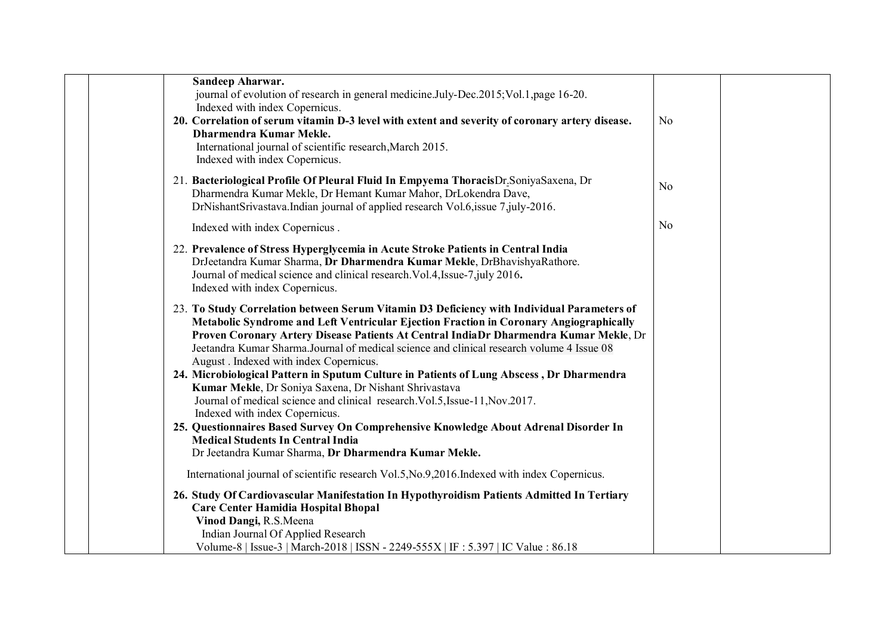| | | | | |
|---|---|---|---|---|
| | | **Sandeep Aharwar.**<br>journal of evolution of research in general medicine.July-Dec.2015;Vol.1,page 16-20.<br>Indexed with index Copernicus.<br>20. **Correlation of serum vitamin D-3 level with extent and severity of coronary artery disease. Dharmendra Kumar Mekle.**<br>International journal of scientific research,March 2015.<br>Indexed with index Copernicus.<br>21. **Bacteriological Profile Of Pleural Fluid In Empyema Thoracis**Dr.SoniyaSaxena, Dr Dharmendra Kumar Mekle, Dr Hemant Kumar Mahor, DrLokendra Dave, DrNishantSrivastava.Indian journal of applied research Vol.6,issue 7,july-2016.<br>Indexed with index Copernicus .<br>22. **Prevalence of Stress Hyperglycemia in Acute Stroke Patients in Central India**<br>DrJeetandra Kumar Sharma, **Dr Dharmendra Kumar Mekle**, DrBhavishyaRathore.<br>Journal of medical science and clinical research.Vol.4,Issue-7,july 2016**.**<br>Indexed with index Copernicus.<br>23. **To Study Correlation between Serum Vitamin D3 Deficiency with Individual Parameters of Metabolic Syndrome and Left Ventricular Ejection Fraction in Coronary Angiographically Proven Coronary Artery Disease Patients At Central IndiaDr Dharmendra Kumar Mekle**, Dr Jeetandra Kumar Sharma.Journal of medical science and clinical research volume 4 Issue 08 August . Indexed with index Copernicus.<br>24. **Microbiological Pattern in Sputum Culture in Patients of Lung Abscess , Dr Dharmendra Kumar Mekle**, Dr Soniya Saxena, Dr Nishant Shrivastava<br>Journal of medical science and clinical research.Vol.5,Issue-11,Nov.2017.<br>Indexed with index Copernicus.<br>25. **Questionnaires Based Survey On Comprehensive Knowledge About Adrenal Disorder In Medical Students In Central India**<br>Dr Jeetandra Kumar Sharma, **Dr Dharmendra Kumar Mekle.**<br>International journal of scientific research Vol.5,No.9,2016.Indexed with index Copernicus.<br>26. **Study Of Cardiovascular Manifestation In Hypothyroidism Patients Admitted In Tertiary Care Center Hamidia Hospital Bhopal**<br>**Vinod Dangi,** R.S.Meena<br>Indian Journal Of Applied Research<br>Volume-8 \| Issue-3 \| March-2018 \| ISSN - 2249-555X \| IF : 5.397 \| IC Value : 86.18 | No<br><br>No<br><br>No | |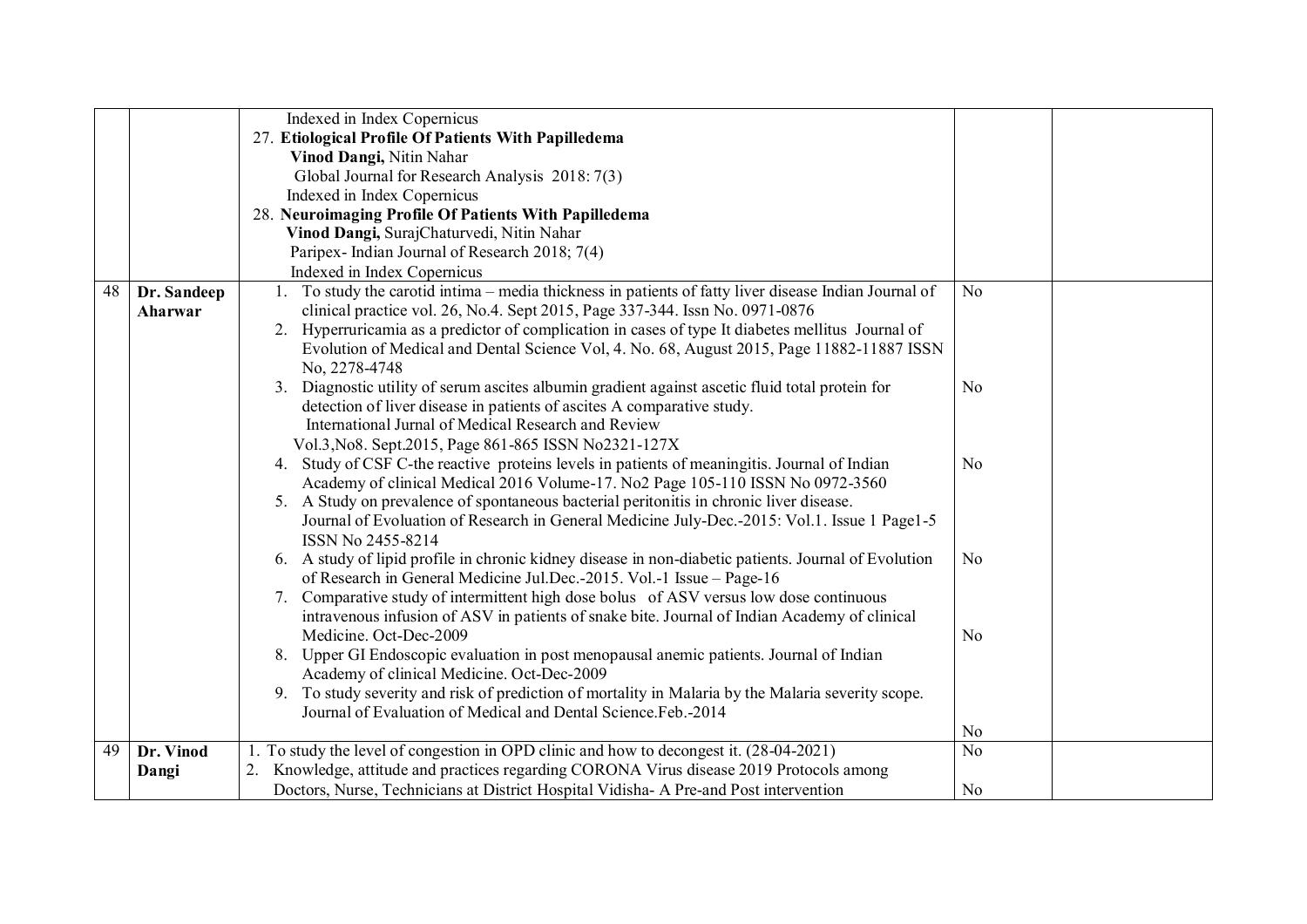| | | | | |
|---|---|---|---|---|
| | | Indexed in Index Copernicus<br>27. **Etiological Profile Of Patients With Papilledema**<br>**Vinod Dangi,** Nitin Nahar<br>Global Journal for Research Analysis 2018: 7(3)<br>Indexed in Index Copernicus<br>28. **Neuroimaging Profile Of Patients With Papilledema**<br>**Vinod Dangi,** SurajChaturvedi, Nitin Nahar<br>Paripex- Indian Journal of Research 2018; 7(4)<br>Indexed in Index Copernicus | | |
| 48 | **Dr. Sandeep Aharwar** | 1. To study the carotid intima – media thickness in patients of fatty liver disease Indian Journal of clinical practice vol. 26, No.4. Sept 2015, Page 337-344. Issn No. 0971-0876<br>2. Hyperruricamia as a predictor of complication in cases of type It diabetes mellitus Journal of Evolution of Medical and Dental Science Vol, 4. No. 68, August 2015, Page 11882-11887 ISSN No, 2278-4748<br>3. Diagnostic utility of serum ascites albumin gradient against ascetic fluid total protein for detection of liver disease in patients of ascites A comparative study. International Jurnal of Medical Research and Review Vol.3,No8. Sept.2015, Page 861-865 ISSN No2321-127X<br>4. Study of CSF C-the reactive proteins levels in patients of meaningitis. Journal of Indian Academy of clinical Medical 2016 Volume-17. No2 Page 105-110 ISSN No 0972-3560<br>5. A Study on prevalence of spontaneous bacterial peritonitis in chronic liver disease. Journal of Evoluation of Research in General Medicine July-Dec.-2015: Vol.1. Issue 1 Page1-5 ISSN No 2455-8214<br>6. A study of lipid profile in chronic kidney disease in non-diabetic patients. Journal of Evolution of Research in General Medicine Jul.Dec.-2015. Vol.-1 Issue – Page-16<br>7. Comparative study of intermittent high dose bolus of ASV versus low dose continuous intravenous infusion of ASV in patients of snake bite. Journal of Indian Academy of clinical Medicine. Oct-Dec-2009<br>8. Upper GI Endoscopic evaluation in post menopausal anemic patients. Journal of Indian Academy of clinical Medicine. Oct-Dec-2009<br>9. To study severity and risk of prediction of mortality in Malaria by the Malaria severity scope. Journal of Evaluation of Medical and Dental Science.Feb.-2014 | No<br><br>No<br><br>No<br><br>No<br><br>No<br><br>No | |
| 49 | **Dr. Vinod Dangi** | 1. To study the level of congestion in OPD clinic and how to decongest it. (28-04-2021)<br>2. Knowledge, attitude and practices regarding CORONA Virus disease 2019 Protocols among Doctors, Nurse, Technicians at District Hospital Vidisha- A Pre-and Post intervention | No<br><br>No | |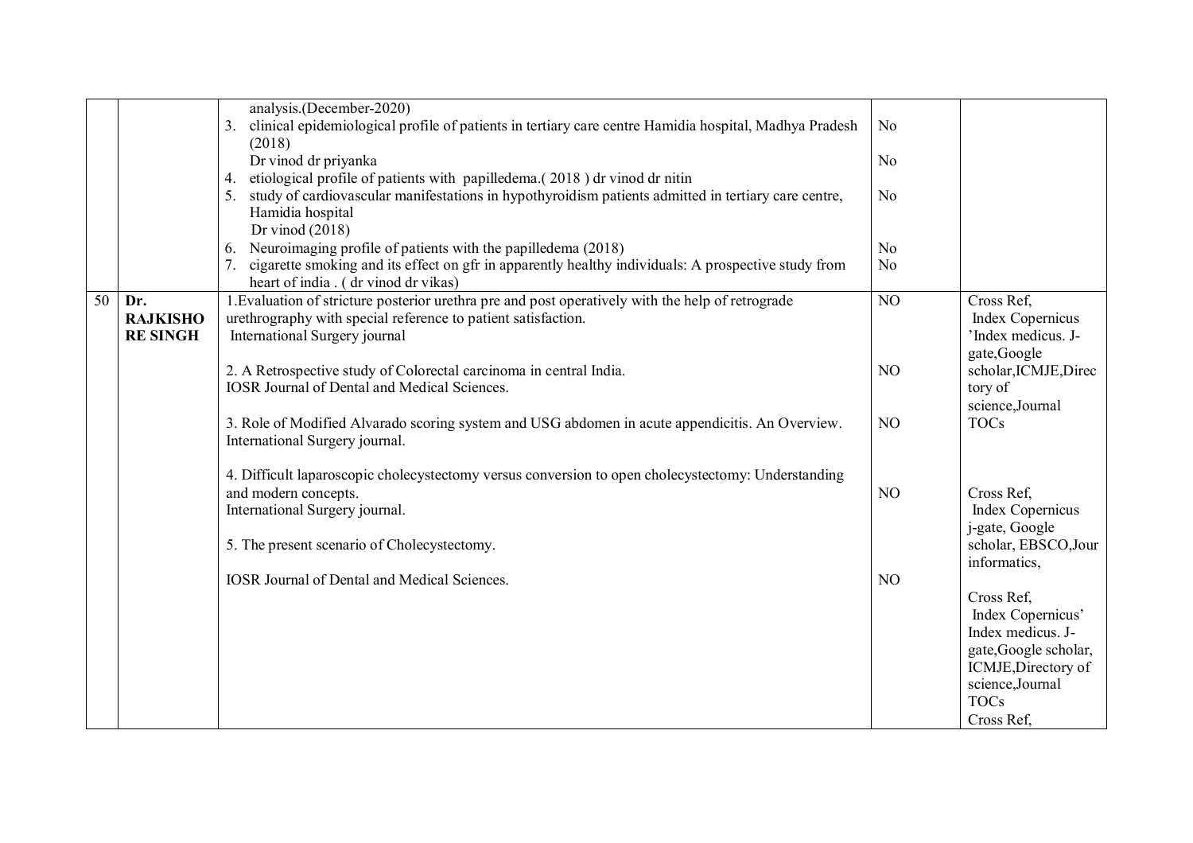|  |  |  |  |  |
|---|---|---|---|---|
|  |  | analysis.(December-2020)<br>3. clinical epidemiological profile of patients in tertiary care centre Hamidia hospital, Madhya Pradesh (2018)<br>Dr vinod dr priyanka<br>4. etiological profile of patients with papilledema.( 2018 ) dr vinod dr nitin<br>5. study of cardiovascular manifestations in hypothyroidism patients admitted in tertiary care centre, Hamidia hospital<br>Dr vinod (2018)<br>6. Neuroimaging profile of patients with the papilledema (2018)<br>7. cigarette smoking and its effect on gfr in apparently healthy individuals: A prospective study from heart of india . ( dr vinod dr vikas) | No<br><br>No<br><br>No<br><br><br>No<br>No |  |
| 50 | **Dr. RAJKISHORE SINGH** | 1.Evaluation of stricture posterior urethra pre and post operatively with the help of retrograde urethrography with special reference to patient satisfaction.<br>International Surgery journal<br><br>2. A Retrospective study of Colorectal carcinoma in central India.<br>IOSR Journal of Dental and Medical Sciences.<br><br>3. Role of Modified Alvarado scoring system and USG abdomen in acute appendicitis. An Overview.<br>International Surgery journal.<br><br>4. Difficult laparoscopic cholecystectomy versus conversion to open cholecystectomy: Understanding and modern concepts.<br>International Surgery journal.<br><br>5. The present scenario of Cholecystectomy.<br><br>IOSR Journal of Dental and Medical Sciences. | NO<br><br><br>NO<br><br><br>NO<br><br><br><br>NO<br><br><br><br>NO | Cross Ref, Index Copernicus 'Index medicus. J-gate,Google scholar,ICMJE,Directory of science,Journal TOCs<br><br><br>Cross Ref, Index Copernicus j-gate, Google scholar, EBSCO,Jour informatics,<br><br>Cross Ref, Index Copernicus' Index medicus. J-gate,Google scholar, ICMJE,Directory of science,Journal TOCs<br>Cross Ref, |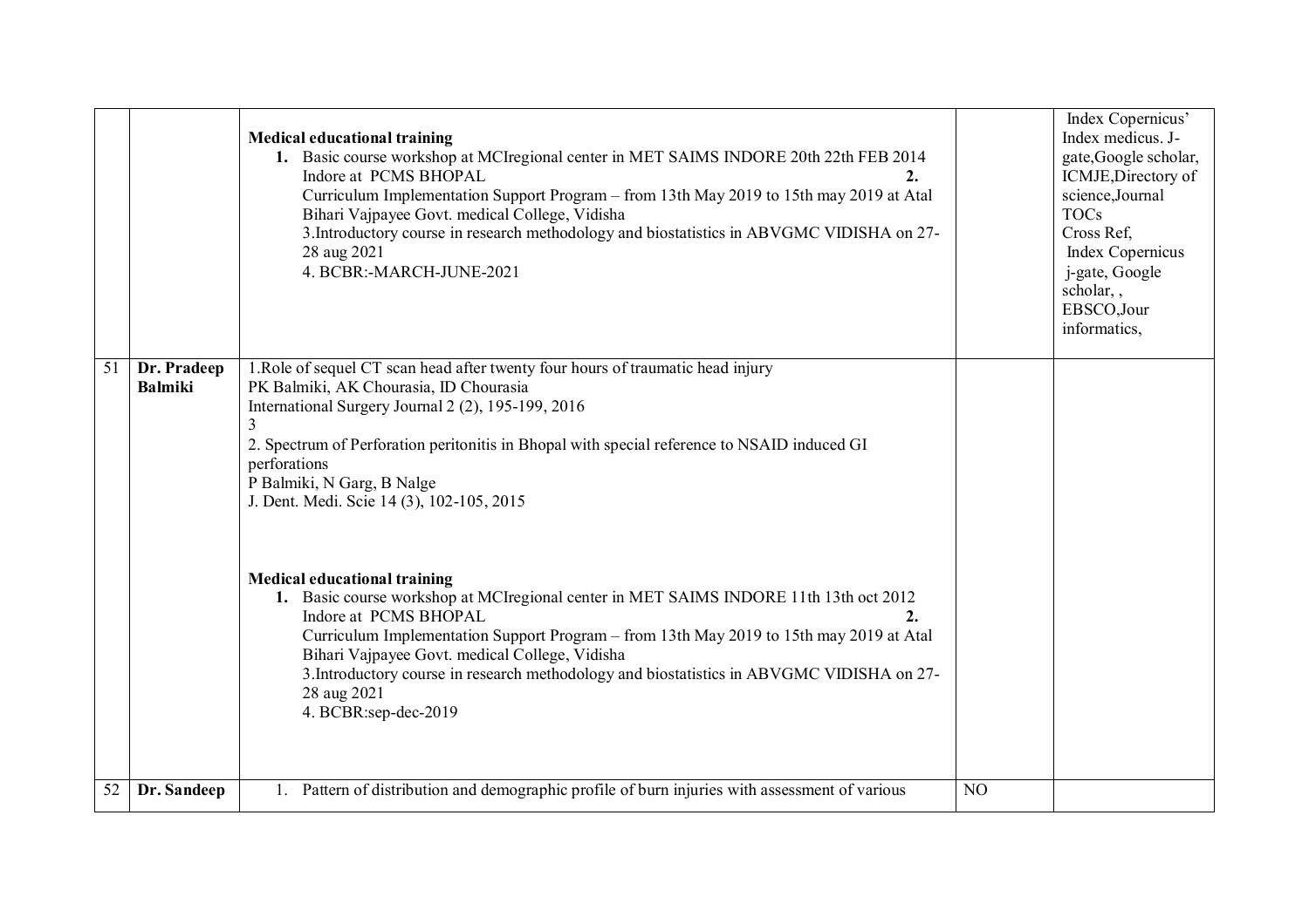| | | | | |
|---|---|---|---|---|
| | | **Medical educational training**<br>1. Basic course workshop at MCIregional center in MET SAIMS INDORE 20th 22th FEB 2014 Indore at PCMS BHOPAL **2.**<br>Curriculum Implementation Support Program – from 13th May 2019 to 15th may 2019 at Atal Bihari Vajpayee Govt. medical College, Vidisha<br>3.Introductory course in research methodology and biostatistics in ABVGMC VIDISHA on 27-28 aug 2021<br>4. BCBR:-MARCH-JUNE-2021 | | Index Copernicus' Index medicus. J-gate,Google scholar, ICMJE,Directory of science,Journal TOCs<br>Cross Ref,<br>Index Copernicus<br>j-gate, Google scholar, ,<br>EBSCO,Jour informatics, |
| 51 | **Dr. Pradeep Balmiki** | 1.Role of sequel CT scan head after twenty four hours of traumatic head injury<br>PK Balmiki, AK Chourasia, ID Chourasia<br>International Surgery Journal 2 (2), 195-199, 2016<br>3<br>2. Spectrum of Perforation peritonitis in Bhopal with special reference to NSAID induced GI perforations<br>P Balmiki, N Garg, B Nalge<br>J. Dent. Medi. Scie 14 (3), 102-105, 2015<br><br>**Medical educational training**<br>1. Basic course workshop at MCIregional center in MET SAIMS INDORE 11th 13th oct 2012 Indore at PCMS BHOPAL **2.**<br>Curriculum Implementation Support Program – from 13th May 2019 to 15th may 2019 at Atal Bihari Vajpayee Govt. medical College, Vidisha<br>3.Introductory course in research methodology and biostatistics in ABVGMC VIDISHA on 27-28 aug 2021<br>4. BCBR:sep-dec-2019 | | |
| 52 | **Dr. Sandeep** | 1. Pattern of distribution and demographic profile of burn injuries with assessment of various | NO | |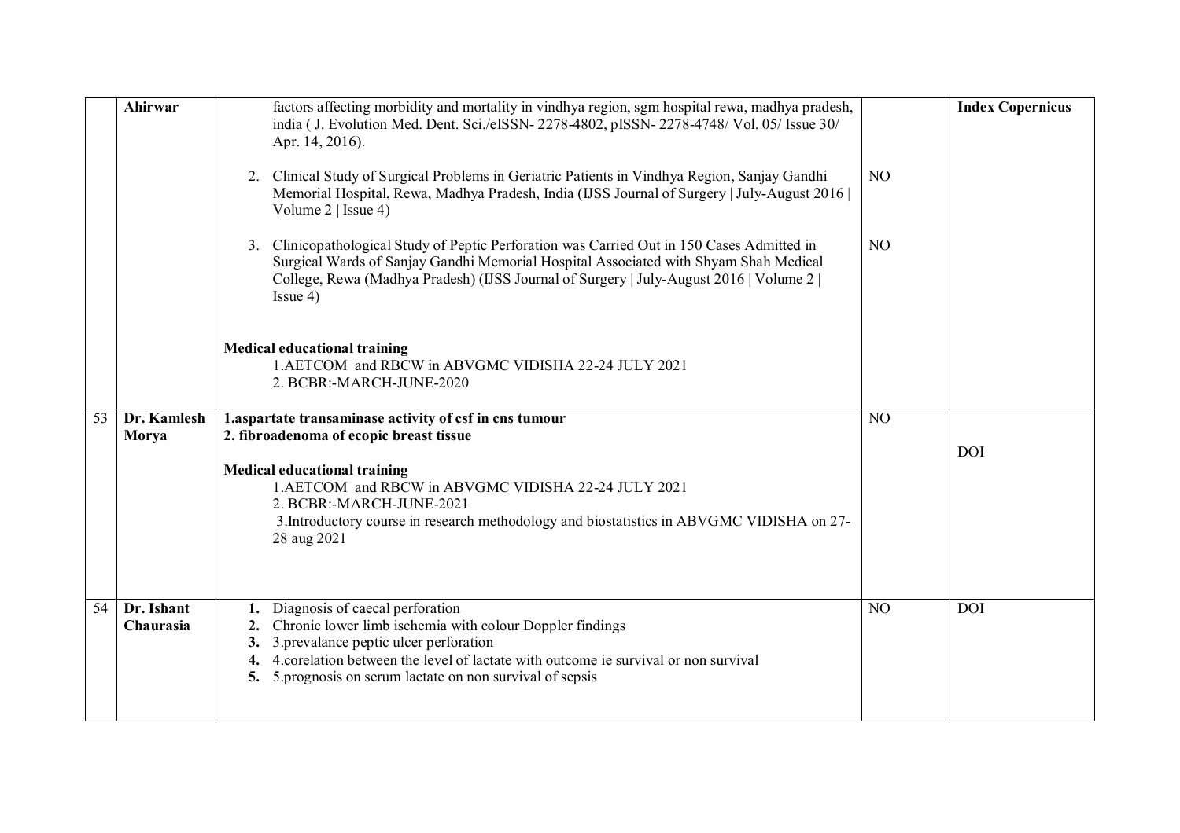| | Ahirwar | factors affecting morbidity and mortality in vindhya region, sgm hospital rewa, madhya pradesh, india ( J. Evolution Med. Dent. Sci./eISSN- 2278-4802, pISSN- 2278-4748/ Vol. 05/ Issue 30/ Apr. 14, 2016).<br><br>2. Clinical Study of Surgical Problems in Geriatric Patients in Vindhya Region, Sanjay Gandhi Memorial Hospital, Rewa, Madhya Pradesh, India (IJSS Journal of Surgery \| July-August 2016 \| Volume 2 \| Issue 4)<br><br>3. Clinicopathological Study of Peptic Perforation was Carried Out in 150 Cases Admitted in Surgical Wards of Sanjay Gandhi Memorial Hospital Associated with Shyam Shah Medical College, Rewa (Madhya Pradesh) (IJSS Journal of Surgery \| July-August 2016 \| Volume 2 \| Issue 4)<br><br>**Medical educational training**<br>1.AETCOM and RBCW in ABVGMC VIDISHA 22-24 JULY 2021<br>2. BCBR:-MARCH-JUNE-2020 | <br><br><br>NO<br><br><br>NO | **Index Copernicus** |
|---|---|---|---|---|
| 53 | **Dr. Kamlesh Morya** | **1.aspartate transaminase activity of csf in cns tumour**<br>**2. fibroadenoma of ecopic breast tissue**<br><br>**Medical educational training**<br>1.AETCOM and RBCW in ABVGMC VIDISHA 22-24 JULY 2021<br>2. BCBR:-MARCH-JUNE-2021<br>3.Introductory course in research methodology and biostatistics in ABVGMC VIDISHA on 27-28 aug 2021 | NO | DOI |
| 54 | **Dr. Ishant Chaurasia** | **1.** Diagnosis of caecal perforation<br>**2.** Chronic lower limb ischemia with colour Doppler findings<br>**3.** 3.prevalance peptic ulcer perforation<br>**4.** 4.corelation between the level of lactate with outcome ie survival or non survival<br>**5.** 5.prognosis on serum lactate on non survival of sepsis | NO | DOI |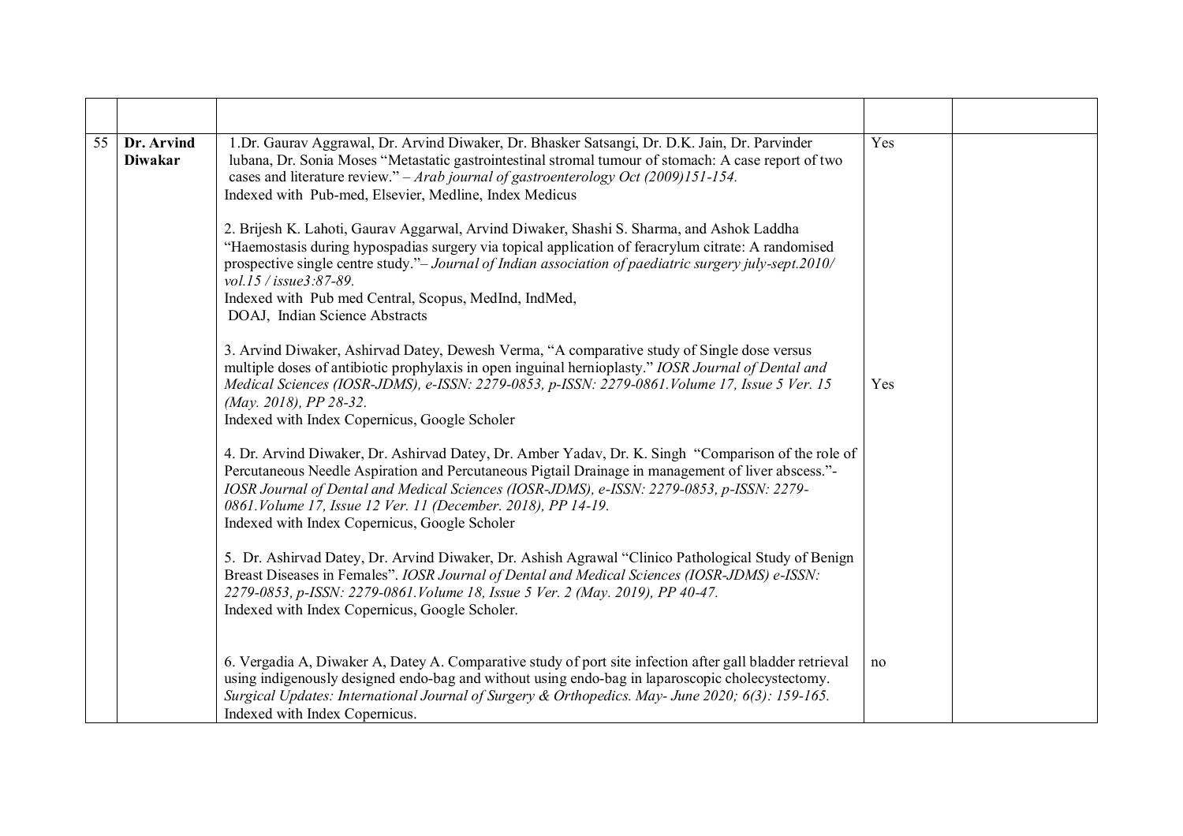| | | | | |
|---|---|---|---|---|
| 55 | **Dr. Arvind Diwakar** | 1.Dr. Gaurav Aggrawal, Dr. Arvind Diwaker, Dr. Bhasker Satsangi, Dr. D.K. Jain, Dr. Parvinder lubana, Dr. Sonia Moses "Metastatic gastrointestinal stromal tumour of stomach: A case report of two cases and literature review." – *Arab journal of gastroenterology Oct (2009)151-154.*<br>Indexed with Pub-med, Elsevier, Medline, Index Medicus<br><br>2. Brijesh K. Lahoti, Gaurav Aggarwal, Arvind Diwaker, Shashi S. Sharma, and Ashok Laddha "Haemostasis during hypospadias surgery via topical application of feracrylum citrate: A randomised prospective single centre study."– *Journal of Indian association of paediatric surgery july-sept.2010/ vol.15 / issue3:87-89.*<br>Indexed with Pub med Central, Scopus, MedInd, IndMed, DOAJ, Indian Science Abstracts<br><br>3. Arvind Diwaker, Ashirvad Datey, Dewesh Verma, "A comparative study of Single dose versus multiple doses of antibiotic prophylaxis in open inguinal hernioplasty." *IOSR Journal of Dental and Medical Sciences (IOSR-JDMS), e-ISSN: 2279-0853, p-ISSN: 2279-0861.Volume 17, Issue 5 Ver. 15 (May. 2018), PP 28-32.*<br>Indexed with Index Copernicus, Google Scholer<br><br>4. Dr. Arvind Diwaker, Dr. Ashirvad Datey, Dr. Amber Yadav, Dr. K. Singh "Comparison of the role of Percutaneous Needle Aspiration and Percutaneous Pigtail Drainage in management of liver abscess."- *IOSR Journal of Dental and Medical Sciences (IOSR-JDMS), e-ISSN: 2279-0853, p-ISSN: 2279-0861.Volume 17, Issue 12 Ver. 11 (December. 2018), PP 14-19.*<br>Indexed with Index Copernicus, Google Scholer<br><br>5. Dr. Ashirvad Datey, Dr. Arvind Diwaker, Dr. Ashish Agrawal "Clinico Pathological Study of Benign Breast Diseases in Females". *IOSR Journal of Dental and Medical Sciences (IOSR-JDMS) e-ISSN: 2279-0853, p-ISSN: 2279-0861.Volume 18, Issue 5 Ver. 2 (May. 2019), PP 40-47.*<br>Indexed with Index Copernicus, Google Scholer.<br><br>6. Vergadia A, Diwaker A, Datey A. Comparative study of port site infection after gall bladder retrieval using indigenously designed endo-bag and without using endo-bag in laparoscopic cholecystectomy. *Surgical Updates: International Journal of Surgery & Orthopedics. May- June 2020; 6(3): 159-165.*<br>Indexed with Index Copernicus. | Yes<br><br><br><br><br><br><br><br><br><br><br>Yes<br><br><br><br><br><br><br><br><br><br><br><br><br><br><br>no | |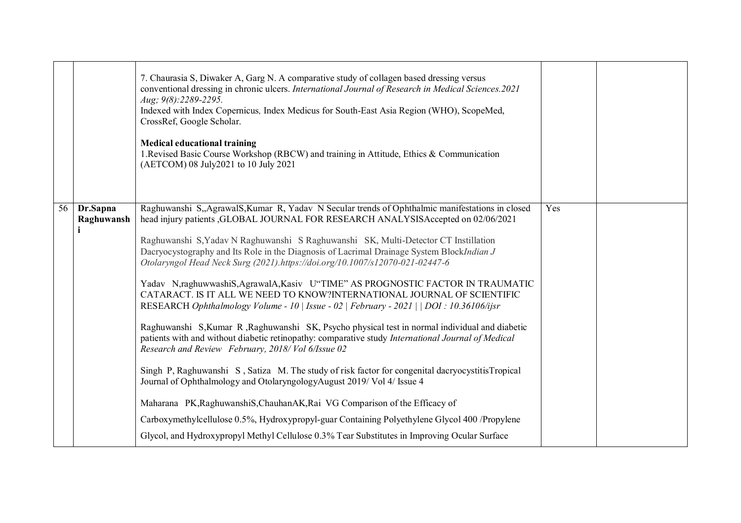| | | | | |
|---|---|---|---|---|
| | | 7. Chaurasia S, Diwaker A, Garg N. A comparative study of collagen based dressing versus conventional dressing in chronic ulcers. *International Journal of Research in Medical Sciences.2021 Aug; 9(8):2289-2295.*<br>Indexed with Index Copernicus, Index Medicus for South-East Asia Region (WHO), ScopeMed, CrossRef, Google Scholar.<br><br>**Medical educational training**<br>1.Revised Basic Course Workshop (RBCW) and training in Attitude, Ethics & Communication (AETCOM) 08 July2021 to 10 July 2021 | | |
| 56 | **Dr.Sapna Raghuwanshi** | Raghuwanshi S,,AgrawalS,Kumar R, Yadav N Secular trends of Ophthalmic manifestations in closed head injury patients ,GLOBAL JOURNAL FOR RESEARCH ANALYSISAccepted on 02/06/2021<br><br>Raghuwanshi S,Yadav N Raghuwanshi S Raghuwanshi SK, Multi-Detector CT Instillation Dacryocystography and Its Role in the Diagnosis of Lacrimal Drainage System Block*Indian J Otolaryngol Head Neck Surg (2021).https://doi.org/10.1007/s12070-021-02447-6*<br><br>Yadav N,raghuwwashiS,AgrawalA,Kasiv U"TIME" AS PROGNOSTIC FACTOR IN TRAUMATIC CATARACT. IS IT ALL WE NEED TO KNOW?INTERNATIONAL JOURNAL OF SCIENTIFIC RESEARCH *Ophthalmology Volume - 10 \| Issue - 02 \| February - 2021 \| \| DOI : 10.36106/ijsr*<br><br>Raghuwanshi S,Kumar R ,Raghuwanshi SK, Psycho physical test in normal individual and diabetic patients with and without diabetic retinopathy: comparative study *International Journal of Medical Research and Review February, 2018/ Vol 6/Issue 02*<br><br>Singh P, Raghuwanshi S , Satiza M. The study of risk factor for congenital dacryocystitisTropical Journal of Ophthalmology and OtolaryngologyAugust 2019/ Vol 4/ Issue 4<br><br>Maharana PK,RaghuwanshiS,ChauhanAK,Rai VG Comparison of the Efficacy of Carboxymethylcellulose 0.5%, Hydroxypropyl-guar Containing Polyethylene Glycol 400 /Propylene Glycol, and Hydroxypropyl Methyl Cellulose 0.3% Tear Substitutes in Improving Ocular Surface | Yes | |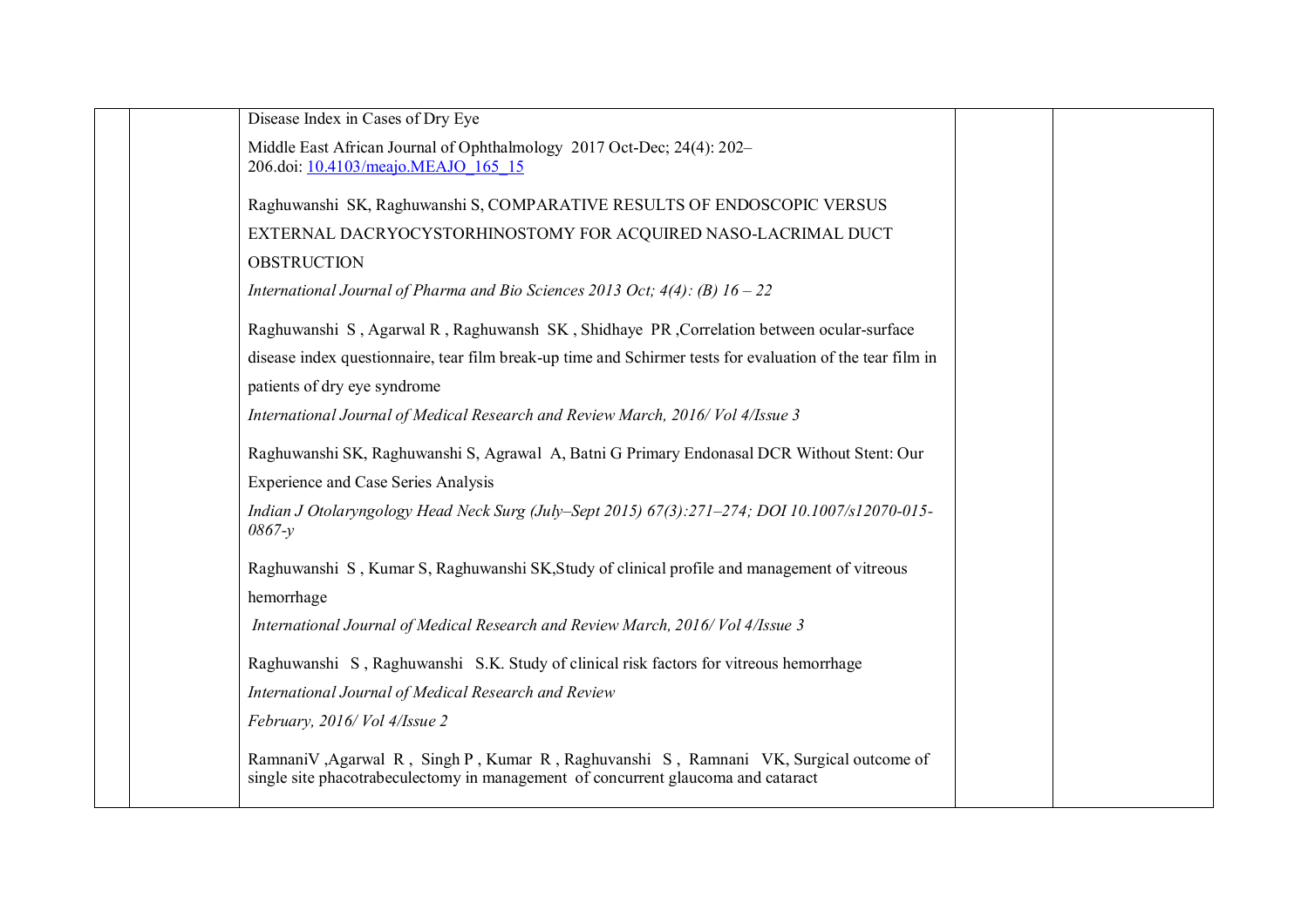| | | | | |
|---|---|---|---|---|
| | | Disease Index in Cases of Dry Eye<br><br>Middle East African Journal of Ophthalmology 2017 Oct-Dec; 24(4): 202–206.doi: 10.4103/meajo.MEAJO_165_15<br><br>Raghuwanshi SK, Raghuwanshi S, COMPARATIVE RESULTS OF ENDOSCOPIC VERSUS EXTERNAL DACRYOCYSTORHINOSTOMY FOR ACQUIRED NASO-LACRIMAL DUCT OBSTRUCTION<br>*International Journal of Pharma and Bio Sciences 2013 Oct; 4(4): (B) 16 – 22*<br><br>Raghuwanshi S , Agarwal R , Raghuwansh SK , Shidhaye PR ,Correlation between ocular-surface disease index questionnaire, tear film break-up time and Schirmer tests for evaluation of the tear film in patients of dry eye syndrome<br>*International Journal of Medical Research and Review March, 2016/ Vol 4/Issue 3*<br><br>Raghuwanshi SK, Raghuwanshi S, Agrawal A, Batni G Primary Endonasal DCR Without Stent: Our Experience and Case Series Analysis<br>*Indian J Otolaryngology Head Neck Surg (July–Sept 2015) 67(3):271–274; DOI 10.1007/s12070-015-0867-y*<br><br>Raghuwanshi S , Kumar S, Raghuwanshi SK,Study of clinical profile and management of vitreous hemorrhage<br>*International Journal of Medical Research and Review March, 2016/ Vol 4/Issue 3*<br><br>Raghuwanshi S , Raghuwanshi S.K. Study of clinical risk factors for vitreous hemorrhage<br>*International Journal of Medical Research and Review*<br>*February, 2016/ Vol 4/Issue 2*<br><br>RamnaniV ,Agarwal R , Singh P , Kumar R , Raghuvanshi S , Ramnani VK, Surgical outcome of single site phacotrabeculectomy in management of concurrent glaucoma and cataract | | |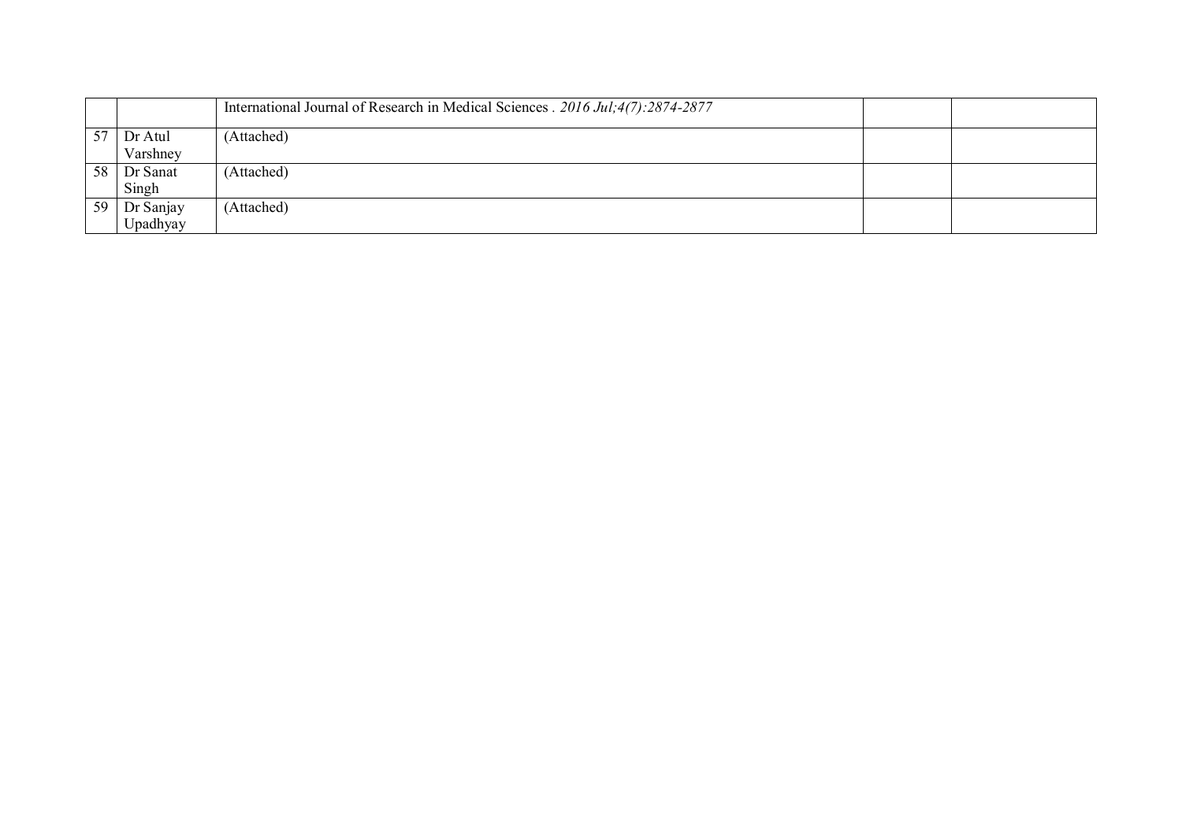| | | | | |
|---|---|---|---|---|
| | | International Journal of Research in Medical Sciences . *2016 Jul;4(7):2874-2877* | | |
| 57 | Dr Atul Varshney | (Attached) | | |
| 58 | Dr Sanat Singh | (Attached) | | |
| 59 | Dr Sanjay Upadhyay | (Attached) | | |